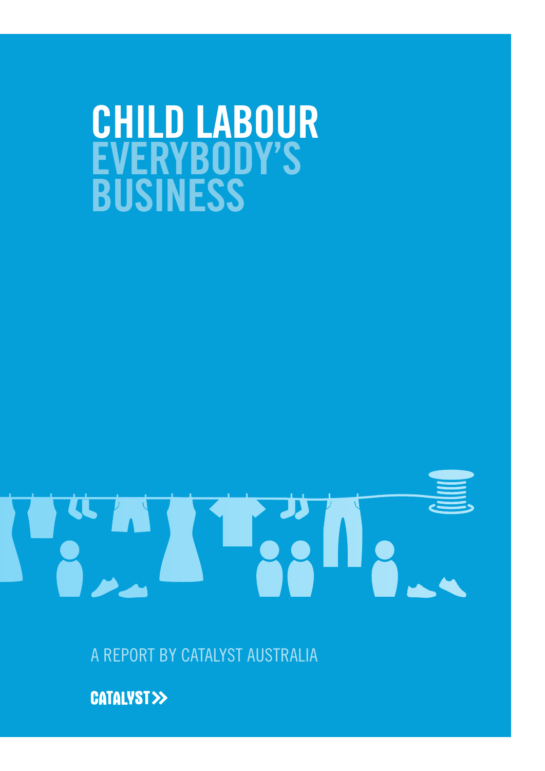# CHILD LABOUR EVERYBODY'S BUSINESS

A REPORT BY CATALYST AUSTRALIA

CATALYST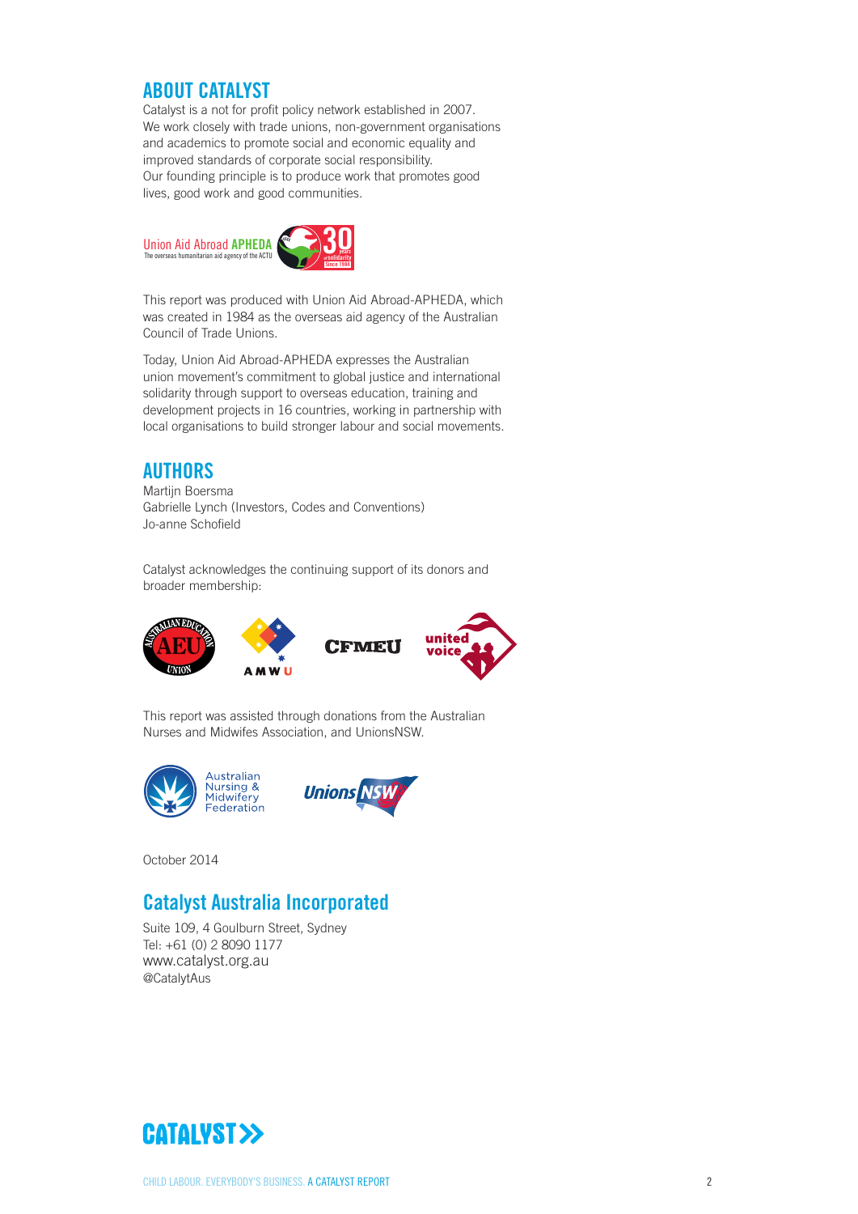## ABOUT CATALYST

Catalyst is a not for profit policy network established in 2007. We work closely with trade unions, non-government organisations and academics to promote social and economic equality and improved standards of corporate social responsibility. Our founding principle is to produce work that promotes good lives, good work and good communities.

Union Aid Abroad APHEDA
The overseas humanitarian aid agency of the ACTU

This report was produced with Union Aid Abroad-APHEDA, which was created in 1984 as the overseas aid agency of the Australian Council of Trade Unions.

Today, Union Aid Abroad-APHEDA expresses the Australian union movement's commitment to global justice and international solidarity through support to overseas education, training and development projects in 16 countries, working in partnership with local organisations to build stronger labour and social movements.

## AUTHORS

Martijn Boersma
Gabrielle Lynch (Investors, Codes and Conventions)
Jo-anne Schofield

Catalyst acknowledges the continuing support of its donors and broader membership:

This report was assisted through donations from the Australian Nurses and Midwifes Association, and UnionsNSW.

October 2014

## Catalyst Australia Incorporated

Suite 109, 4 Goulburn Street, Sydney
Tel: +61 (0) 2 8090 1177
www.catalyst.org.au
@CatalytAus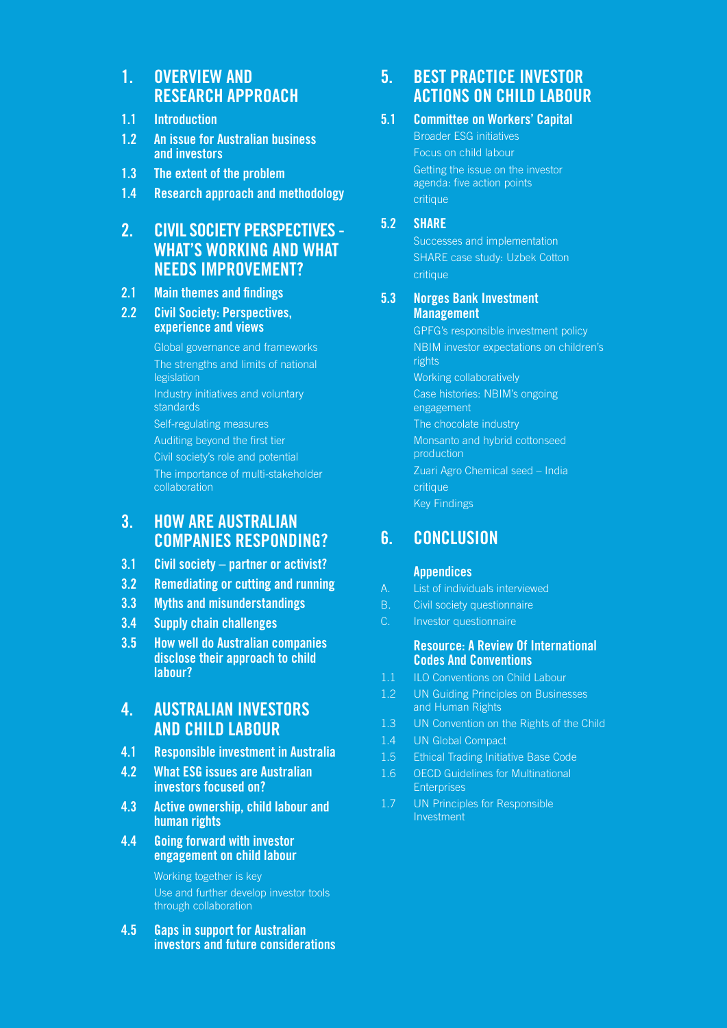## 1. OVERVIEW AND RESEARCH APPROACH

**1.1 Introduction**

**1.2 An issue for Australian business and investors**

**1.3 The extent of the problem**

**1.4 Research approach and methodology**

## 2. CIVIL SOCIETY PERSPECTIVES - WHAT'S WORKING AND WHAT NEEDS IMPROVEMENT?

**2.1 Main themes and findings**

**2.2 Civil Society: Perspectives, experience and views**

Global governance and frameworks

The strengths and limits of national legislation

Industry initiatives and voluntary standards

Self-regulating measures

Auditing beyond the first tier

Civil society's role and potential

The importance of multi-stakeholder collaboration

## 3. HOW ARE AUSTRALIAN COMPANIES RESPONDING?

**3.1 Civil society – partner or activist?**

**3.2 Remediating or cutting and running**

**3.3 Myths and misunderstandings**

**3.4 Supply chain challenges**

**3.5 How well do Australian companies disclose their approach to child labour?**

## 4. AUSTRALIAN INVESTORS AND CHILD LABOUR

**4.1 Responsible investment in Australia**

**4.2 What ESG issues are Australian investors focused on?**

**4.3 Active ownership, child labour and human rights**

**4.4 Going forward with investor engagement on child labour**

Working together is key

Use and further develop investor tools through collaboration

**4.5 Gaps in support for Australian investors and future considerations**

## 5. BEST PRACTICE INVESTOR ACTIONS ON CHILD LABOUR

**5.1 Committee on Workers' Capital**

Broader ESG initiatives

Focus on child labour

Getting the issue on the investor agenda: five action points

critique

**5.2 SHARE**

Successes and implementation

SHARE case study: Uzbek Cotton

critique

**5.3 Norges Bank Investment Management**

GPFG's responsible investment policy

NBIM investor expectations on children's rights

Working collaboratively

Case histories: NBIM's ongoing engagement

The chocolate industry

Monsanto and hybrid cottonseed production

Zuari Agro Chemical seed – India

critique

Key Findings

## 6. CONCLUSION

**Appendices**

A. List of individuals interviewed

B. Civil society questionnaire

C. Investor questionnaire

**Resource: A Review Of International Codes And Conventions**

1.1 ILO Conventions on Child Labour

1.2 UN Guiding Principles on Businesses and Human Rights

1.3 UN Convention on the Rights of the Child

1.4 UN Global Compact

1.5 Ethical Trading Initiative Base Code

1.6 OECD Guidelines for Multinational Enterprises

1.7 UN Principles for Responsible Investment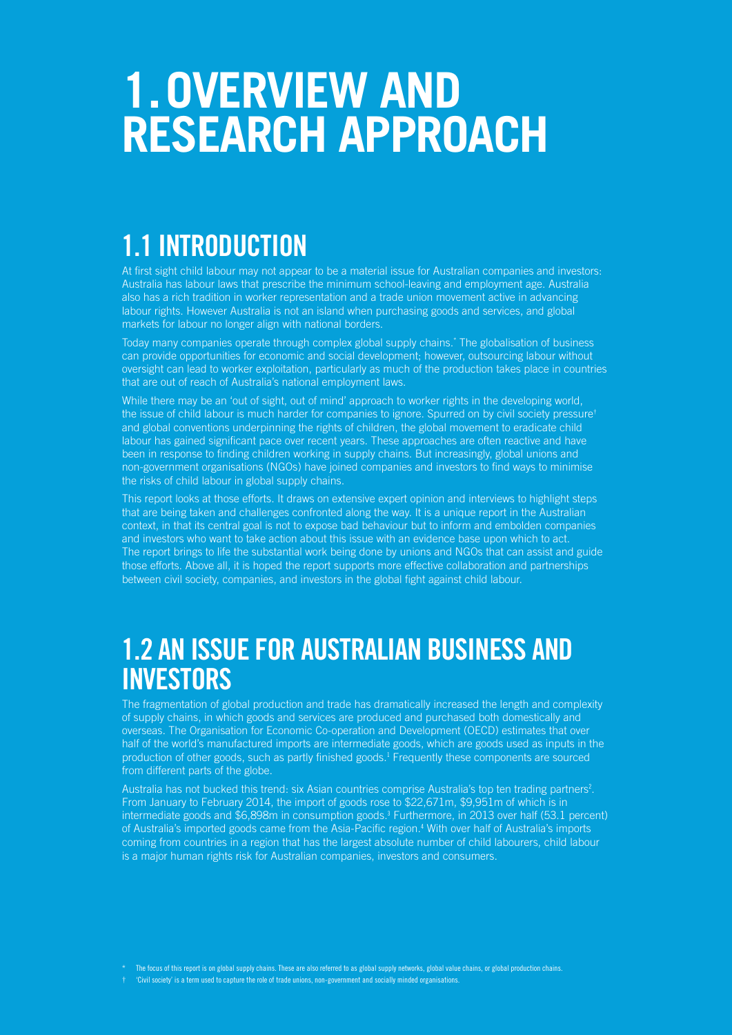# 1. OVERVIEW AND RESEARCH APPROACH

## 1.1 INTRODUCTION

At first sight child labour may not appear to be a material issue for Australian companies and investors: Australia has labour laws that prescribe the minimum school-leaving and employment age. Australia also has a rich tradition in worker representation and a trade union movement active in advancing labour rights. However Australia is not an island when purchasing goods and services, and global markets for labour no longer align with national borders.

Today many companies operate through complex global supply chains.* The globalisation of business can provide opportunities for economic and social development; however, outsourcing labour without oversight can lead to worker exploitation, particularly as much of the production takes place in countries that are out of reach of Australia's national employment laws.

While there may be an 'out of sight, out of mind' approach to worker rights in the developing world, the issue of child labour is much harder for companies to ignore. Spurred on by civil society pressure† and global conventions underpinning the rights of children, the global movement to eradicate child labour has gained significant pace over recent years. These approaches are often reactive and have been in response to finding children working in supply chains. But increasingly, global unions and non-government organisations (NGOs) have joined companies and investors to find ways to minimise the risks of child labour in global supply chains.

This report looks at those efforts. It draws on extensive expert opinion and interviews to highlight steps that are being taken and challenges confronted along the way. It is a unique report in the Australian context, in that its central goal is not to expose bad behaviour but to inform and embolden companies and investors who want to take action about this issue with an evidence base upon which to act. The report brings to life the substantial work being done by unions and NGOs that can assist and guide those efforts. Above all, it is hoped the report supports more effective collaboration and partnerships between civil society, companies, and investors in the global fight against child labour.

## 1.2 AN ISSUE FOR AUSTRALIAN BUSINESS AND INVESTORS

The fragmentation of global production and trade has dramatically increased the length and complexity of supply chains, in which goods and services are produced and purchased both domestically and overseas. The Organisation for Economic Co-operation and Development (OECD) estimates that over half of the world's manufactured imports are intermediate goods, which are goods used as inputs in the production of other goods, such as partly finished goods.[1] Frequently these components are sourced from different parts of the globe.

Australia has not bucked this trend: six Asian countries comprise Australia's top ten trading partners[2]. From January to February 2014, the import of goods rose to $22,671m, $9,951m of which is in intermediate goods and $6,898m in consumption goods.[3] Furthermore, in 2013 over half (53.1 percent) of Australia's imported goods came from the Asia-Pacific region.[4] With over half of Australia's imports coming from countries in a region that has the largest absolute number of child labourers, child labour is a major human rights risk for Australian companies, investors and consumers.

\* The focus of this report is on global supply chains. These are also referred to as global supply networks, global value chains, or global production chains.

† 'Civil society' is a term used to capture the role of trade unions, non-government and socially minded organisations.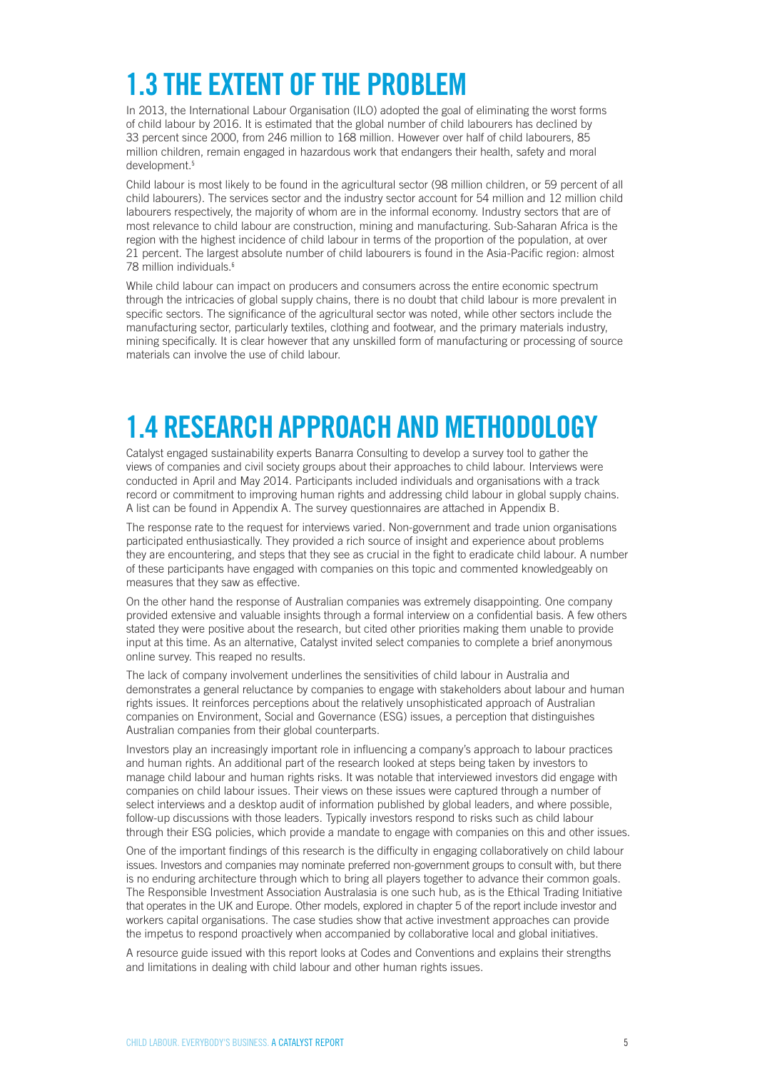# 1.3 THE EXTENT OF THE PROBLEM

In 2013, the International Labour Organisation (ILO) adopted the goal of eliminating the worst forms of child labour by 2016. It is estimated that the global number of child labourers has declined by 33 percent since 2000, from 246 million to 168 million. However over half of child labourers, 85 million children, remain engaged in hazardous work that endangers their health, safety and moral development.[5]

Child labour is most likely to be found in the agricultural sector (98 million children, or 59 percent of all child labourers). The services sector and the industry sector account for 54 million and 12 million child labourers respectively, the majority of whom are in the informal economy. Industry sectors that are of most relevance to child labour are construction, mining and manufacturing. Sub-Saharan Africa is the region with the highest incidence of child labour in terms of the proportion of the population, at over 21 percent. The largest absolute number of child labourers is found in the Asia-Pacific region: almost 78 million individuals.[6]

While child labour can impact on producers and consumers across the entire economic spectrum through the intricacies of global supply chains, there is no doubt that child labour is more prevalent in specific sectors. The significance of the agricultural sector was noted, while other sectors include the manufacturing sector, particularly textiles, clothing and footwear, and the primary materials industry, mining specifically. It is clear however that any unskilled form of manufacturing or processing of source materials can involve the use of child labour.

# 1.4 RESEARCH APPROACH AND METHODOLOGY

Catalyst engaged sustainability experts Banarra Consulting to develop a survey tool to gather the views of companies and civil society groups about their approaches to child labour. Interviews were conducted in April and May 2014. Participants included individuals and organisations with a track record or commitment to improving human rights and addressing child labour in global supply chains. A list can be found in Appendix A. The survey questionnaires are attached in Appendix B.

The response rate to the request for interviews varied. Non-government and trade union organisations participated enthusiastically. They provided a rich source of insight and experience about problems they are encountering, and steps that they see as crucial in the fight to eradicate child labour. A number of these participants have engaged with companies on this topic and commented knowledgeably on measures that they saw as effective.

On the other hand the response of Australian companies was extremely disappointing. One company provided extensive and valuable insights through a formal interview on a confidential basis. A few others stated they were positive about the research, but cited other priorities making them unable to provide input at this time. As an alternative, Catalyst invited select companies to complete a brief anonymous online survey. This reaped no results.

The lack of company involvement underlines the sensitivities of child labour in Australia and demonstrates a general reluctance by companies to engage with stakeholders about labour and human rights issues. It reinforces perceptions about the relatively unsophisticated approach of Australian companies on Environment, Social and Governance (ESG) issues, a perception that distinguishes Australian companies from their global counterparts.

Investors play an increasingly important role in influencing a company's approach to labour practices and human rights. An additional part of the research looked at steps being taken by investors to manage child labour and human rights risks. It was notable that interviewed investors did engage with companies on child labour issues. Their views on these issues were captured through a number of select interviews and a desktop audit of information published by global leaders, and where possible, follow-up discussions with those leaders. Typically investors respond to risks such as child labour through their ESG policies, which provide a mandate to engage with companies on this and other issues.

One of the important findings of this research is the difficulty in engaging collaboratively on child labour issues. Investors and companies may nominate preferred non-government groups to consult with, but there is no enduring architecture through which to bring all players together to advance their common goals. The Responsible Investment Association Australasia is one such hub, as is the Ethical Trading Initiative that operates in the UK and Europe. Other models, explored in chapter 5 of the report include investor and workers capital organisations. The case studies show that active investment approaches can provide the impetus to respond proactively when accompanied by collaborative local and global initiatives.

A resource guide issued with this report looks at Codes and Conventions and explains their strengths and limitations in dealing with child labour and other human rights issues.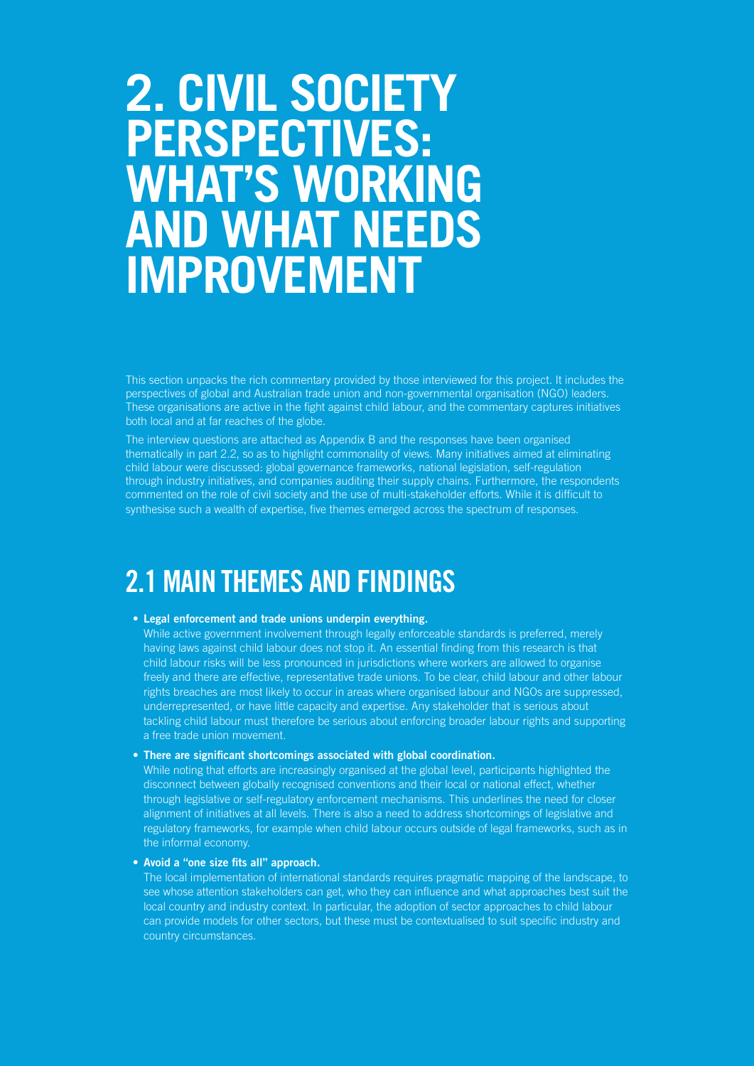# 2. CIVIL SOCIETY PERSPECTIVES: WHAT'S WORKING AND WHAT NEEDS IMPROVEMENT

This section unpacks the rich commentary provided by those interviewed for this project. It includes the perspectives of global and Australian trade union and non-governmental organisation (NGO) leaders. These organisations are active in the fight against child labour, and the commentary captures initiatives both local and at far reaches of the globe.

The interview questions are attached as Appendix B and the responses have been organised thematically in part 2.2, so as to highlight commonality of views. Many initiatives aimed at eliminating child labour were discussed: global governance frameworks, national legislation, self-regulation through industry initiatives, and companies auditing their supply chains. Furthermore, the respondents commented on the role of civil society and the use of multi-stakeholder efforts. While it is difficult to synthesise such a wealth of expertise, five themes emerged across the spectrum of responses.

## 2.1 MAIN THEMES AND FINDINGS

- **Legal enforcement and trade unions underpin everything.**
  While active government involvement through legally enforceable standards is preferred, merely having laws against child labour does not stop it. An essential finding from this research is that child labour risks will be less pronounced in jurisdictions where workers are allowed to organise freely and there are effective, representative trade unions. To be clear, child labour and other labour rights breaches are most likely to occur in areas where organised labour and NGOs are suppressed, underrepresented, or have little capacity and expertise. Any stakeholder that is serious about tackling child labour must therefore be serious about enforcing broader labour rights and supporting a free trade union movement.

- **There are significant shortcomings associated with global coordination.**
  While noting that efforts are increasingly organised at the global level, participants highlighted the disconnect between globally recognised conventions and their local or national effect, whether through legislative or self-regulatory enforcement mechanisms. This underlines the need for closer alignment of initiatives at all levels. There is also a need to address shortcomings of legislative and regulatory frameworks, for example when child labour occurs outside of legal frameworks, such as in the informal economy.

- **Avoid a "one size fits all" approach.**
  The local implementation of international standards requires pragmatic mapping of the landscape, to see whose attention stakeholders can get, who they can influence and what approaches best suit the local country and industry context. In particular, the adoption of sector approaches to child labour can provide models for other sectors, but these must be contextualised to suit specific industry and country circumstances.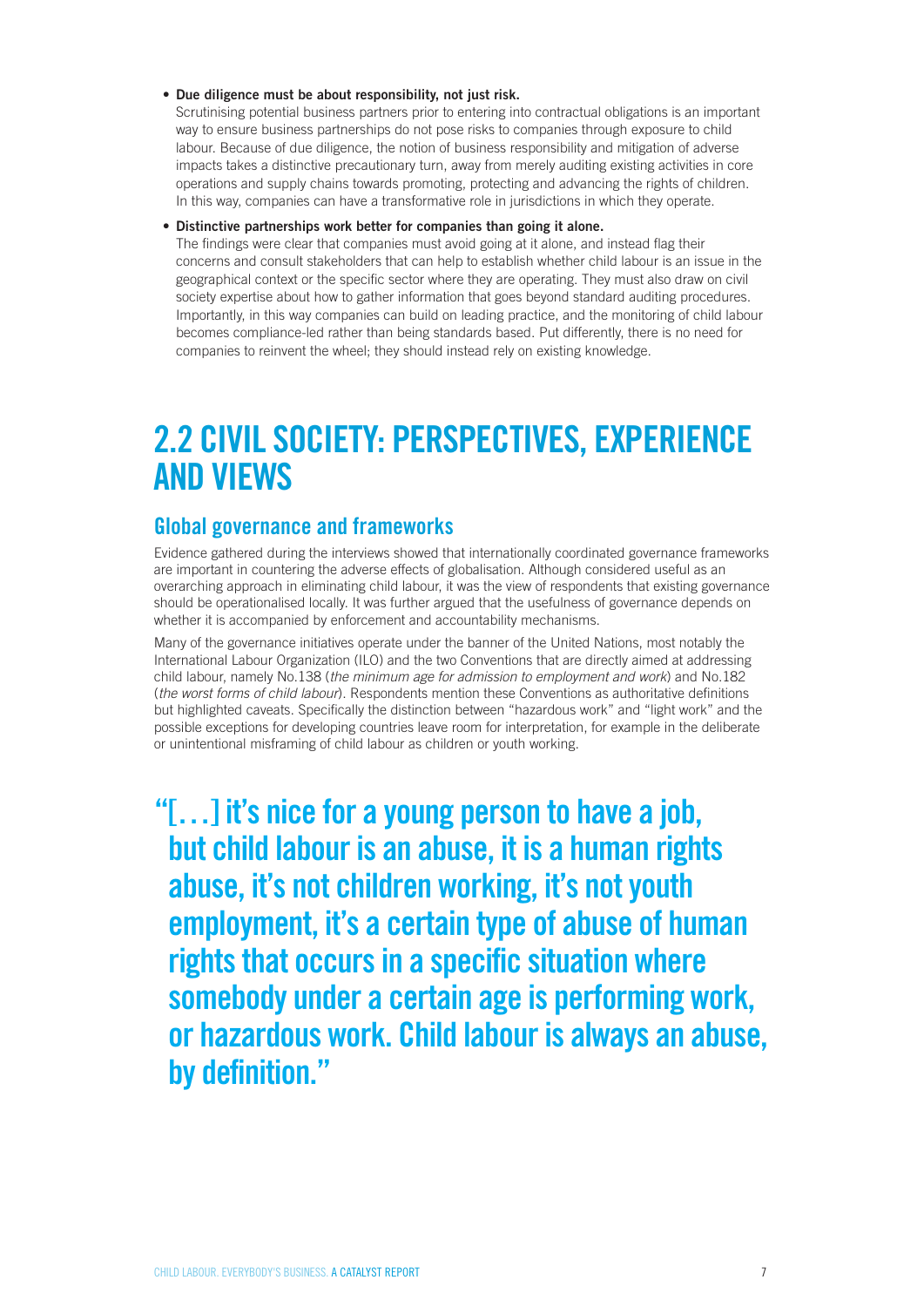- **Due diligence must be about responsibility, not just risk.**
  Scrutinising potential business partners prior to entering into contractual obligations is an important way to ensure business partnerships do not pose risks to companies through exposure to child labour. Because of due diligence, the notion of business responsibility and mitigation of adverse impacts takes a distinctive precautionary turn, away from merely auditing existing activities in core operations and supply chains towards promoting, protecting and advancing the rights of children. In this way, companies can have a transformative role in jurisdictions in which they operate.

- **Distinctive partnerships work better for companies than going it alone.**
  The findings were clear that companies must avoid going at it alone, and instead flag their concerns and consult stakeholders that can help to establish whether child labour is an issue in the geographical context or the specific sector where they are operating. They must also draw on civil society expertise about how to gather information that goes beyond standard auditing procedures. Importantly, in this way companies can build on leading practice, and the monitoring of child labour becomes compliance-led rather than being standards based. Put differently, there is no need for companies to reinvent the wheel; they should instead rely on existing knowledge.

# 2.2 CIVIL SOCIETY: PERSPECTIVES, EXPERIENCE AND VIEWS

## Global governance and frameworks

Evidence gathered during the interviews showed that internationally coordinated governance frameworks are important in countering the adverse effects of globalisation. Although considered useful as an overarching approach in eliminating child labour, it was the view of respondents that existing governance should be operationalised locally. It was further argued that the usefulness of governance depends on whether it is accompanied by enforcement and accountability mechanisms.

Many of the governance initiatives operate under the banner of the United Nations, most notably the International Labour Organization (ILO) and the two Conventions that are directly aimed at addressing child labour, namely No.138 (*the minimum age for admission to employment and work*) and No.182 (*the worst forms of child labour*). Respondents mention these Conventions as authoritative definitions but highlighted caveats. Specifically the distinction between "hazardous work" and "light work" and the possible exceptions for developing countries leave room for interpretation, for example in the deliberate or unintentional misframing of child labour as children or youth working.

> **"[…] it's nice for a young person to have a job, but child labour is an abuse, it is a human rights abuse, it's not children working, it's not youth employment, it's a certain type of abuse of human rights that occurs in a specific situation where somebody under a certain age is performing work, or hazardous work. Child labour is always an abuse, by definition."**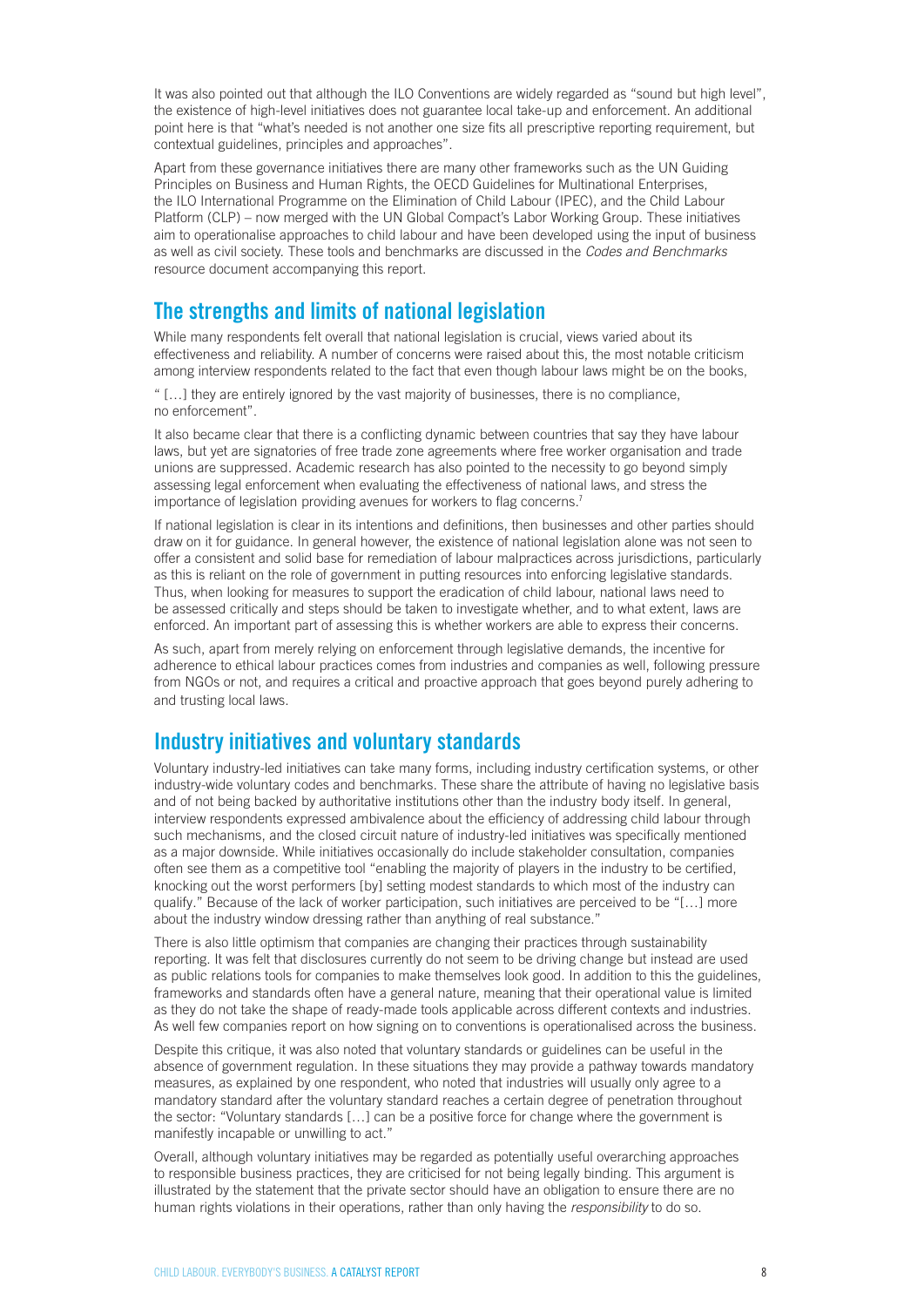It was also pointed out that although the ILO Conventions are widely regarded as "sound but high level", the existence of high-level initiatives does not guarantee local take-up and enforcement. An additional point here is that "what's needed is not another one size fits all prescriptive reporting requirement, but contextual guidelines, principles and approaches".

Apart from these governance initiatives there are many other frameworks such as the UN Guiding Principles on Business and Human Rights, the OECD Guidelines for Multinational Enterprises, the ILO International Programme on the Elimination of Child Labour (IPEC), and the Child Labour Platform (CLP) – now merged with the UN Global Compact's Labor Working Group. These initiatives aim to operationalise approaches to child labour and have been developed using the input of business as well as civil society. These tools and benchmarks are discussed in the *Codes and Benchmarks* resource document accompanying this report.

## The strengths and limits of national legislation

While many respondents felt overall that national legislation is crucial, views varied about its effectiveness and reliability. A number of concerns were raised about this, the most notable criticism among interview respondents related to the fact that even though labour laws might be on the books,

" […] they are entirely ignored by the vast majority of businesses, there is no compliance, no enforcement".

It also became clear that there is a conflicting dynamic between countries that say they have labour laws, but yet are signatories of free trade zone agreements where free worker organisation and trade unions are suppressed. Academic research has also pointed to the necessity to go beyond simply assessing legal enforcement when evaluating the effectiveness of national laws, and stress the importance of legislation providing avenues for workers to flag concerns.[7]

If national legislation is clear in its intentions and definitions, then businesses and other parties should draw on it for guidance. In general however, the existence of national legislation alone was not seen to offer a consistent and solid base for remediation of labour malpractices across jurisdictions, particularly as this is reliant on the role of government in putting resources into enforcing legislative standards. Thus, when looking for measures to support the eradication of child labour, national laws need to be assessed critically and steps should be taken to investigate whether, and to what extent, laws are enforced. An important part of assessing this is whether workers are able to express their concerns.

As such, apart from merely relying on enforcement through legislative demands, the incentive for adherence to ethical labour practices comes from industries and companies as well, following pressure from NGOs or not, and requires a critical and proactive approach that goes beyond purely adhering to and trusting local laws.

## Industry initiatives and voluntary standards

Voluntary industry-led initiatives can take many forms, including industry certification systems, or other industry-wide voluntary codes and benchmarks. These share the attribute of having no legislative basis and of not being backed by authoritative institutions other than the industry body itself. In general, interview respondents expressed ambivalence about the efficiency of addressing child labour through such mechanisms, and the closed circuit nature of industry-led initiatives was specifically mentioned as a major downside. While initiatives occasionally do include stakeholder consultation, companies often see them as a competitive tool "enabling the majority of players in the industry to be certified, knocking out the worst performers [by] setting modest standards to which most of the industry can qualify." Because of the lack of worker participation, such initiatives are perceived to be "[…] more about the industry window dressing rather than anything of real substance."

There is also little optimism that companies are changing their practices through sustainability reporting. It was felt that disclosures currently do not seem to be driving change but instead are used as public relations tools for companies to make themselves look good. In addition to this the guidelines, frameworks and standards often have a general nature, meaning that their operational value is limited as they do not take the shape of ready-made tools applicable across different contexts and industries. As well few companies report on how signing on to conventions is operationalised across the business.

Despite this critique, it was also noted that voluntary standards or guidelines can be useful in the absence of government regulation. In these situations they may provide a pathway towards mandatory measures, as explained by one respondent, who noted that industries will usually only agree to a mandatory standard after the voluntary standard reaches a certain degree of penetration throughout the sector: "Voluntary standards […] can be a positive force for change where the government is manifestly incapable or unwilling to act."

Overall, although voluntary initiatives may be regarded as potentially useful overarching approaches to responsible business practices, they are criticised for not being legally binding. This argument is illustrated by the statement that the private sector should have an obligation to ensure there are no human rights violations in their operations, rather than only having the *responsibility* to do so.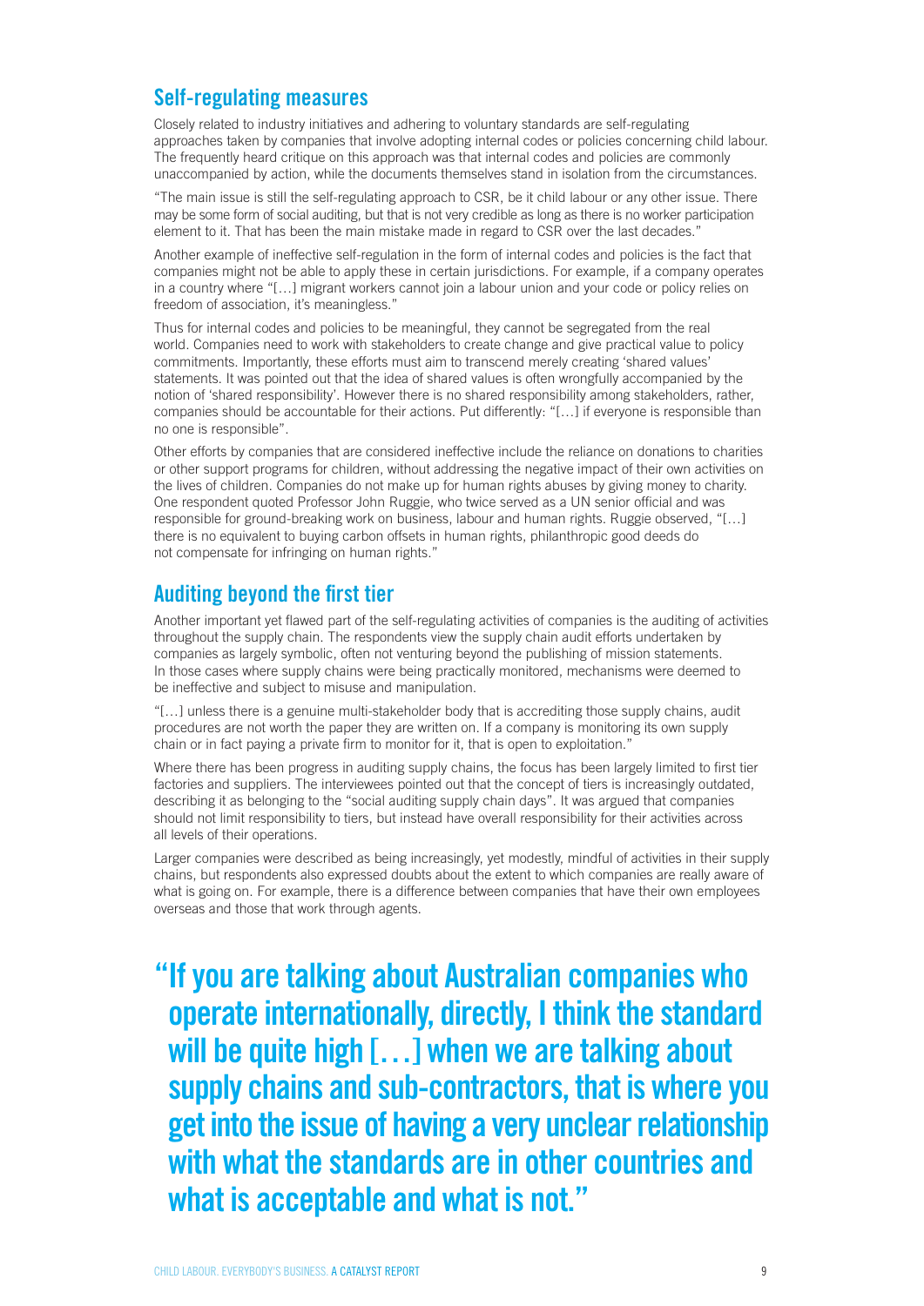## Self-regulating measures

Closely related to industry initiatives and adhering to voluntary standards are self-regulating approaches taken by companies that involve adopting internal codes or policies concerning child labour. The frequently heard critique on this approach was that internal codes and policies are commonly unaccompanied by action, while the documents themselves stand in isolation from the circumstances.

"The main issue is still the self-regulating approach to CSR, be it child labour or any other issue. There may be some form of social auditing, but that is not very credible as long as there is no worker participation element to it. That has been the main mistake made in regard to CSR over the last decades."

Another example of ineffective self-regulation in the form of internal codes and policies is the fact that companies might not be able to apply these in certain jurisdictions. For example, if a company operates in a country where "[…] migrant workers cannot join a labour union and your code or policy relies on freedom of association, it's meaningless."

Thus for internal codes and policies to be meaningful, they cannot be segregated from the real world. Companies need to work with stakeholders to create change and give practical value to policy commitments. Importantly, these efforts must aim to transcend merely creating 'shared values' statements. It was pointed out that the idea of shared values is often wrongfully accompanied by the notion of 'shared responsibility'. However there is no shared responsibility among stakeholders, rather, companies should be accountable for their actions. Put differently: "[…] if everyone is responsible than no one is responsible".

Other efforts by companies that are considered ineffective include the reliance on donations to charities or other support programs for children, without addressing the negative impact of their own activities on the lives of children. Companies do not make up for human rights abuses by giving money to charity. One respondent quoted Professor John Ruggie, who twice served as a UN senior official and was responsible for ground-breaking work on business, labour and human rights. Ruggie observed, "[…] there is no equivalent to buying carbon offsets in human rights, philanthropic good deeds do not compensate for infringing on human rights."

## Auditing beyond the first tier

Another important yet flawed part of the self-regulating activities of companies is the auditing of activities throughout the supply chain. The respondents view the supply chain audit efforts undertaken by companies as largely symbolic, often not venturing beyond the publishing of mission statements. In those cases where supply chains were being practically monitored, mechanisms were deemed to be ineffective and subject to misuse and manipulation.

"[…] unless there is a genuine multi-stakeholder body that is accrediting those supply chains, audit procedures are not worth the paper they are written on. If a company is monitoring its own supply chain or in fact paying a private firm to monitor for it, that is open to exploitation."

Where there has been progress in auditing supply chains, the focus has been largely limited to first tier factories and suppliers. The interviewees pointed out that the concept of tiers is increasingly outdated, describing it as belonging to the "social auditing supply chain days". It was argued that companies should not limit responsibility to tiers, but instead have overall responsibility for their activities across all levels of their operations.

Larger companies were described as being increasingly, yet modestly, mindful of activities in their supply chains, but respondents also expressed doubts about the extent to which companies are really aware of what is going on. For example, there is a difference between companies that have their own employees overseas and those that work through agents.

> **"If you are talking about Australian companies who operate internationally, directly, I think the standard will be quite high […] when we are talking about supply chains and sub-contractors, that is where you get into the issue of having a very unclear relationship with what the standards are in other countries and what is acceptable and what is not."**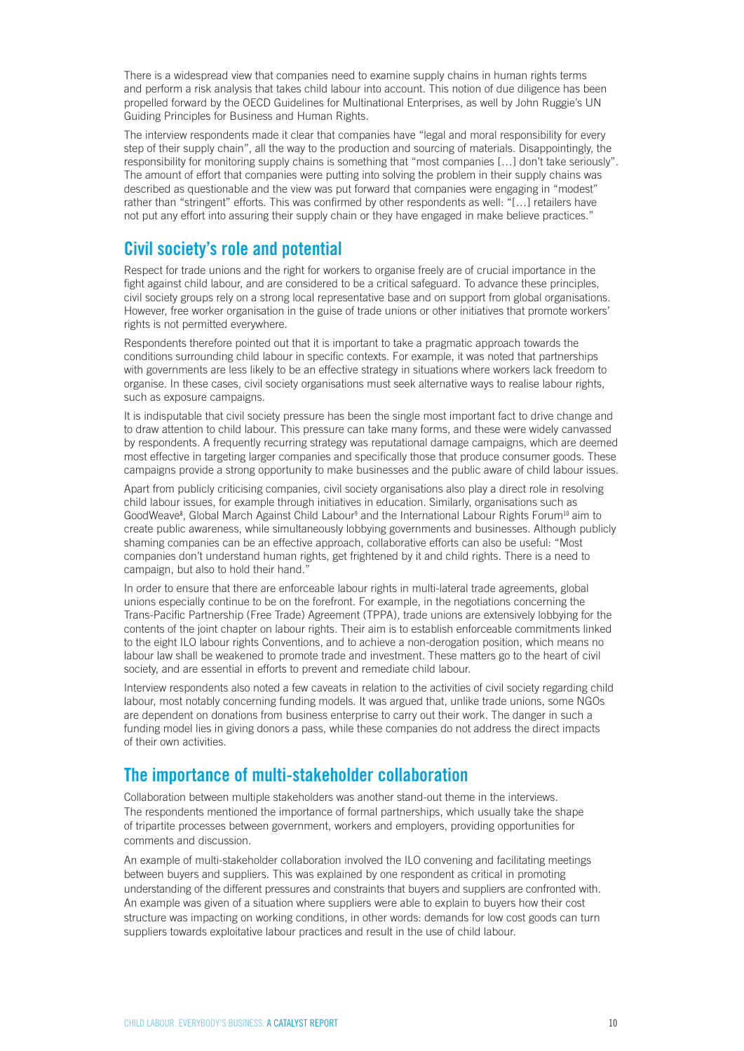There is a widespread view that companies need to examine supply chains in human rights terms and perform a risk analysis that takes child labour into account. This notion of due diligence has been propelled forward by the OECD Guidelines for Multinational Enterprises, as well by John Ruggie's UN Guiding Principles for Business and Human Rights.

The interview respondents made it clear that companies have "legal and moral responsibility for every step of their supply chain", all the way to the production and sourcing of materials. Disappointingly, the responsibility for monitoring supply chains is something that "most companies […] don't take seriously". The amount of effort that companies were putting into solving the problem in their supply chains was described as questionable and the view was put forward that companies were engaging in "modest" rather than "stringent" efforts. This was confirmed by other respondents as well: "[…] retailers have not put any effort into assuring their supply chain or they have engaged in make believe practices."

## Civil society's role and potential

Respect for trade unions and the right for workers to organise freely are of crucial importance in the fight against child labour, and are considered to be a critical safeguard. To advance these principles, civil society groups rely on a strong local representative base and on support from global organisations. However, free worker organisation in the guise of trade unions or other initiatives that promote workers' rights is not permitted everywhere.

Respondents therefore pointed out that it is important to take a pragmatic approach towards the conditions surrounding child labour in specific contexts. For example, it was noted that partnerships with governments are less likely to be an effective strategy in situations where workers lack freedom to organise. In these cases, civil society organisations must seek alternative ways to realise labour rights, such as exposure campaigns.

It is indisputable that civil society pressure has been the single most important fact to drive change and to draw attention to child labour. This pressure can take many forms, and these were widely canvassed by respondents. A frequently recurring strategy was reputational damage campaigns, which are deemed most effective in targeting larger companies and specifically those that produce consumer goods. These campaigns provide a strong opportunity to make businesses and the public aware of child labour issues.

Apart from publicly criticising companies, civil society organisations also play a direct role in resolving child labour issues, for example through initiatives in education. Similarly, organisations such as GoodWeave[8], Global March Against Child Labour[9] and the International Labour Rights Forum[10] aim to create public awareness, while simultaneously lobbying governments and businesses. Although publicly shaming companies can be an effective approach, collaborative efforts can also be useful: "Most companies don't understand human rights, get frightened by it and child rights. There is a need to campaign, but also to hold their hand."

In order to ensure that there are enforceable labour rights in multi-lateral trade agreements, global unions especially continue to be on the forefront. For example, in the negotiations concerning the Trans-Pacific Partnership (Free Trade) Agreement (TPPA), trade unions are extensively lobbying for the contents of the joint chapter on labour rights. Their aim is to establish enforceable commitments linked to the eight ILO labour rights Conventions, and to achieve a non-derogation position, which means no labour law shall be weakened to promote trade and investment. These matters go to the heart of civil society, and are essential in efforts to prevent and remediate child labour.

Interview respondents also noted a few caveats in relation to the activities of civil society regarding child labour, most notably concerning funding models. It was argued that, unlike trade unions, some NGOs are dependent on donations from business enterprise to carry out their work. The danger in such a funding model lies in giving donors a pass, while these companies do not address the direct impacts of their own activities.

## The importance of multi-stakeholder collaboration

Collaboration between multiple stakeholders was another stand-out theme in the interviews. The respondents mentioned the importance of formal partnerships, which usually take the shape of tripartite processes between government, workers and employers, providing opportunities for comments and discussion.

An example of multi-stakeholder collaboration involved the ILO convening and facilitating meetings between buyers and suppliers. This was explained by one respondent as critical in promoting understanding of the different pressures and constraints that buyers and suppliers are confronted with. An example was given of a situation where suppliers were able to explain to buyers how their cost structure was impacting on working conditions, in other words: demands for low cost goods can turn suppliers towards exploitative labour practices and result in the use of child labour.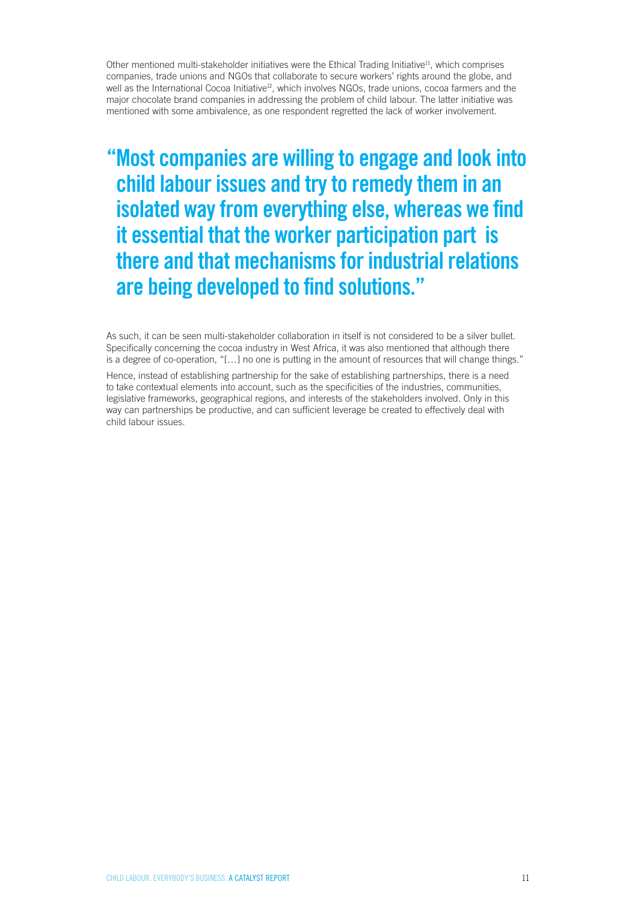Other mentioned multi-stakeholder initiatives were the Ethical Trading Initiative[11], which comprises companies, trade unions and NGOs that collaborate to secure workers' rights around the globe, and well as the International Cocoa Initiative[12], which involves NGOs, trade unions, cocoa farmers and the major chocolate brand companies in addressing the problem of child labour. The latter initiative was mentioned with some ambivalence, as one respondent regretted the lack of worker involvement.

> **"Most companies are willing to engage and look into child labour issues and try to remedy them in an isolated way from everything else, whereas we find it essential that the worker participation part is there and that mechanisms for industrial relations are being developed to find solutions."**

As such, it can be seen multi-stakeholder collaboration in itself is not considered to be a silver bullet. Specifically concerning the cocoa industry in West Africa, it was also mentioned that although there is a degree of co-operation, "[…] no one is putting in the amount of resources that will change things."

Hence, instead of establishing partnership for the sake of establishing partnerships, there is a need to take contextual elements into account, such as the specificities of the industries, communities, legislative frameworks, geographical regions, and interests of the stakeholders involved. Only in this way can partnerships be productive, and can sufficient leverage be created to effectively deal with child labour issues.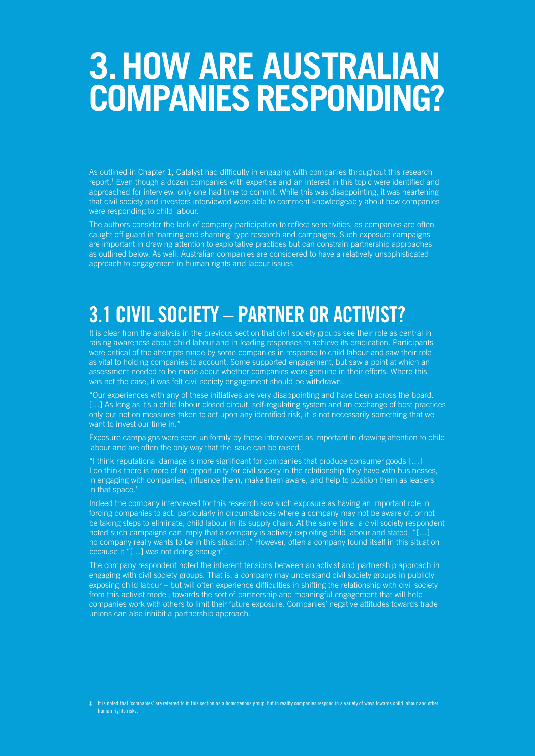# 3. HOW ARE AUSTRALIAN COMPANIES RESPONDING?

As outlined in Chapter 1, Catalyst had difficulty in engaging with companies throughout this research report.[‡] Even though a dozen companies with expertise and an interest in this topic were identified and approached for interview, only one had time to commit. While this was disappointing, it was heartening that civil society and investors interviewed were able to comment knowledgeably about how companies were responding to child labour.

The authors consider the lack of company participation to reflect sensitivities, as companies are often caught off guard in 'naming and shaming' type research and campaigns. Such exposure campaigns are important in drawing attention to exploitative practices but can constrain partnership approaches as outlined below. As well, Australian companies are considered to have a relatively unsophisticated approach to engagement in human rights and labour issues.

## 3.1 CIVIL SOCIETY – PARTNER OR ACTIVIST?

It is clear from the analysis in the previous section that civil society groups see their role as central in raising awareness about child labour and in leading responses to achieve its eradication. Participants were critical of the attempts made by some companies in response to child labour and saw their role as vital to holding companies to account. Some supported engagement, but saw a point at which an assessment needed to be made about whether companies were genuine in their efforts. Where this was not the case, it was felt civil society engagement should be withdrawn.

"Our experiences with any of these initiatives are very disappointing and have been across the board. […] As long as it's a child labour closed circuit, self-regulating system and an exchange of best practices only but not on measures taken to act upon any identified risk, it is not necessarily something that we want to invest our time in."

Exposure campaigns were seen uniformly by those interviewed as important in drawing attention to child labour and are often the only way that the issue can be raised.

"I think reputational damage is more significant for companies that produce consumer goods […] I do think there is more of an opportunity for civil society in the relationship they have with businesses, in engaging with companies, influence them, make them aware, and help to position them as leaders in that space."

Indeed the company interviewed for this research saw such exposure as having an important role in forcing companies to act, particularly in circumstances where a company may not be aware of, or not be taking steps to eliminate, child labour in its supply chain. At the same time, a civil society respondent noted such campaigns can imply that a company is actively exploiting child labour and stated, "[…] no company really wants to be in this situation." However, often a company found itself in this situation because it "[…] was not doing enough".

The company respondent noted the inherent tensions between an activist and partnership approach in engaging with civil society groups. That is, a company may understand civil society groups in publicly exposing child labour – but will often experience difficulties in shifting the relationship with civil society from this activist model, towards the sort of partnership and meaningful engagement that will help companies work with others to limit their future exposure. Companies' negative attitudes towards trade unions can also inhibit a partnership approach.

‡ It is noted that 'companies' are referred to in this section as a homogenous group, but in reality companies respond in a variety of ways towards child labour and other human rights risks.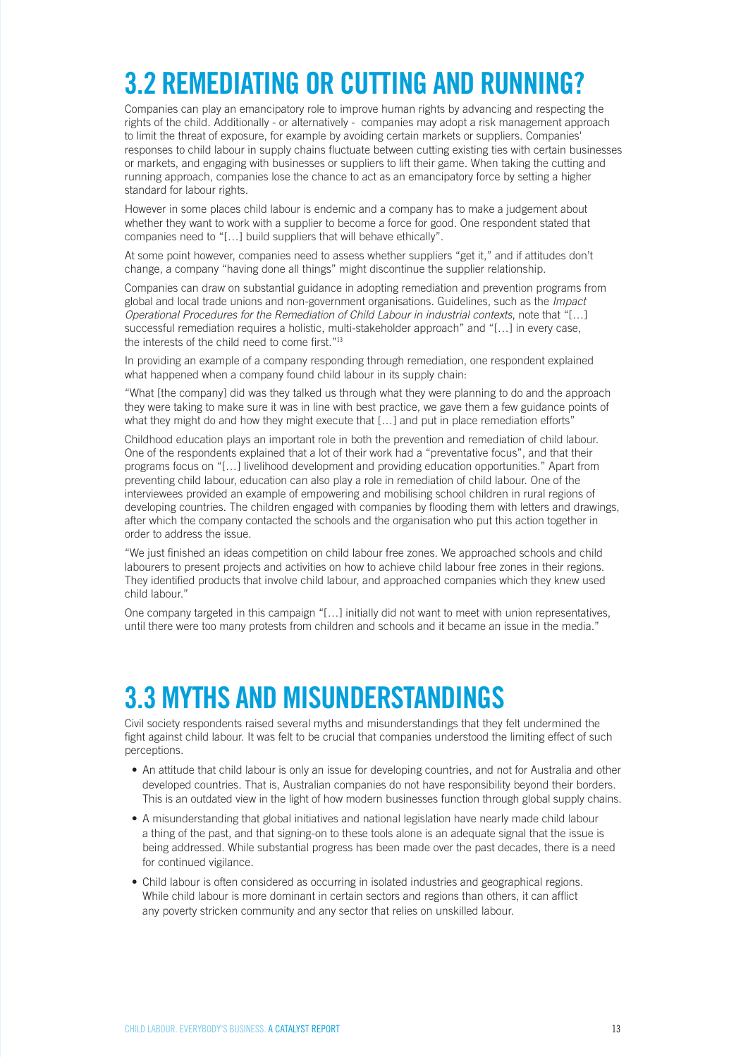## 3.2 REMEDIATING OR CUTTING AND RUNNING?

Companies can play an emancipatory role to improve human rights by advancing and respecting the rights of the child. Additionally - or alternatively - companies may adopt a risk management approach to limit the threat of exposure, for example by avoiding certain markets or suppliers. Companies' responses to child labour in supply chains fluctuate between cutting existing ties with certain businesses or markets, and engaging with businesses or suppliers to lift their game. When taking the cutting and running approach, companies lose the chance to act as an emancipatory force by setting a higher standard for labour rights.

However in some places child labour is endemic and a company has to make a judgement about whether they want to work with a supplier to become a force for good. One respondent stated that companies need to "[…] build suppliers that will behave ethically".

At some point however, companies need to assess whether suppliers "get it," and if attitudes don't change, a company "having done all things" might discontinue the supplier relationship.

Companies can draw on substantial guidance in adopting remediation and prevention programs from global and local trade unions and non-government organisations. Guidelines, such as the *Impact Operational Procedures for the Remediation of Child Labour in industrial contexts*, note that "[…] successful remediation requires a holistic, multi-stakeholder approach" and "[…] in every case, the interests of the child need to come first."[13]

In providing an example of a company responding through remediation, one respondent explained what happened when a company found child labour in its supply chain:

"What [the company] did was they talked us through what they were planning to do and the approach they were taking to make sure it was in line with best practice, we gave them a few guidance points of what they might do and how they might execute that […] and put in place remediation efforts"

Childhood education plays an important role in both the prevention and remediation of child labour. One of the respondents explained that a lot of their work had a "preventative focus", and that their programs focus on "[…] livelihood development and providing education opportunities." Apart from preventing child labour, education can also play a role in remediation of child labour. One of the interviewees provided an example of empowering and mobilising school children in rural regions of developing countries. The children engaged with companies by flooding them with letters and drawings, after which the company contacted the schools and the organisation who put this action together in order to address the issue.

"We just finished an ideas competition on child labour free zones. We approached schools and child labourers to present projects and activities on how to achieve child labour free zones in their regions. They identified products that involve child labour, and approached companies which they knew used child labour."

One company targeted in this campaign "[…] initially did not want to meet with union representatives, until there were too many protests from children and schools and it became an issue in the media."

## 3.3 MYTHS AND MISUNDERSTANDINGS

Civil society respondents raised several myths and misunderstandings that they felt undermined the fight against child labour. It was felt to be crucial that companies understood the limiting effect of such perceptions.

- An attitude that child labour is only an issue for developing countries, and not for Australia and other developed countries. That is, Australian companies do not have responsibility beyond their borders. This is an outdated view in the light of how modern businesses function through global supply chains.
- A misunderstanding that global initiatives and national legislation have nearly made child labour a thing of the past, and that signing-on to these tools alone is an adequate signal that the issue is being addressed. While substantial progress has been made over the past decades, there is a need for continued vigilance.
- Child labour is often considered as occurring in isolated industries and geographical regions. While child labour is more dominant in certain sectors and regions than others, it can afflict any poverty stricken community and any sector that relies on unskilled labour.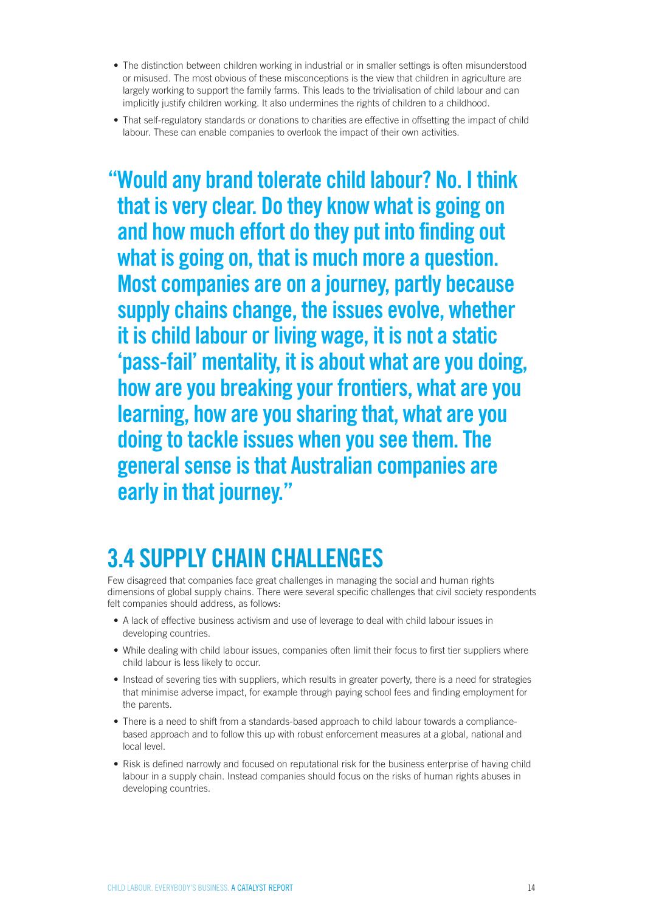- The distinction between children working in industrial or in smaller settings is often misunderstood or misused. The most obvious of these misconceptions is the view that children in agriculture are largely working to support the family farms. This leads to the trivialisation of child labour and can implicitly justify children working. It also undermines the rights of children to a childhood.
- That self-regulatory standards or donations to charities are effective in offsetting the impact of child labour. These can enable companies to overlook the impact of their own activities.

> **"Would any brand tolerate child labour? No. I think that is very clear. Do they know what is going on and how much effort do they put into finding out what is going on, that is much more a question. Most companies are on a journey, partly because supply chains change, the issues evolve, whether it is child labour or living wage, it is not a static 'pass-fail' mentality, it is about what are you doing, how are you breaking your frontiers, what are you learning, how are you sharing that, what are you doing to tackle issues when you see them. The general sense is that Australian companies are early in that journey."**

## 3.4 SUPPLY CHAIN CHALLENGES

Few disagreed that companies face great challenges in managing the social and human rights dimensions of global supply chains. There were several specific challenges that civil society respondents felt companies should address, as follows:

- A lack of effective business activism and use of leverage to deal with child labour issues in developing countries.
- While dealing with child labour issues, companies often limit their focus to first tier suppliers where child labour is less likely to occur.
- Instead of severing ties with suppliers, which results in greater poverty, there is a need for strategies that minimise adverse impact, for example through paying school fees and finding employment for the parents.
- There is a need to shift from a standards-based approach to child labour towards a compliance-based approach and to follow this up with robust enforcement measures at a global, national and local level.
- Risk is defined narrowly and focused on reputational risk for the business enterprise of having child labour in a supply chain. Instead companies should focus on the risks of human rights abuses in developing countries.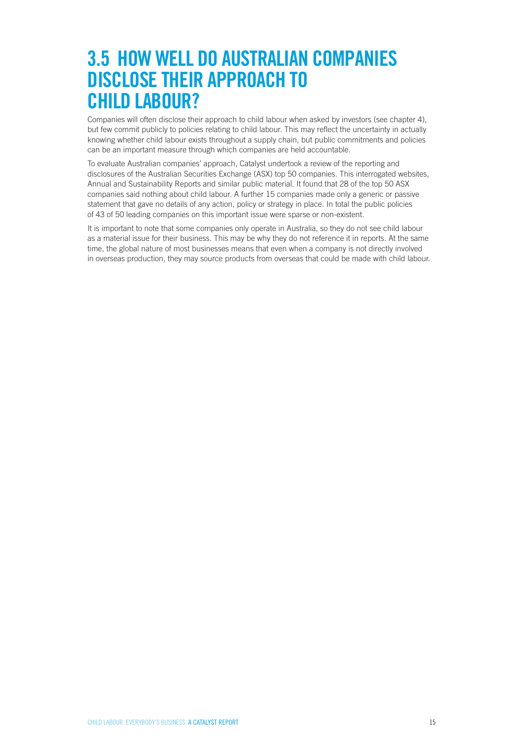## 3.5 HOW WELL DO AUSTRALIAN COMPANIES DISCLOSE THEIR APPROACH TO CHILD LABOUR?

Companies will often disclose their approach to child labour when asked by investors (see chapter 4), but few commit publicly to policies relating to child labour. This may reflect the uncertainty in actually knowing whether child labour exists throughout a supply chain, but public commitments and policies can be an important measure through which companies are held accountable.

To evaluate Australian companies' approach, Catalyst undertook a review of the reporting and disclosures of the Australian Securities Exchange (ASX) top 50 companies. This interrogated websites, Annual and Sustainability Reports and similar public material. It found that 28 of the top 50 ASX companies said nothing about child labour. A further 15 companies made only a generic or passive statement that gave no details of any action, policy or strategy in place. In total the public policies of 43 of 50 leading companies on this important issue were sparse or non-existent.

It is important to note that some companies only operate in Australia, so they do not see child labour as a material issue for their business. This may be why they do not reference it in reports. At the same time, the global nature of most businesses means that even when a company is not directly involved in overseas production, they may source products from overseas that could be made with child labour.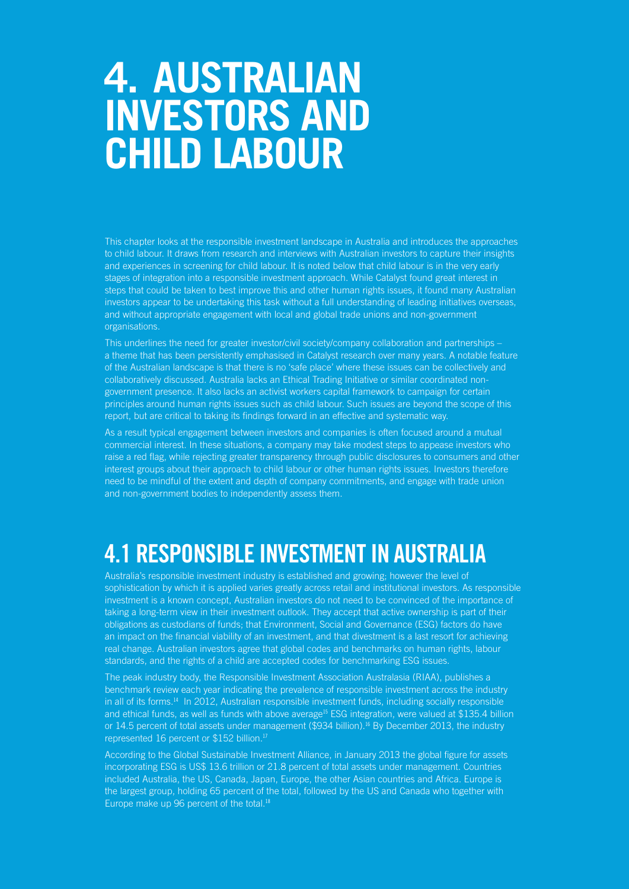# 4. AUSTRALIAN INVESTORS AND CHILD LABOUR

This chapter looks at the responsible investment landscape in Australia and introduces the approaches to child labour. It draws from research and interviews with Australian investors to capture their insights and experiences in screening for child labour. It is noted below that child labour is in the very early stages of integration into a responsible investment approach. While Catalyst found great interest in steps that could be taken to best improve this and other human rights issues, it found many Australian investors appear to be undertaking this task without a full understanding of leading initiatives overseas, and without appropriate engagement with local and global trade unions and non-government organisations.

This underlines the need for greater investor/civil society/company collaboration and partnerships – a theme that has been persistently emphasised in Catalyst research over many years. A notable feature of the Australian landscape is that there is no 'safe place' where these issues can be collectively and collaboratively discussed. Australia lacks an Ethical Trading Initiative or similar coordinated non-government presence. It also lacks an activist workers capital framework to campaign for certain principles around human rights issues such as child labour. Such issues are beyond the scope of this report, but are critical to taking its findings forward in an effective and systematic way.

As a result typical engagement between investors and companies is often focused around a mutual commercial interest. In these situations, a company may take modest steps to appease investors who raise a red flag, while rejecting greater transparency through public disclosures to consumers and other interest groups about their approach to child labour or other human rights issues. Investors therefore need to be mindful of the extent and depth of company commitments, and engage with trade union and non-government bodies to independently assess them.

## 4.1 RESPONSIBLE INVESTMENT IN AUSTRALIA

Australia's responsible investment industry is established and growing; however the level of sophistication by which it is applied varies greatly across retail and institutional investors. As responsible investment is a known concept, Australian investors do not need to be convinced of the importance of taking a long-term view in their investment outlook. They accept that active ownership is part of their obligations as custodians of funds; that Environment, Social and Governance (ESG) factors do have an impact on the financial viability of an investment, and that divestment is a last resort for achieving real change. Australian investors agree that global codes and benchmarks on human rights, labour standards, and the rights of a child are accepted codes for benchmarking ESG issues.

The peak industry body, the Responsible Investment Association Australasia (RIAA), publishes a benchmark review each year indicating the prevalence of responsible investment across the industry in all of its forms.[14] In 2012, Australian responsible investment funds, including socially responsible and ethical funds, as well as funds with above average[15] ESG integration, were valued at $135.4 billion or 14.5 percent of total assets under management ($934 billion).[16] By December 2013, the industry represented 16 percent or $152 billion.[17]

According to the Global Sustainable Investment Alliance, in January 2013 the global figure for assets incorporating ESG is US$ 13.6 trillion or 21.8 percent of total assets under management. Countries included Australia, the US, Canada, Japan, Europe, the other Asian countries and Africa. Europe is the largest group, holding 65 percent of the total, followed by the US and Canada who together with Europe make up 96 percent of the total.[18]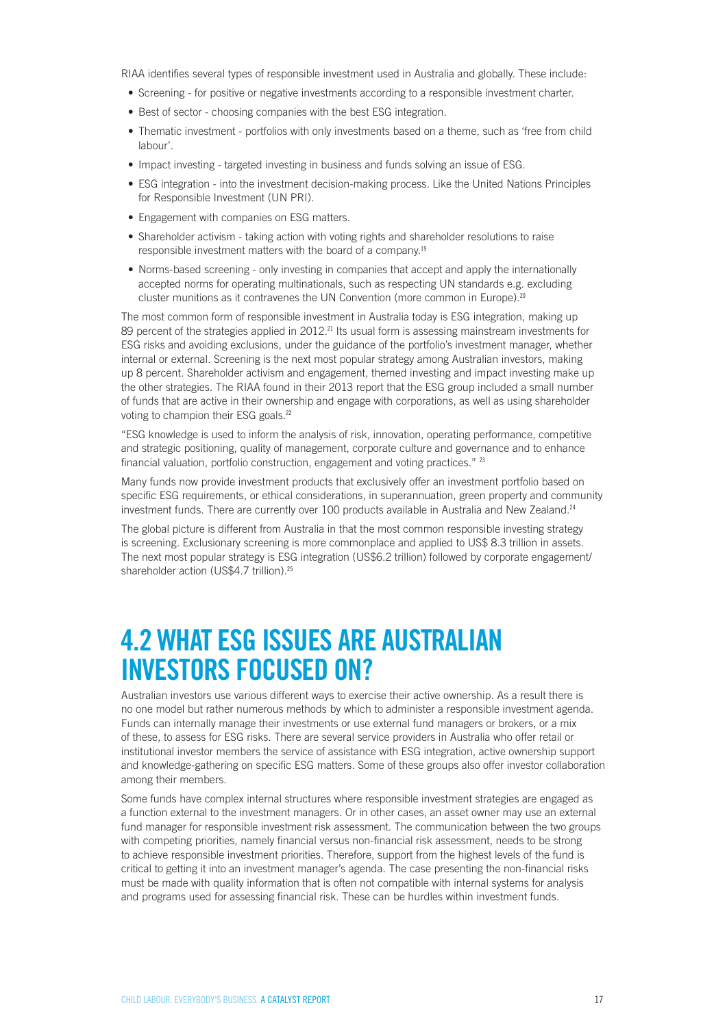RIAA identifies several types of responsible investment used in Australia and globally. These include:

- Screening - for positive or negative investments according to a responsible investment charter.
- Best of sector - choosing companies with the best ESG integration.
- Thematic investment - portfolios with only investments based on a theme, such as 'free from child labour'.
- Impact investing - targeted investing in business and funds solving an issue of ESG.
- ESG integration - into the investment decision-making process. Like the United Nations Principles for Responsible Investment (UN PRI).
- Engagement with companies on ESG matters.
- Shareholder activism - taking action with voting rights and shareholder resolutions to raise responsible investment matters with the board of a company.[19]
- Norms-based screening - only investing in companies that accept and apply the internationally accepted norms for operating multinationals, such as respecting UN standards e.g. excluding cluster munitions as it contravenes the UN Convention (more common in Europe).[20]

The most common form of responsible investment in Australia today is ESG integration, making up 89 percent of the strategies applied in 2012.[21] Its usual form is assessing mainstream investments for ESG risks and avoiding exclusions, under the guidance of the portfolio's investment manager, whether internal or external. Screening is the next most popular strategy among Australian investors, making up 8 percent. Shareholder activism and engagement, themed investing and impact investing make up the other strategies. The RIAA found in their 2013 report that the ESG group included a small number of funds that are active in their ownership and engage with corporations, as well as using shareholder voting to champion their ESG goals.[22]

"ESG knowledge is used to inform the analysis of risk, innovation, operating performance, competitive and strategic positioning, quality of management, corporate culture and governance and to enhance financial valuation, portfolio construction, engagement and voting practices." [23]

Many funds now provide investment products that exclusively offer an investment portfolio based on specific ESG requirements, or ethical considerations, in superannuation, green property and community investment funds. There are currently over 100 products available in Australia and New Zealand.[24]

The global picture is different from Australia in that the most common responsible investing strategy is screening. Exclusionary screening is more commonplace and applied to US$ 8.3 trillion in assets. The next most popular strategy is ESG integration (US$6.2 trillion) followed by corporate engagement/shareholder action (US$4.7 trillion).[25]

# 4.2 WHAT ESG ISSUES ARE AUSTRALIAN INVESTORS FOCUSED ON?

Australian investors use various different ways to exercise their active ownership. As a result there is no one model but rather numerous methods by which to administer a responsible investment agenda. Funds can internally manage their investments or use external fund managers or brokers, or a mix of these, to assess for ESG risks. There are several service providers in Australia who offer retail or institutional investor members the service of assistance with ESG integration, active ownership support and knowledge-gathering on specific ESG matters. Some of these groups also offer investor collaboration among their members.

Some funds have complex internal structures where responsible investment strategies are engaged as a function external to the investment managers. Or in other cases, an asset owner may use an external fund manager for responsible investment risk assessment. The communication between the two groups with competing priorities, namely financial versus non-financial risk assessment, needs to be strong to achieve responsible investment priorities. Therefore, support from the highest levels of the fund is critical to getting it into an investment manager's agenda. The case presenting the non-financial risks must be made with quality information that is often not compatible with internal systems for analysis and programs used for assessing financial risk. These can be hurdles within investment funds.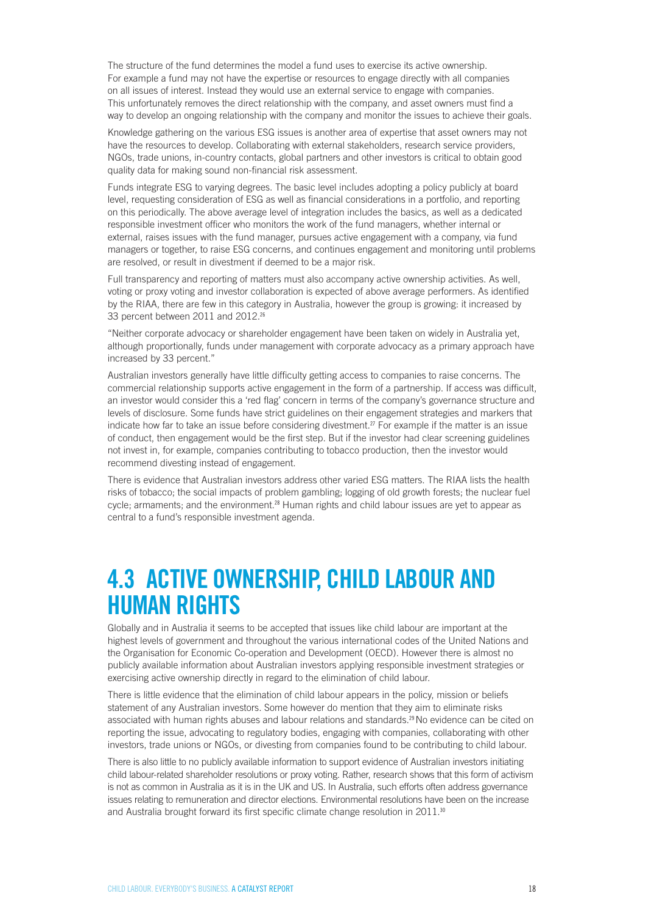The structure of the fund determines the model a fund uses to exercise its active ownership. For example a fund may not have the expertise or resources to engage directly with all companies on all issues of interest. Instead they would use an external service to engage with companies. This unfortunately removes the direct relationship with the company, and asset owners must find a way to develop an ongoing relationship with the company and monitor the issues to achieve their goals.

Knowledge gathering on the various ESG issues is another area of expertise that asset owners may not have the resources to develop. Collaborating with external stakeholders, research service providers, NGOs, trade unions, in-country contacts, global partners and other investors is critical to obtain good quality data for making sound non-financial risk assessment.

Funds integrate ESG to varying degrees. The basic level includes adopting a policy publicly at board level, requesting consideration of ESG as well as financial considerations in a portfolio, and reporting on this periodically. The above average level of integration includes the basics, as well as a dedicated responsible investment officer who monitors the work of the fund managers, whether internal or external, raises issues with the fund manager, pursues active engagement with a company, via fund managers or together, to raise ESG concerns, and continues engagement and monitoring until problems are resolved, or result in divestment if deemed to be a major risk.

Full transparency and reporting of matters must also accompany active ownership activities. As well, voting or proxy voting and investor collaboration is expected of above average performers. As identified by the RIAA, there are few in this category in Australia, however the group is growing: it increased by 33 percent between 2011 and 2012.[26]

"Neither corporate advocacy or shareholder engagement have been taken on widely in Australia yet, although proportionally, funds under management with corporate advocacy as a primary approach have increased by 33 percent."

Australian investors generally have little difficulty getting access to companies to raise concerns. The commercial relationship supports active engagement in the form of a partnership. If access was difficult, an investor would consider this a 'red flag' concern in terms of the company's governance structure and levels of disclosure. Some funds have strict guidelines on their engagement strategies and markers that indicate how far to take an issue before considering divestment.[27] For example if the matter is an issue of conduct, then engagement would be the first step. But if the investor had clear screening guidelines not invest in, for example, companies contributing to tobacco production, then the investor would recommend divesting instead of engagement.

There is evidence that Australian investors address other varied ESG matters. The RIAA lists the health risks of tobacco; the social impacts of problem gambling; logging of old growth forests; the nuclear fuel cycle; armaments; and the environment.[28] Human rights and child labour issues are yet to appear as central to a fund's responsible investment agenda.

## 4.3 ACTIVE OWNERSHIP, CHILD LABOUR AND HUMAN RIGHTS

Globally and in Australia it seems to be accepted that issues like child labour are important at the highest levels of government and throughout the various international codes of the United Nations and the Organisation for Economic Co-operation and Development (OECD). However there is almost no publicly available information about Australian investors applying responsible investment strategies or exercising active ownership directly in regard to the elimination of child labour.

There is little evidence that the elimination of child labour appears in the policy, mission or beliefs statement of any Australian investors. Some however do mention that they aim to eliminate risks associated with human rights abuses and labour relations and standards.[29] No evidence can be cited on reporting the issue, advocating to regulatory bodies, engaging with companies, collaborating with other investors, trade unions or NGOs, or divesting from companies found to be contributing to child labour.

There is also little to no publicly available information to support evidence of Australian investors initiating child labour-related shareholder resolutions or proxy voting. Rather, research shows that this form of activism is not as common in Australia as it is in the UK and US. In Australia, such efforts often address governance issues relating to remuneration and director elections. Environmental resolutions have been on the increase and Australia brought forward its first specific climate change resolution in 2011.[30]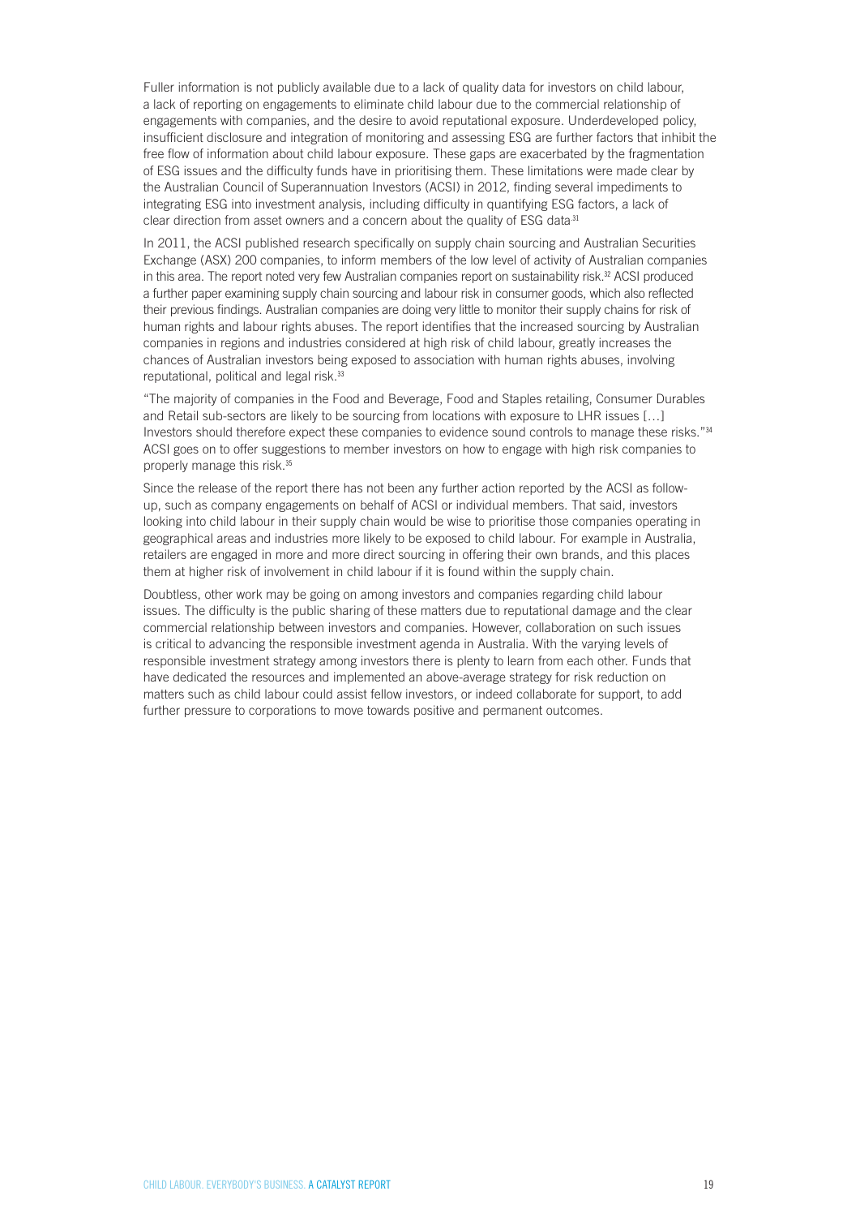Fuller information is not publicly available due to a lack of quality data for investors on child labour, a lack of reporting on engagements to eliminate child labour due to the commercial relationship of engagements with companies, and the desire to avoid reputational exposure. Underdeveloped policy, insufficient disclosure and integration of monitoring and assessing ESG are further factors that inhibit the free flow of information about child labour exposure. These gaps are exacerbated by the fragmentation of ESG issues and the difficulty funds have in prioritising them. These limitations were made clear by the Australian Council of Superannuation Investors (ACSI) in 2012, finding several impediments to integrating ESG into investment analysis, including difficulty in quantifying ESG factors, a lack of clear direction from asset owners and a concern about the quality of ESG data[31]

In 2011, the ACSI published research specifically on supply chain sourcing and Australian Securities Exchange (ASX) 200 companies, to inform members of the low level of activity of Australian companies in this area. The report noted very few Australian companies report on sustainability risk.[32] ACSI produced a further paper examining supply chain sourcing and labour risk in consumer goods, which also reflected their previous findings. Australian companies are doing very little to monitor their supply chains for risk of human rights and labour rights abuses. The report identifies that the increased sourcing by Australian companies in regions and industries considered at high risk of child labour, greatly increases the chances of Australian investors being exposed to association with human rights abuses, involving reputational, political and legal risk.[33]

"The majority of companies in the Food and Beverage, Food and Staples retailing, Consumer Durables and Retail sub-sectors are likely to be sourcing from locations with exposure to LHR issues […] Investors should therefore expect these companies to evidence sound controls to manage these risks."[34] ACSI goes on to offer suggestions to member investors on how to engage with high risk companies to properly manage this risk.[35]

Since the release of the report there has not been any further action reported by the ACSI as follow-up, such as company engagements on behalf of ACSI or individual members. That said, investors looking into child labour in their supply chain would be wise to prioritise those companies operating in geographical areas and industries more likely to be exposed to child labour. For example in Australia, retailers are engaged in more and more direct sourcing in offering their own brands, and this places them at higher risk of involvement in child labour if it is found within the supply chain.

Doubtless, other work may be going on among investors and companies regarding child labour issues. The difficulty is the public sharing of these matters due to reputational damage and the clear commercial relationship between investors and companies. However, collaboration on such issues is critical to advancing the responsible investment agenda in Australia. With the varying levels of responsible investment strategy among investors there is plenty to learn from each other. Funds that have dedicated the resources and implemented an above-average strategy for risk reduction on matters such as child labour could assist fellow investors, or indeed collaborate for support, to add further pressure to corporations to move towards positive and permanent outcomes.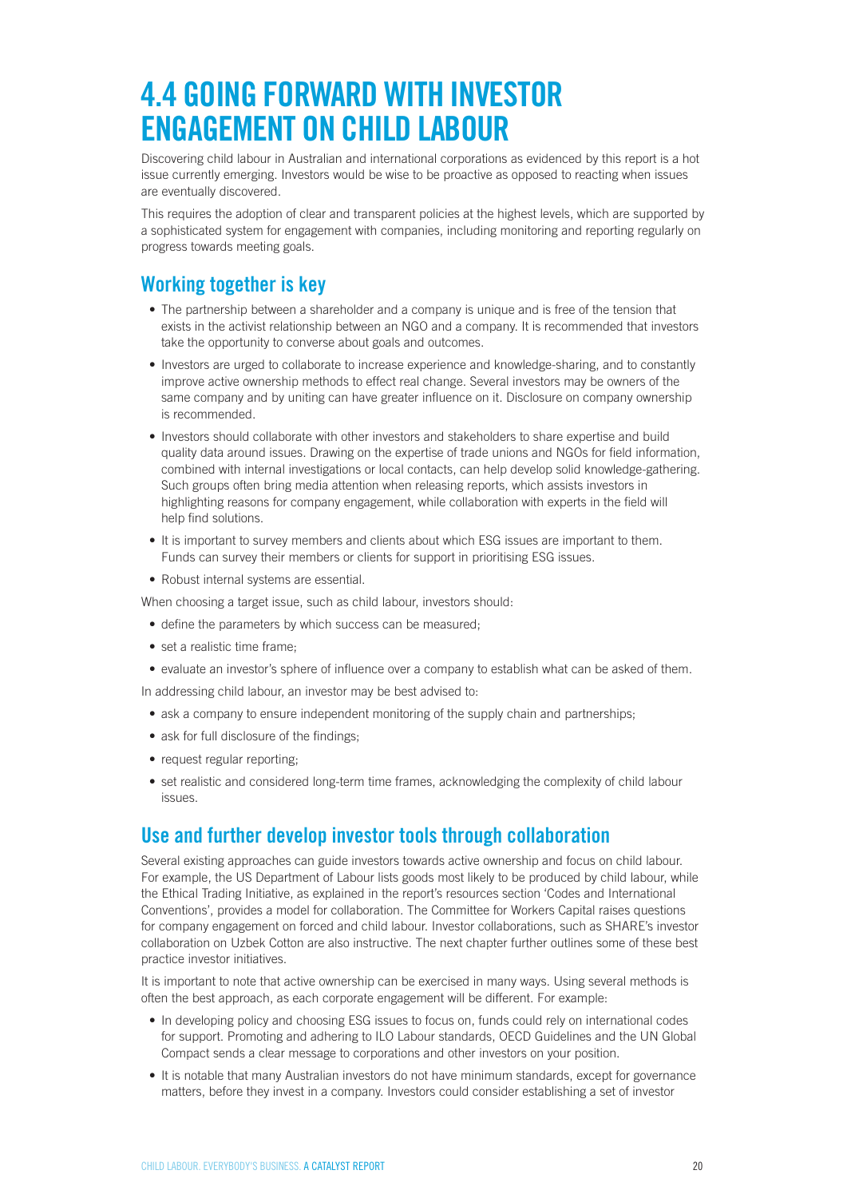# 4.4 GOING FORWARD WITH INVESTOR ENGAGEMENT ON CHILD LABOUR

Discovering child labour in Australian and international corporations as evidenced by this report is a hot issue currently emerging. Investors would be wise to be proactive as opposed to reacting when issues are eventually discovered.

This requires the adoption of clear and transparent policies at the highest levels, which are supported by a sophisticated system for engagement with companies, including monitoring and reporting regularly on progress towards meeting goals.

## Working together is key

- The partnership between a shareholder and a company is unique and is free of the tension that exists in the activist relationship between an NGO and a company. It is recommended that investors take the opportunity to converse about goals and outcomes.
- Investors are urged to collaborate to increase experience and knowledge-sharing, and to constantly improve active ownership methods to effect real change. Several investors may be owners of the same company and by uniting can have greater influence on it. Disclosure on company ownership is recommended.
- Investors should collaborate with other investors and stakeholders to share expertise and build quality data around issues. Drawing on the expertise of trade unions and NGOs for field information, combined with internal investigations or local contacts, can help develop solid knowledge-gathering. Such groups often bring media attention when releasing reports, which assists investors in highlighting reasons for company engagement, while collaboration with experts in the field will help find solutions.
- It is important to survey members and clients about which ESG issues are important to them. Funds can survey their members or clients for support in prioritising ESG issues.
- Robust internal systems are essential.

When choosing a target issue, such as child labour, investors should:

- define the parameters by which success can be measured;
- set a realistic time frame;
- evaluate an investor's sphere of influence over a company to establish what can be asked of them.

In addressing child labour, an investor may be best advised to:

- ask a company to ensure independent monitoring of the supply chain and partnerships;
- ask for full disclosure of the findings;
- request regular reporting;
- set realistic and considered long-term time frames, acknowledging the complexity of child labour issues.

## Use and further develop investor tools through collaboration

Several existing approaches can guide investors towards active ownership and focus on child labour. For example, the US Department of Labour lists goods most likely to be produced by child labour, while the Ethical Trading Initiative, as explained in the report's resources section 'Codes and International Conventions', provides a model for collaboration. The Committee for Workers Capital raises questions for company engagement on forced and child labour. Investor collaborations, such as SHARE's investor collaboration on Uzbek Cotton are also instructive. The next chapter further outlines some of these best practice investor initiatives.

It is important to note that active ownership can be exercised in many ways. Using several methods is often the best approach, as each corporate engagement will be different. For example:

- In developing policy and choosing ESG issues to focus on, funds could rely on international codes for support. Promoting and adhering to ILO Labour standards, OECD Guidelines and the UN Global Compact sends a clear message to corporations and other investors on your position.
- It is notable that many Australian investors do not have minimum standards, except for governance matters, before they invest in a company. Investors could consider establishing a set of investor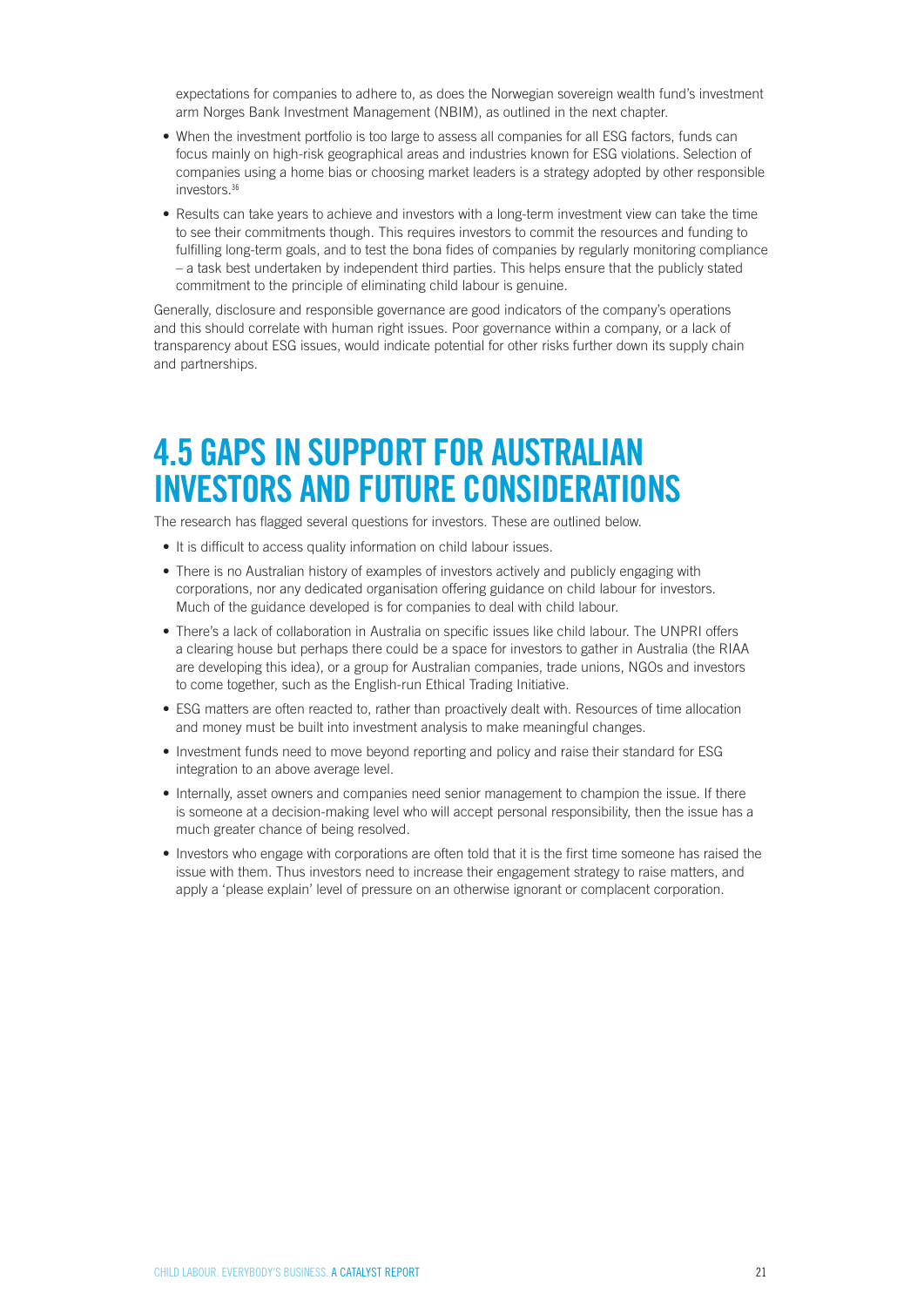expectations for companies to adhere to, as does the Norwegian sovereign wealth fund's investment arm Norges Bank Investment Management (NBIM), as outlined in the next chapter.

- When the investment portfolio is too large to assess all companies for all ESG factors, funds can focus mainly on high-risk geographical areas and industries known for ESG violations. Selection of companies using a home bias or choosing market leaders is a strategy adopted by other responsible investors.[36]
- Results can take years to achieve and investors with a long-term investment view can take the time to see their commitments though. This requires investors to commit the resources and funding to fulfilling long-term goals, and to test the bona fides of companies by regularly monitoring compliance – a task best undertaken by independent third parties. This helps ensure that the publicly stated commitment to the principle of eliminating child labour is genuine.

Generally, disclosure and responsible governance are good indicators of the company's operations and this should correlate with human right issues. Poor governance within a company, or a lack of transparency about ESG issues, would indicate potential for other risks further down its supply chain and partnerships.

# 4.5 GAPS IN SUPPORT FOR AUSTRALIAN INVESTORS AND FUTURE CONSIDERATIONS

The research has flagged several questions for investors. These are outlined below.

- It is difficult to access quality information on child labour issues.
- There is no Australian history of examples of investors actively and publicly engaging with corporations, nor any dedicated organisation offering guidance on child labour for investors. Much of the guidance developed is for companies to deal with child labour.
- There's a lack of collaboration in Australia on specific issues like child labour. The UNPRI offers a clearing house but perhaps there could be a space for investors to gather in Australia (the RIAA are developing this idea), or a group for Australian companies, trade unions, NGOs and investors to come together, such as the English-run Ethical Trading Initiative.
- ESG matters are often reacted to, rather than proactively dealt with. Resources of time allocation and money must be built into investment analysis to make meaningful changes.
- Investment funds need to move beyond reporting and policy and raise their standard for ESG integration to an above average level.
- Internally, asset owners and companies need senior management to champion the issue. If there is someone at a decision-making level who will accept personal responsibility, then the issue has a much greater chance of being resolved.
- Investors who engage with corporations are often told that it is the first time someone has raised the issue with them. Thus investors need to increase their engagement strategy to raise matters, and apply a 'please explain' level of pressure on an otherwise ignorant or complacent corporation.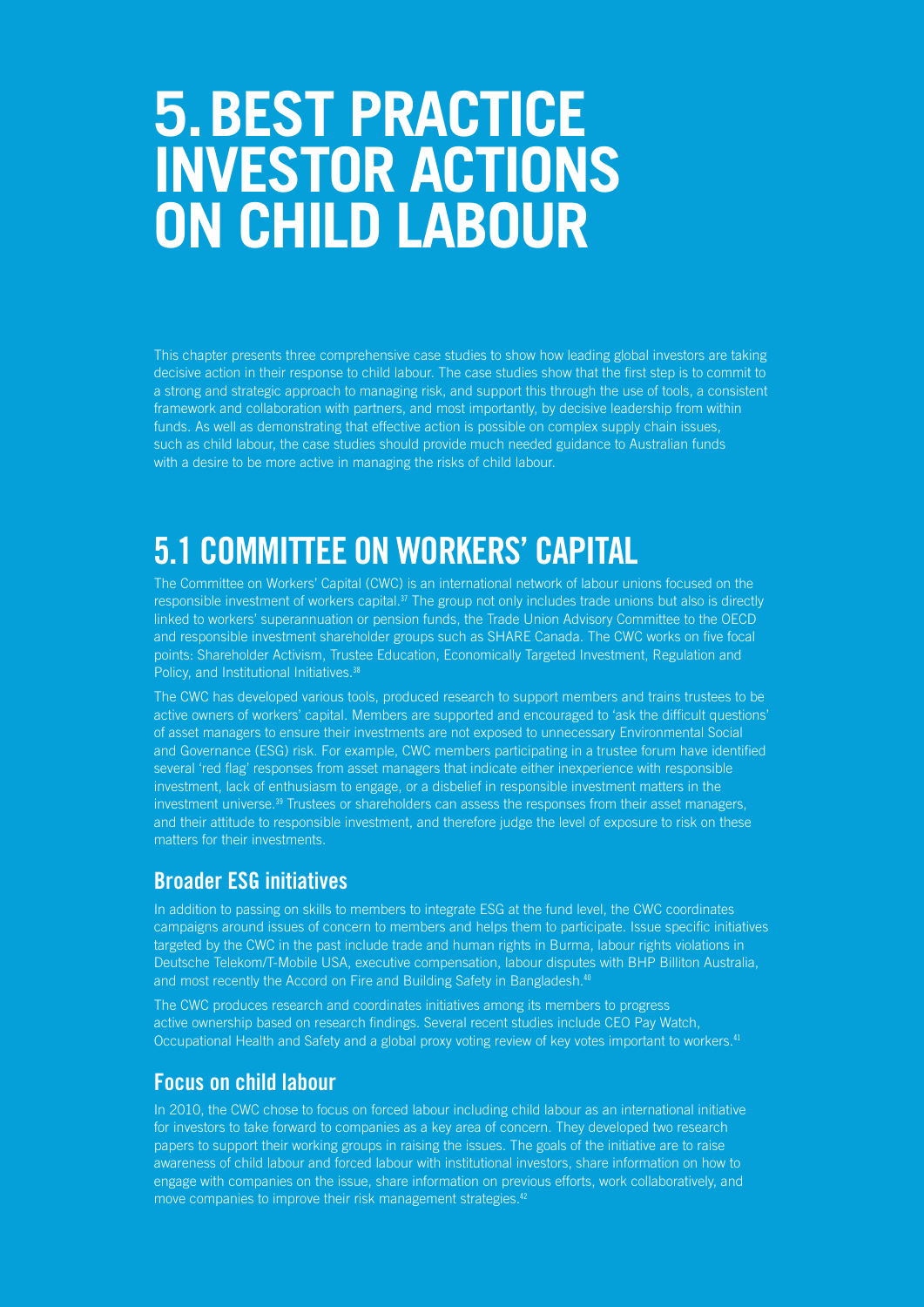# 5. BEST PRACTICE INVESTOR ACTIONS ON CHILD LABOUR

This chapter presents three comprehensive case studies to show how leading global investors are taking decisive action in their response to child labour. The case studies show that the first step is to commit to a strong and strategic approach to managing risk, and support this through the use of tools, a consistent framework and collaboration with partners, and most importantly, by decisive leadership from within funds. As well as demonstrating that effective action is possible on complex supply chain issues, such as child labour, the case studies should provide much needed guidance to Australian funds with a desire to be more active in managing the risks of child labour.

## 5.1 COMMITTEE ON WORKERS' CAPITAL

The Committee on Workers' Capital (CWC) is an international network of labour unions focused on the responsible investment of workers capital.[37] The group not only includes trade unions but also is directly linked to workers' superannuation or pension funds, the Trade Union Advisory Committee to the OECD and responsible investment shareholder groups such as SHARE Canada. The CWC works on five focal points: Shareholder Activism, Trustee Education, Economically Targeted Investment, Regulation and Policy, and Institutional Initiatives.[38]

The CWC has developed various tools, produced research to support members and trains trustees to be active owners of workers' capital. Members are supported and encouraged to 'ask the difficult questions' of asset managers to ensure their investments are not exposed to unnecessary Environmental Social and Governance (ESG) risk. For example, CWC members participating in a trustee forum have identified several 'red flag' responses from asset managers that indicate either inexperience with responsible investment, lack of enthusiasm to engage, or a disbelief in responsible investment matters in the investment universe.[39] Trustees or shareholders can assess the responses from their asset managers, and their attitude to responsible investment, and therefore judge the level of exposure to risk on these matters for their investments.

### Broader ESG initiatives

In addition to passing on skills to members to integrate ESG at the fund level, the CWC coordinates campaigns around issues of concern to members and helps them to participate. Issue specific initiatives targeted by the CWC in the past include trade and human rights in Burma, labour rights violations in Deutsche Telekom/T-Mobile USA, executive compensation, labour disputes with BHP Billiton Australia, and most recently the Accord on Fire and Building Safety in Bangladesh.[40]

The CWC produces research and coordinates initiatives among its members to progress active ownership based on research findings. Several recent studies include CEO Pay Watch, Occupational Health and Safety and a global proxy voting review of key votes important to workers.[41]

### Focus on child labour

In 2010, the CWC chose to focus on forced labour including child labour as an international initiative for investors to take forward to companies as a key area of concern. They developed two research papers to support their working groups in raising the issues. The goals of the initiative are to raise awareness of child labour and forced labour with institutional investors, share information on how to engage with companies on the issue, share information on previous efforts, work collaboratively, and move companies to improve their risk management strategies.[42]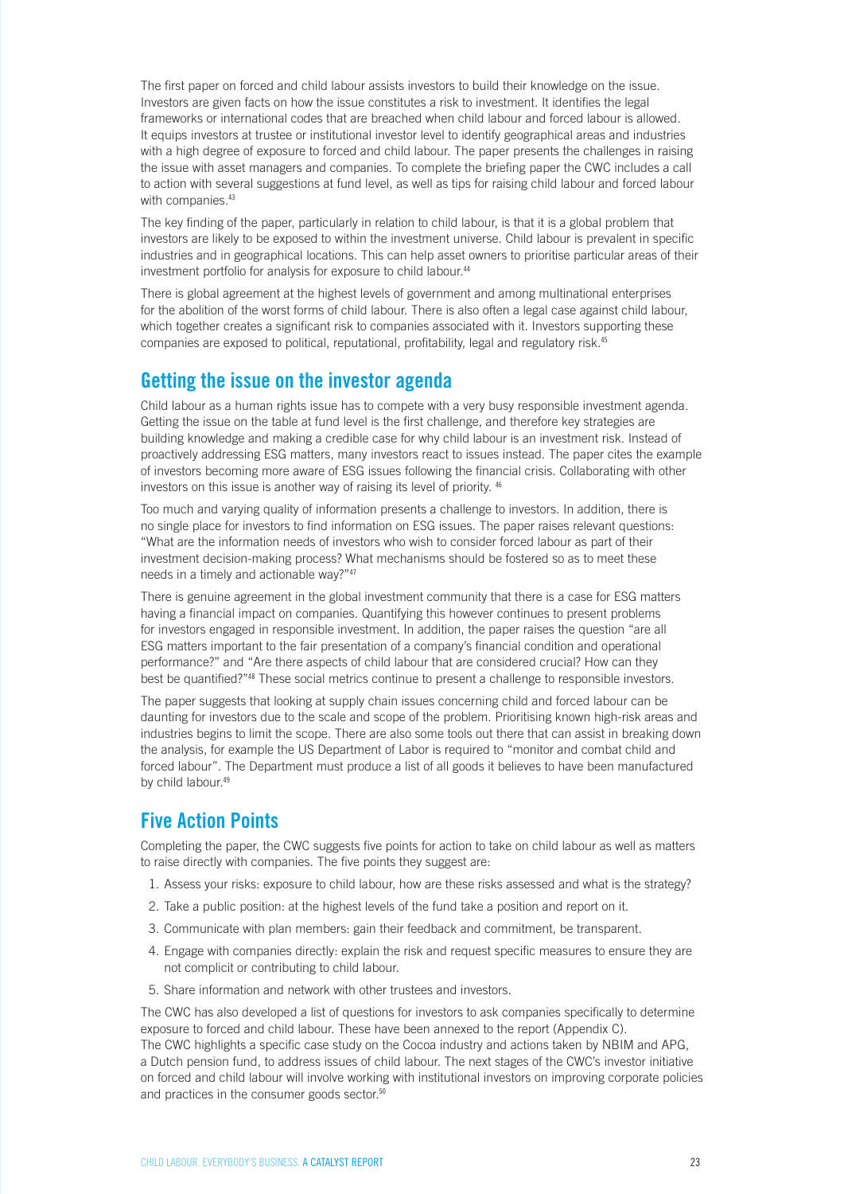The first paper on forced and child labour assists investors to build their knowledge on the issue. Investors are given facts on how the issue constitutes a risk to investment. It identifies the legal frameworks or international codes that are breached when child labour and forced labour is allowed. It equips investors at trustee or institutional investor level to identify geographical areas and industries with a high degree of exposure to forced and child labour. The paper presents the challenges in raising the issue with asset managers and companies. To complete the briefing paper the CWC includes a call to action with several suggestions at fund level, as well as tips for raising child labour and forced labour with companies.[43]

The key finding of the paper, particularly in relation to child labour, is that it is a global problem that investors are likely to be exposed to within the investment universe. Child labour is prevalent in specific industries and in geographical locations. This can help asset owners to prioritise particular areas of their investment portfolio for analysis for exposure to child labour.[44]

There is global agreement at the highest levels of government and among multinational enterprises for the abolition of the worst forms of child labour. There is also often a legal case against child labour, which together creates a significant risk to companies associated with it. Investors supporting these companies are exposed to political, reputational, profitability, legal and regulatory risk.[45]

## Getting the issue on the investor agenda

Child labour as a human rights issue has to compete with a very busy responsible investment agenda. Getting the issue on the table at fund level is the first challenge, and therefore key strategies are building knowledge and making a credible case for why child labour is an investment risk. Instead of proactively addressing ESG matters, many investors react to issues instead. The paper cites the example of investors becoming more aware of ESG issues following the financial crisis. Collaborating with other investors on this issue is another way of raising its level of priority.[46]

Too much and varying quality of information presents a challenge to investors. In addition, there is no single place for investors to find information on ESG issues. The paper raises relevant questions: "What are the information needs of investors who wish to consider forced labour as part of their investment decision-making process? What mechanisms should be fostered so as to meet these needs in a timely and actionable way?"[47]

There is genuine agreement in the global investment community that there is a case for ESG matters having a financial impact on companies. Quantifying this however continues to present problems for investors engaged in responsible investment. In addition, the paper raises the question "are all ESG matters important to the fair presentation of a company's financial condition and operational performance?" and "Are there aspects of child labour that are considered crucial? How can they best be quantified?"[48] These social metrics continue to present a challenge to responsible investors.

The paper suggests that looking at supply chain issues concerning child and forced labour can be daunting for investors due to the scale and scope of the problem. Prioritising known high-risk areas and industries begins to limit the scope. There are also some tools out there that can assist in breaking down the analysis, for example the US Department of Labor is required to "monitor and combat child and forced labour". The Department must produce a list of all goods it believes to have been manufactured by child labour.[49]

## Five Action Points

Completing the paper, the CWC suggests five points for action to take on child labour as well as matters to raise directly with companies. The five points they suggest are:

1. Assess your risks: exposure to child labour, how are these risks assessed and what is the strategy?
2. Take a public position: at the highest levels of the fund take a position and report on it.
3. Communicate with plan members: gain their feedback and commitment, be transparent.
4. Engage with companies directly: explain the risk and request specific measures to ensure they are not complicit or contributing to child labour.
5. Share information and network with other trustees and investors.

The CWC has also developed a list of questions for investors to ask companies specifically to determine exposure to forced and child labour. These have been annexed to the report (Appendix C). The CWC highlights a specific case study on the Cocoa industry and actions taken by NBIM and APG, a Dutch pension fund, to address issues of child labour. The next stages of the CWC's investor initiative on forced and child labour will involve working with institutional investors on improving corporate policies and practices in the consumer goods sector.[50]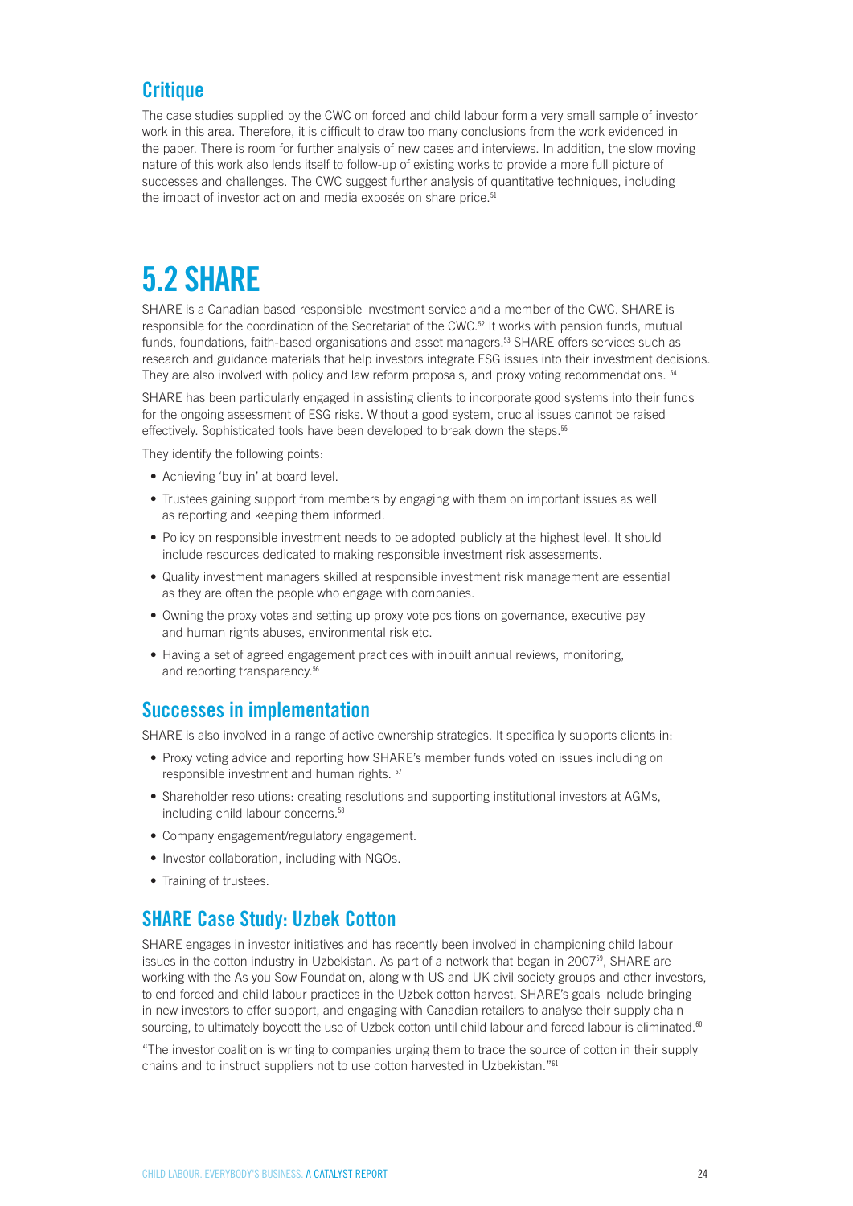## Critique

The case studies supplied by the CWC on forced and child labour form a very small sample of investor work in this area. Therefore, it is difficult to draw too many conclusions from the work evidenced in the paper. There is room for further analysis of new cases and interviews. In addition, the slow moving nature of this work also lends itself to follow-up of existing works to provide a more full picture of successes and challenges. The CWC suggest further analysis of quantitative techniques, including the impact of investor action and media exposés on share price.[51]

# 5.2 SHARE

SHARE is a Canadian based responsible investment service and a member of the CWC. SHARE is responsible for the coordination of the Secretariat of the CWC.[52] It works with pension funds, mutual funds, foundations, faith-based organisations and asset managers.[53] SHARE offers services such as research and guidance materials that help investors integrate ESG issues into their investment decisions. They are also involved with policy and law reform proposals, and proxy voting recommendations.[54]

SHARE has been particularly engaged in assisting clients to incorporate good systems into their funds for the ongoing assessment of ESG risks. Without a good system, crucial issues cannot be raised effectively. Sophisticated tools have been developed to break down the steps.[55]

They identify the following points:

- Achieving 'buy in' at board level.
- Trustees gaining support from members by engaging with them on important issues as well as reporting and keeping them informed.
- Policy on responsible investment needs to be adopted publicly at the highest level. It should include resources dedicated to making responsible investment risk assessments.
- Quality investment managers skilled at responsible investment risk management are essential as they are often the people who engage with companies.
- Owning the proxy votes and setting up proxy vote positions on governance, executive pay and human rights abuses, environmental risk etc.
- Having a set of agreed engagement practices with inbuilt annual reviews, monitoring, and reporting transparency.[56]

## Successes in implementation

SHARE is also involved in a range of active ownership strategies. It specifically supports clients in:

- Proxy voting advice and reporting how SHARE's member funds voted on issues including on responsible investment and human rights.[57]
- Shareholder resolutions: creating resolutions and supporting institutional investors at AGMs, including child labour concerns.[58]
- Company engagement/regulatory engagement.
- Investor collaboration, including with NGOs.
- Training of trustees.

## SHARE Case Study: Uzbek Cotton

SHARE engages in investor initiatives and has recently been involved in championing child labour issues in the cotton industry in Uzbekistan. As part of a network that began in 2007[59], SHARE are working with the As you Sow Foundation, along with US and UK civil society groups and other investors, to end forced and child labour practices in the Uzbek cotton harvest. SHARE's goals include bringing in new investors to offer support, and engaging with Canadian retailers to analyse their supply chain sourcing, to ultimately boycott the use of Uzbek cotton until child labour and forced labour is eliminated.[60]

"The investor coalition is writing to companies urging them to trace the source of cotton in their supply chains and to instruct suppliers not to use cotton harvested in Uzbekistan."[61]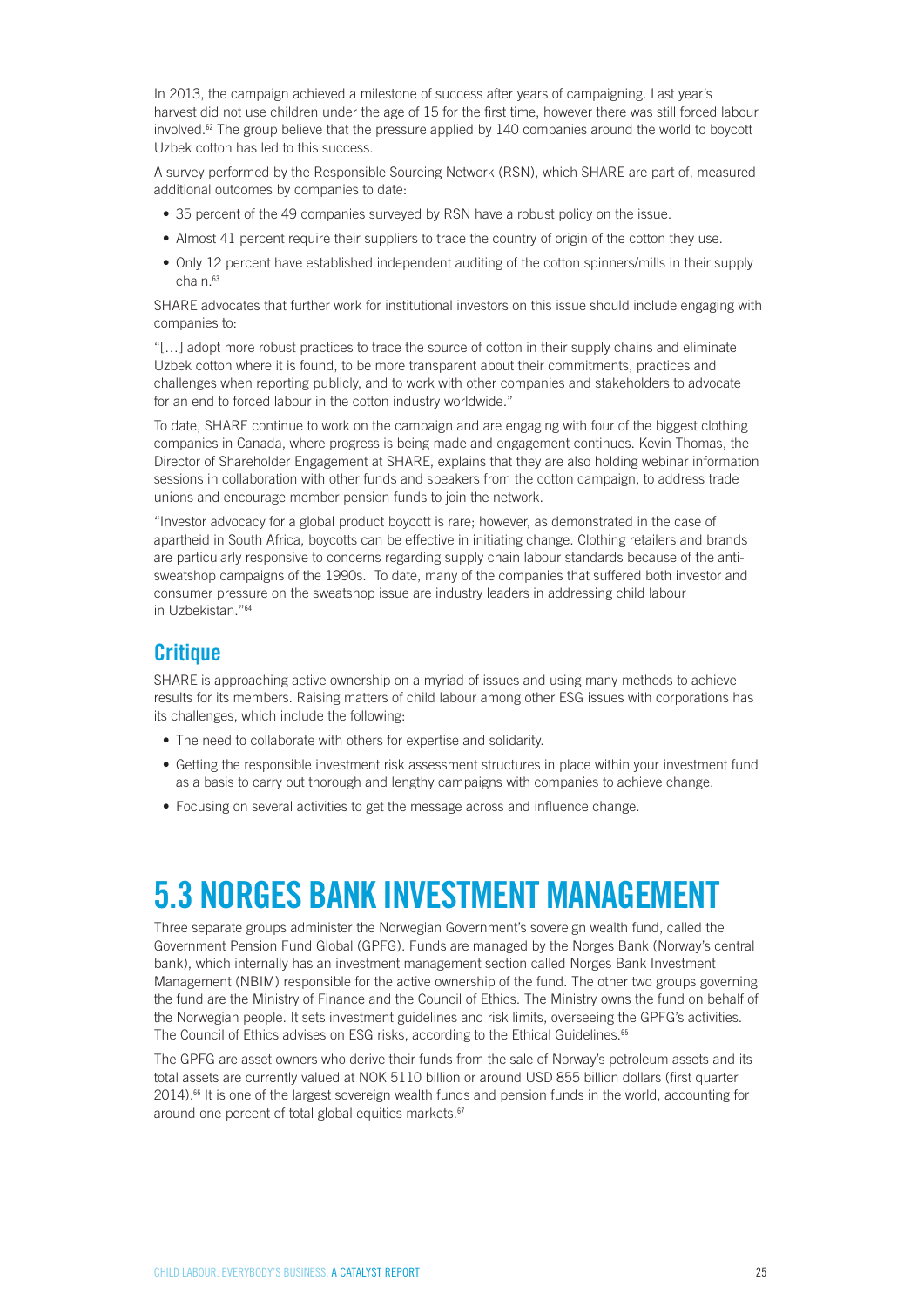In 2013, the campaign achieved a milestone of success after years of campaigning. Last year's harvest did not use children under the age of 15 for the first time, however there was still forced labour involved.[62] The group believe that the pressure applied by 140 companies around the world to boycott Uzbek cotton has led to this success.

A survey performed by the Responsible Sourcing Network (RSN), which SHARE are part of, measured additional outcomes by companies to date:

- 35 percent of the 49 companies surveyed by RSN have a robust policy on the issue.
- Almost 41 percent require their suppliers to trace the country of origin of the cotton they use.
- Only 12 percent have established independent auditing of the cotton spinners/mills in their supply chain.[63]

SHARE advocates that further work for institutional investors on this issue should include engaging with companies to:

"[…] adopt more robust practices to trace the source of cotton in their supply chains and eliminate Uzbek cotton where it is found, to be more transparent about their commitments, practices and challenges when reporting publicly, and to work with other companies and stakeholders to advocate for an end to forced labour in the cotton industry worldwide."

To date, SHARE continue to work on the campaign and are engaging with four of the biggest clothing companies in Canada, where progress is being made and engagement continues. Kevin Thomas, the Director of Shareholder Engagement at SHARE, explains that they are also holding webinar information sessions in collaboration with other funds and speakers from the cotton campaign, to address trade unions and encourage member pension funds to join the network.

"Investor advocacy for a global product boycott is rare; however, as demonstrated in the case of apartheid in South Africa, boycotts can be effective in initiating change. Clothing retailers and brands are particularly responsive to concerns regarding supply chain labour standards because of the anti-sweatshop campaigns of the 1990s. To date, many of the companies that suffered both investor and consumer pressure on the sweatshop issue are industry leaders in addressing child labour in Uzbekistan."[64]

## Critique

SHARE is approaching active ownership on a myriad of issues and using many methods to achieve results for its members. Raising matters of child labour among other ESG issues with corporations has its challenges, which include the following:

- The need to collaborate with others for expertise and solidarity.
- Getting the responsible investment risk assessment structures in place within your investment fund as a basis to carry out thorough and lengthy campaigns with companies to achieve change.
- Focusing on several activities to get the message across and influence change.

# 5.3 NORGES BANK INVESTMENT MANAGEMENT

Three separate groups administer the Norwegian Government's sovereign wealth fund, called the Government Pension Fund Global (GPFG). Funds are managed by the Norges Bank (Norway's central bank), which internally has an investment management section called Norges Bank Investment Management (NBIM) responsible for the active ownership of the fund. The other two groups governing the fund are the Ministry of Finance and the Council of Ethics. The Ministry owns the fund on behalf of the Norwegian people. It sets investment guidelines and risk limits, overseeing the GPFG's activities. The Council of Ethics advises on ESG risks, according to the Ethical Guidelines.[65]

The GPFG are asset owners who derive their funds from the sale of Norway's petroleum assets and its total assets are currently valued at NOK 5110 billion or around USD 855 billion dollars (first quarter 2014).[66] It is one of the largest sovereign wealth funds and pension funds in the world, accounting for around one percent of total global equities markets.[67]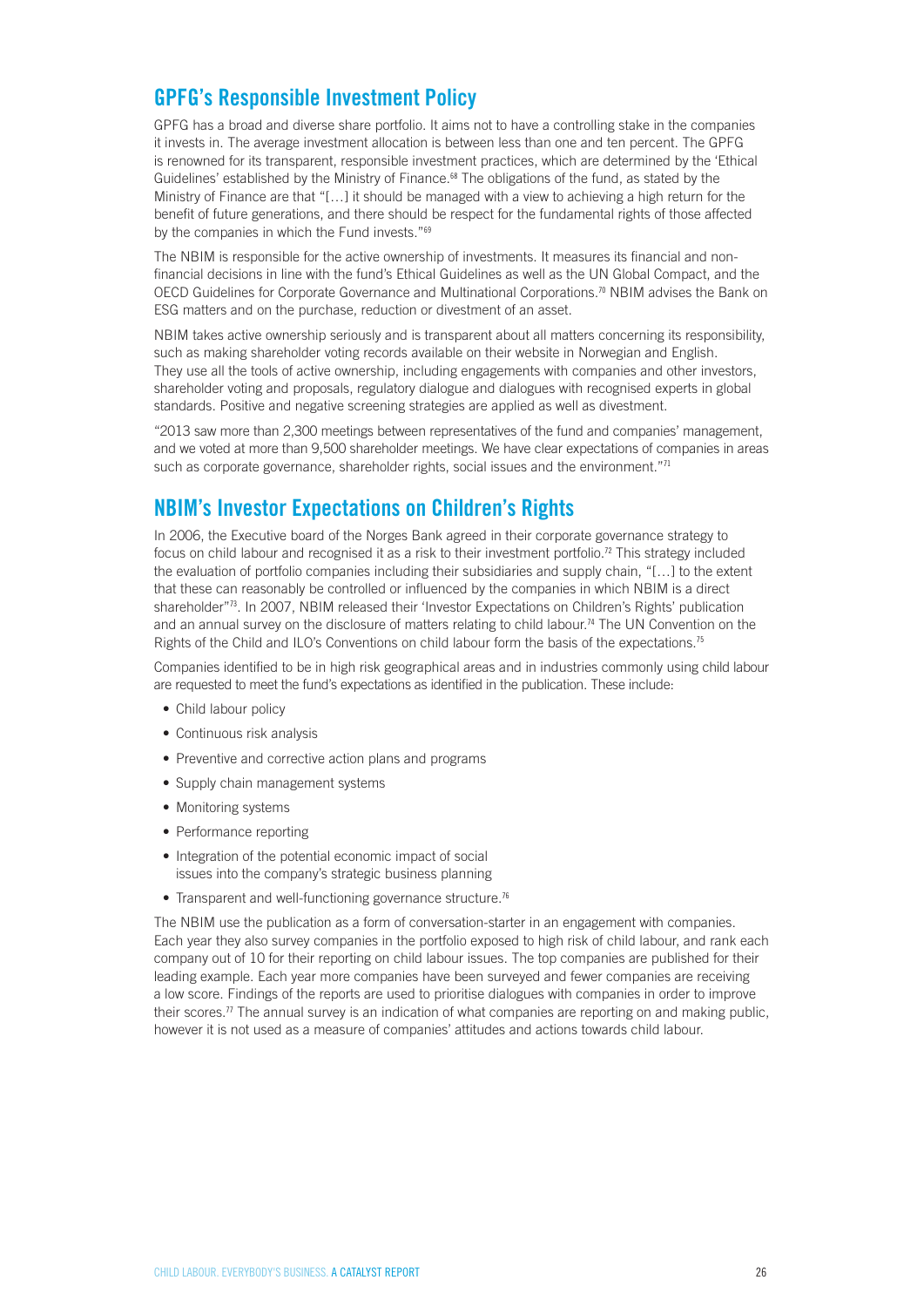## GPFG's Responsible Investment Policy

GPFG has a broad and diverse share portfolio. It aims not to have a controlling stake in the companies it invests in. The average investment allocation is between less than one and ten percent. The GPFG is renowned for its transparent, responsible investment practices, which are determined by the 'Ethical Guidelines' established by the Ministry of Finance.[68] The obligations of the fund, as stated by the Ministry of Finance are that "[…] it should be managed with a view to achieving a high return for the benefit of future generations, and there should be respect for the fundamental rights of those affected by the companies in which the Fund invests."[69]

The NBIM is responsible for the active ownership of investments. It measures its financial and non-financial decisions in line with the fund's Ethical Guidelines as well as the UN Global Compact, and the OECD Guidelines for Corporate Governance and Multinational Corporations.[70] NBIM advises the Bank on ESG matters and on the purchase, reduction or divestment of an asset.

NBIM takes active ownership seriously and is transparent about all matters concerning its responsibility, such as making shareholder voting records available on their website in Norwegian and English. They use all the tools of active ownership, including engagements with companies and other investors, shareholder voting and proposals, regulatory dialogue and dialogues with recognised experts in global standards. Positive and negative screening strategies are applied as well as divestment.

"2013 saw more than 2,300 meetings between representatives of the fund and companies' management, and we voted at more than 9,500 shareholder meetings. We have clear expectations of companies in areas such as corporate governance, shareholder rights, social issues and the environment."[71]

## NBIM's Investor Expectations on Children's Rights

In 2006, the Executive board of the Norges Bank agreed in their corporate governance strategy to focus on child labour and recognised it as a risk to their investment portfolio.[72] This strategy included the evaluation of portfolio companies including their subsidiaries and supply chain, "[…] to the extent that these can reasonably be controlled or influenced by the companies in which NBIM is a direct shareholder"[73]. In 2007, NBIM released their 'Investor Expectations on Children's Rights' publication and an annual survey on the disclosure of matters relating to child labour.[74] The UN Convention on the Rights of the Child and ILO's Conventions on child labour form the basis of the expectations.[75]

Companies identified to be in high risk geographical areas and in industries commonly using child labour are requested to meet the fund's expectations as identified in the publication. These include:

- Child labour policy
- Continuous risk analysis
- Preventive and corrective action plans and programs
- Supply chain management systems
- Monitoring systems
- Performance reporting
- Integration of the potential economic impact of social issues into the company's strategic business planning
- Transparent and well-functioning governance structure.[76]

The NBIM use the publication as a form of conversation-starter in an engagement with companies. Each year they also survey companies in the portfolio exposed to high risk of child labour, and rank each company out of 10 for their reporting on child labour issues. The top companies are published for their leading example. Each year more companies have been surveyed and fewer companies are receiving a low score. Findings of the reports are used to prioritise dialogues with companies in order to improve their scores.[77] The annual survey is an indication of what companies are reporting on and making public, however it is not used as a measure of companies' attitudes and actions towards child labour.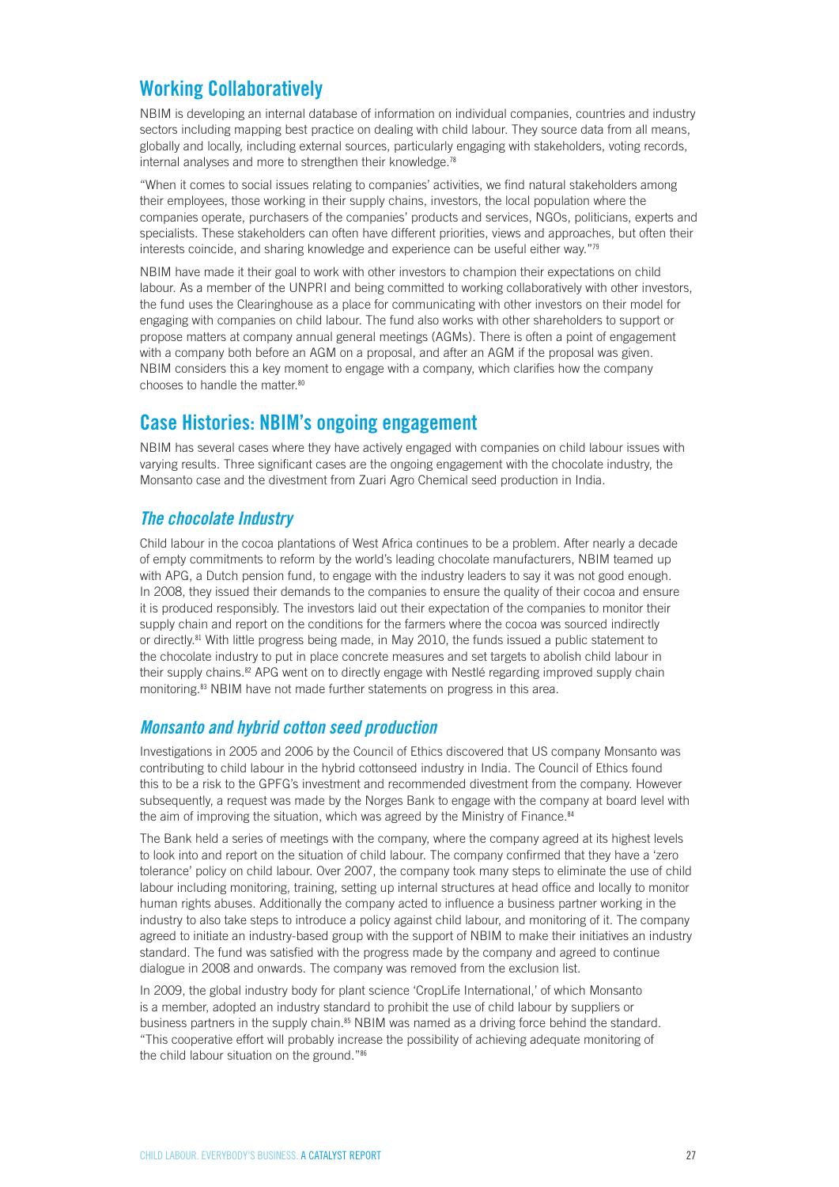## Working Collaboratively

NBIM is developing an internal database of information on individual companies, countries and industry sectors including mapping best practice on dealing with child labour. They source data from all means, globally and locally, including external sources, particularly engaging with stakeholders, voting records, internal analyses and more to strengthen their knowledge.[78]

"When it comes to social issues relating to companies' activities, we find natural stakeholders among their employees, those working in their supply chains, investors, the local population where the companies operate, purchasers of the companies' products and services, NGOs, politicians, experts and specialists. These stakeholders can often have different priorities, views and approaches, but often their interests coincide, and sharing knowledge and experience can be useful either way."[79]

NBIM have made it their goal to work with other investors to champion their expectations on child labour. As a member of the UNPRI and being committed to working collaboratively with other investors, the fund uses the Clearinghouse as a place for communicating with other investors on their model for engaging with companies on child labour. The fund also works with other shareholders to support or propose matters at company annual general meetings (AGMs). There is often a point of engagement with a company both before an AGM on a proposal, and after an AGM if the proposal was given. NBIM considers this a key moment to engage with a company, which clarifies how the company chooses to handle the matter.[80]

## Case Histories: NBIM's ongoing engagement

NBIM has several cases where they have actively engaged with companies on child labour issues with varying results. Three significant cases are the ongoing engagement with the chocolate industry, the Monsanto case and the divestment from Zuari Agro Chemical seed production in India.

### *The chocolate Industry*

Child labour in the cocoa plantations of West Africa continues to be a problem. After nearly a decade of empty commitments to reform by the world's leading chocolate manufacturers, NBIM teamed up with APG, a Dutch pension fund, to engage with the industry leaders to say it was not good enough. In 2008, they issued their demands to the companies to ensure the quality of their cocoa and ensure it is produced responsibly. The investors laid out their expectation of the companies to monitor their supply chain and report on the conditions for the farmers where the cocoa was sourced indirectly or directly.[81] With little progress being made, in May 2010, the funds issued a public statement to the chocolate industry to put in place concrete measures and set targets to abolish child labour in their supply chains.[82] APG went on to directly engage with Nestlé regarding improved supply chain monitoring.[83] NBIM have not made further statements on progress in this area.

### *Monsanto and hybrid cotton seed production*

Investigations in 2005 and 2006 by the Council of Ethics discovered that US company Monsanto was contributing to child labour in the hybrid cottonseed industry in India. The Council of Ethics found this to be a risk to the GPFG's investment and recommended divestment from the company. However subsequently, a request was made by the Norges Bank to engage with the company at board level with the aim of improving the situation, which was agreed by the Ministry of Finance.[84]

The Bank held a series of meetings with the company, where the company agreed at its highest levels to look into and report on the situation of child labour. The company confirmed that they have a 'zero tolerance' policy on child labour. Over 2007, the company took many steps to eliminate the use of child labour including monitoring, training, setting up internal structures at head office and locally to monitor human rights abuses. Additionally the company acted to influence a business partner working in the industry to also take steps to introduce a policy against child labour, and monitoring of it. The company agreed to initiate an industry-based group with the support of NBIM to make their initiatives an industry standard. The fund was satisfied with the progress made by the company and agreed to continue dialogue in 2008 and onwards. The company was removed from the exclusion list.

In 2009, the global industry body for plant science 'CropLife International,' of which Monsanto is a member, adopted an industry standard to prohibit the use of child labour by suppliers or business partners in the supply chain.[85] NBIM was named as a driving force behind the standard. "This cooperative effort will probably increase the possibility of achieving adequate monitoring of the child labour situation on the ground."[86]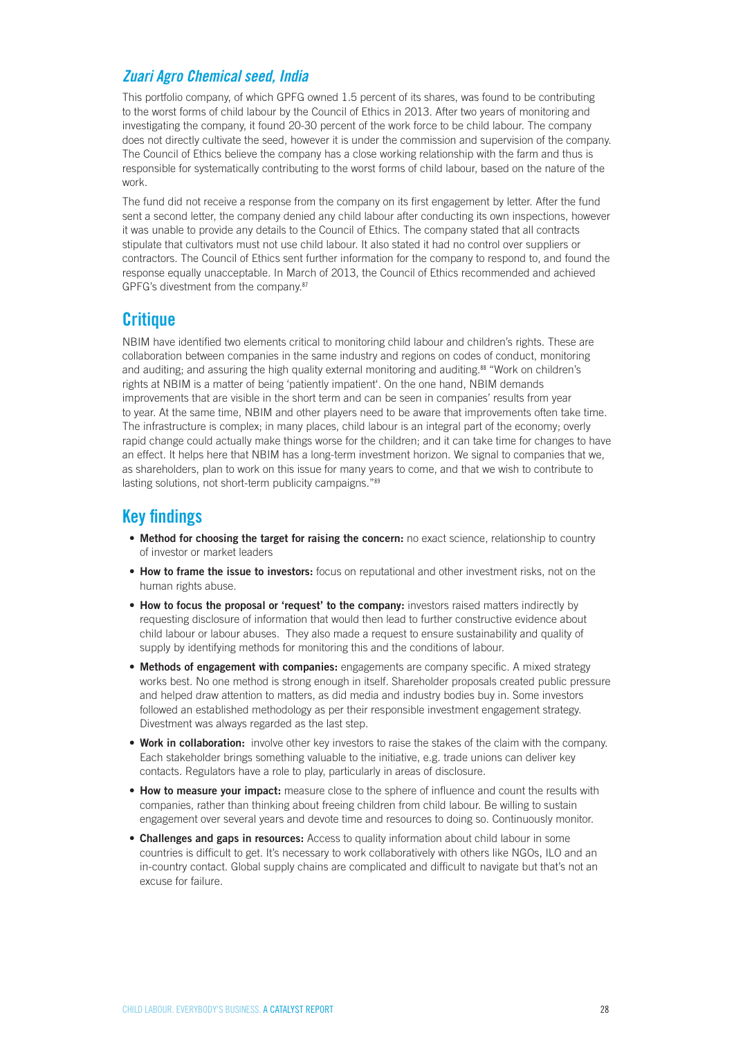### *Zuari Agro Chemical seed, India*

This portfolio company, of which GPFG owned 1.5 percent of its shares, was found to be contributing to the worst forms of child labour by the Council of Ethics in 2013. After two years of monitoring and investigating the company, it found 20-30 percent of the work force to be child labour. The company does not directly cultivate the seed, however it is under the commission and supervision of the company. The Council of Ethics believe the company has a close working relationship with the farm and thus is responsible for systematically contributing to the worst forms of child labour, based on the nature of the work.

The fund did not receive a response from the company on its first engagement by letter. After the fund sent a second letter, the company denied any child labour after conducting its own inspections, however it was unable to provide any details to the Council of Ethics. The company stated that all contracts stipulate that cultivators must not use child labour. It also stated it had no control over suppliers or contractors. The Council of Ethics sent further information for the company to respond to, and found the response equally unacceptable. In March of 2013, the Council of Ethics recommended and achieved GPFG's divestment from the company.[87]

## Critique

NBIM have identified two elements critical to monitoring child labour and children's rights. These are collaboration between companies in the same industry and regions on codes of conduct, monitoring and auditing; and assuring the high quality external monitoring and auditing.[88] "Work on children's rights at NBIM is a matter of being 'patiently impatient'. On the one hand, NBIM demands improvements that are visible in the short term and can be seen in companies' results from year to year. At the same time, NBIM and other players need to be aware that improvements often take time. The infrastructure is complex; in many places, child labour is an integral part of the economy; overly rapid change could actually make things worse for the children; and it can take time for changes to have an effect. It helps here that NBIM has a long-term investment horizon. We signal to companies that we, as shareholders, plan to work on this issue for many years to come, and that we wish to contribute to lasting solutions, not short-term publicity campaigns."[89]

## Key findings

- **Method for choosing the target for raising the concern:** no exact science, relationship to country of investor or market leaders
- **How to frame the issue to investors:** focus on reputational and other investment risks, not on the human rights abuse.
- **How to focus the proposal or 'request' to the company:** investors raised matters indirectly by requesting disclosure of information that would then lead to further constructive evidence about child labour or labour abuses. They also made a request to ensure sustainability and quality of supply by identifying methods for monitoring this and the conditions of labour.
- **Methods of engagement with companies:** engagements are company specific. A mixed strategy works best. No one method is strong enough in itself. Shareholder proposals created public pressure and helped draw attention to matters, as did media and industry bodies buy in. Some investors followed an established methodology as per their responsible investment engagement strategy. Divestment was always regarded as the last step.
- **Work in collaboration:** involve other key investors to raise the stakes of the claim with the company. Each stakeholder brings something valuable to the initiative, e.g. trade unions can deliver key contacts. Regulators have a role to play, particularly in areas of disclosure.
- **How to measure your impact:** measure close to the sphere of influence and count the results with companies, rather than thinking about freeing children from child labour. Be willing to sustain engagement over several years and devote time and resources to doing so. Continuously monitor.
- **Challenges and gaps in resources:** Access to quality information about child labour in some countries is difficult to get. It's necessary to work collaboratively with others like NGOs, ILO and an in-country contact. Global supply chains are complicated and difficult to navigate but that's not an excuse for failure.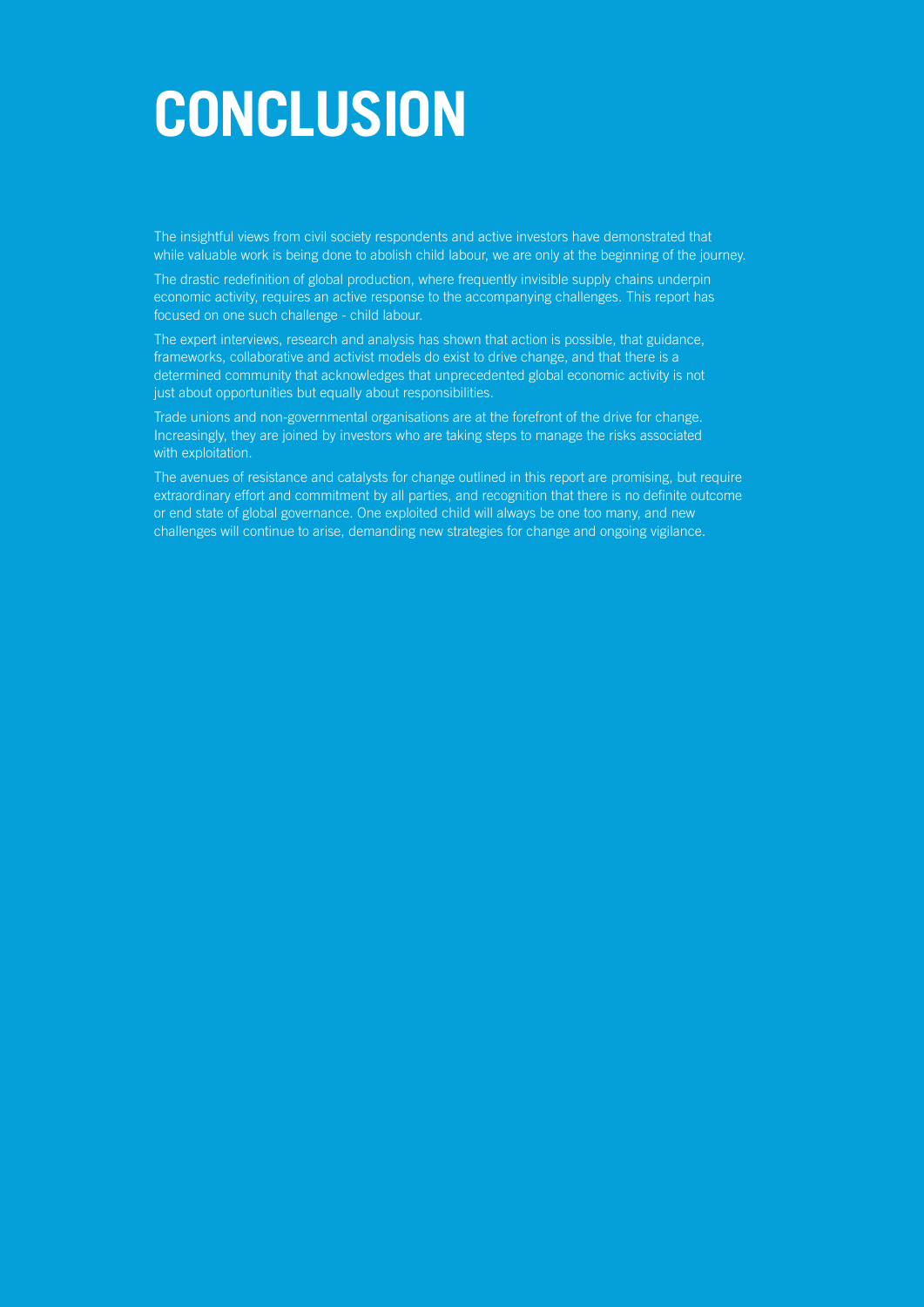# CONCLUSION

The insightful views from civil society respondents and active investors have demonstrated that while valuable work is being done to abolish child labour, we are only at the beginning of the journey.

The drastic redefinition of global production, where frequently invisible supply chains underpin economic activity, requires an active response to the accompanying challenges. This report has focused on one such challenge - child labour.

The expert interviews, research and analysis has shown that action is possible, that guidance, frameworks, collaborative and activist models do exist to drive change, and that there is a determined community that acknowledges that unprecedented global economic activity is not just about opportunities but equally about responsibilities.

Trade unions and non-governmental organisations are at the forefront of the drive for change. Increasingly, they are joined by investors who are taking steps to manage the risks associated with exploitation.

The avenues of resistance and catalysts for change outlined in this report are promising, but require extraordinary effort and commitment by all parties, and recognition that there is no definite outcome or end state of global governance. One exploited child will always be one too many, and new challenges will continue to arise, demanding new strategies for change and ongoing vigilance.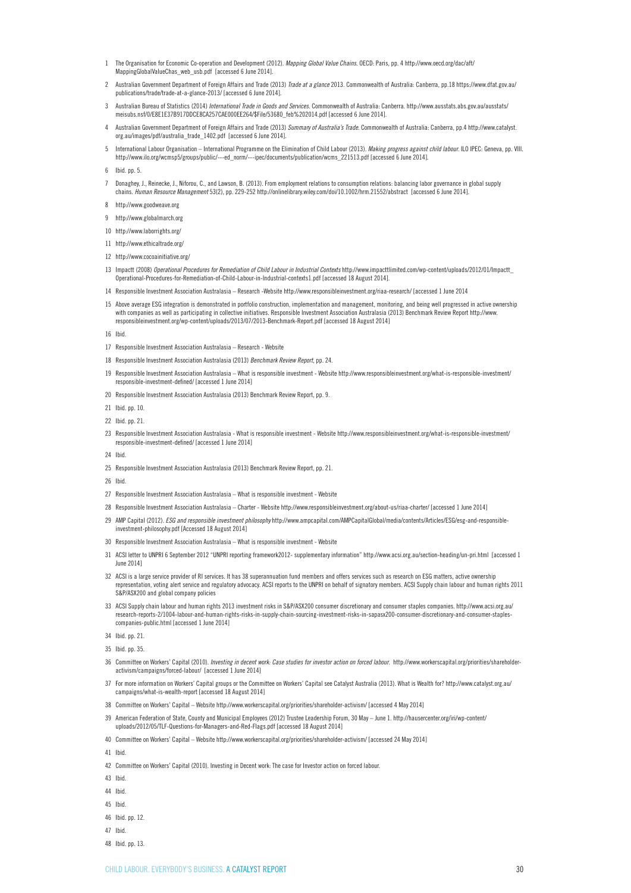1. The Organisation for Economic Co-operation and Development (2012). *Mapping Global Value Chains*. OECD: Paris, pp. 4 http://www.oecd.org/dac/aft/MappingGlobalValueChas_web_usb.pdf [accessed 6 June 2014].
2. Australian Government Department of Foreign Affairs and Trade (2013) *Trade at a glance* 2013. Commonwealth of Australia: Canberra, pp.18 https://www.dfat.gov.au/publications/trade/trade-at-a-glance-2013/ [accessed 6 June 2014].
3. Australian Bureau of Statistics (2014) *International Trade in Goods and Services*. Commonwealth of Australia: Canberra. http://www.ausstats.abs.gov.au/ausstats/meisubs.nsf/0/E8E1E37B917DDCE8CA257CAE000EE264/$File/53680_feb%202014.pdf [accessed 6 June 2014].
4. Australian Government Department of Foreign Affairs and Trade (2013) *Summary of Australia's Trade*. Commonwealth of Australia: Canberra, pp.4 http://www.catalyst.org.au/images/pdf/australia_trade_1402.pdf [accessed 6 June 2014].
5. International Labour Organisation – International Programme on the Elimination of Child Labour (2013). *Making progress against child labour*. ILO IPEC: Geneva, pp. VIII. http://www.ilo.org/wcmsp5/groups/public/---ed_norm/---ipec/documents/publication/wcms_221513.pdf [accessed 6 June 2014].
6. Ibid. pp. 5.
7. Donaghey, J., Reinecke, J., Niforou, C., and Lawson, B. (2013). From employment relations to consumption relations: balancing labor governance in global supply chains. *Human Resource Management* 53(2), pp. 229-252 http://onlinelibrary.wiley.com/doi/10.1002/hrm.21552/abstract [accessed 6 June 2014].
8. http://www.goodweave.org
9. http://www.globalmarch.org
10. http://www.laborrights.org/
11. http://www.ethicaltrade.org/
12. http://www.cocoainitiative.org/
13. Impactt (2008) *Operational Procedures for Remediation of Child Labour in Industrial Contexts* http://www.impacttlimited.com/wp-content/uploads/2012/01/Impactt_Operational-Procedures-for-Remediation-of-Child-Labour-in-Industrial-contexts1.pdf [accessed 18 August 2014].
14. Responsible Investment Association Australasia – Research -Website http://www.responsibleinvestment.org/riaa-research/ [accessed 1 June 2014
15. Above average ESG integration is demonstrated in portfolio construction, implementation and management, monitoring, and being well progressed in active ownership with companies as well as participating in collective initiatives. Responsible Investment Association Australasia (2013) Benchmark Review Report http://www.responsibleinvestment.org/wp-content/uploads/2013/07/2013-Benchmark-Report.pdf [accessed 18 August 2014]
16. Ibid.
17. Responsible Investment Association Australasia – Research - Website
18. Responsible Investment Association Australasia (2013) *Benchmark Review Report*, pp. 24.
19. Responsible Investment Association Australasia – What is responsible investment - Website http://www.responsibleinvestment.org/what-is-responsible-investment/responsible-investment-defined/ [accessed 1 June 2014]
20. Responsible Investment Association Australasia (2013) Benchmark Review Report, pp. 9.
21. Ibid. pp. 10.
22. Ibid. pp. 21.
23. Responsible Investment Association Australasia - What is responsible investment - Website http://www.responsibleinvestment.org/what-is-responsible-investment/responsible-investment-defined/ [accessed 1 June 2014]
24. Ibid.
25. Responsible Investment Association Australasia (2013) Benchmark Review Report, pp. 21.
26. Ibid.
27. Responsible Investment Association Australasia – What is responsible investment - Website
28. Responsible Investment Association Australasia – Charter - Website http://www.responsibleinvestment.org/about-us/riaa-charter/ [accessed 1 June 2014]
29. AMP Capital (2012). *ESG and responsible investment philosophy* http://www.ampcapital.com/AMPCapitalGlobal/media/contents/Articles/ESG/esg-and-responsible-investment-philosophy.pdf [Accessed 18 August 2014]
30. Responsible Investment Association Australasia – What is responsible investment - Website
31. ACSI letter to UNPRI 6 September 2012 "UNPRI reporting framework2012- supplementary information" http://www.acsi.org.au/section-heading/un-pri.html [accessed 1 June 2014]
32. ACSI is a large service provider of RI services. It has 38 superannuation fund members and offers services such as research on ESG matters, active ownership representation, voting alert service and regulatory advocacy. ACSI reports to the UNPRI on behalf of signatory members. ACSI Supply chain labour and human rights 2011 S&P/ASX200 and global company policies
33. ACSI Supply chain labour and human rights 2013 investment risks in S&P/ASX200 consumer discretionary and consumer staples companies. http://www.acsi.org.au/research-reports-2/1004-labour-and-human-rights-risks-in-supply-chain-sourcing-investment-risks-in-sapasx200-consumer-discretionary-and-consumer-staples-companies-public.html [accessed 1 June 2014]
34. Ibid. pp. 21.
35. Ibid. pp. 35.
36. Committee on Workers' Capital (2010). *Investing in decent work: Case studies for investor action on forced labour.* http://www.workerscapital.org/priorities/shareholder-activism/campaigns/forced-labour/ [accessed 1 June 2014]
37. For more information on Workers' Capital groups or the Committee on Workers' Capital see Catalyst Australia (2013). What is Wealth for? http://www.catalyst.org.au/campaigns/what-is-wealth-report [accessed 18 August 2014]
38. Committee on Workers' Capital – Website http://www.workerscapital.org/priorities/shareholder-activism/ [accessed 4 May 2014]
39. American Federation of State, County and Municipal Employees (2012) Trustee Leadership Forum, 30 May – June 1. http://hausercenter.org/iri/wp-content/uploads/2012/05/TLF-Questions-for-Managers-and-Red-Flags.pdf [accessed 18 August 2014]
40. Committee on Workers' Capital – Website http://www.workerscapital.org/priorities/shareholder-activism/ [accessed 24 May 2014]
41. Ibid.
42. Committee on Workers' Capital (2010). Investing in Decent work: The case for Investor action on forced labour.
43. Ibid.
44. Ibid.
45. Ibid.
46. Ibid. pp. 12.
47. Ibid.
48. Ibid. pp. 13.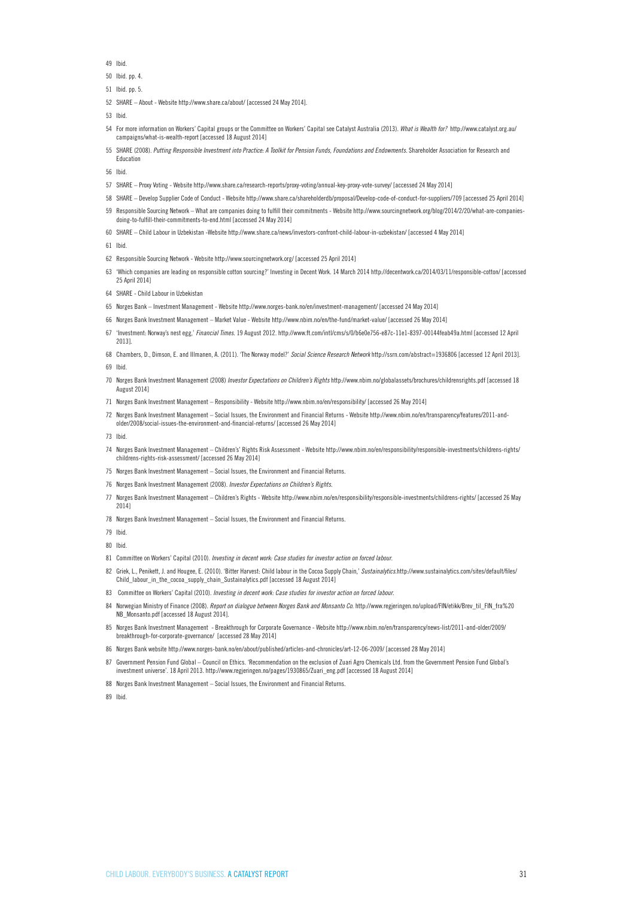49 Ibid.

50 Ibid. pp. 4.

51 Ibid. pp. 5.

52 SHARE – About - Website http://www.share.ca/about/ [accessed 24 May 2014].

53 Ibid.

54 For more information on Workers' Capital groups or the Committee on Workers' Capital see Catalyst Australia (2013). *What is Wealth for?* http://www.catalyst.org.au/campaigns/what-is-wealth-report [accessed 18 August 2014]

55 SHARE (2008). *Putting Responsible Investment into Practice: A Toolkit for Pension Funds, Foundations and Endowments*. Shareholder Association for Research and Education

56 Ibid.

57 SHARE – Proxy Voting - Website http://www.share.ca/research-reports/proxy-voting/annual-key-proxy-vote-survey/ [accessed 24 May 2014]

58 SHARE – Develop Supplier Code of Conduct - Website http://www.share.ca/shareholderdb/proposal/Develop-code-of-conduct-for-suppliers/709 [accessed 25 April 2014]

59 Responsible Sourcing Network – What are companies doing to fulfill their commitments - Website http://www.sourcingnetwork.org/blog/2014/2/20/what-are-companies-doing-to-fulfill-their-commitments-to-end.html [accessed 24 May 2014]

60 SHARE – Child Labour in Uzbekistan -Website http://www.share.ca/news/investors-confront-child-labour-in-uzbekistan/ [accessed 4 May 2014]

61 Ibid.

62 Responsible Sourcing Network - Website http://www.sourcingnetwork.org/ [accessed 25 April 2014]

63 'Which companies are leading on responsible cotton sourcing?' Investing in Decent Work. 14 March 2014 http://decentwork.ca/2014/03/11/responsible-cotton/ [accessed 25 April 2014]

64 SHARE - Child Labour in Uzbekistan

65 Norges Bank – Investment Management - Website http://www.norges-bank.no/en/investment-management/ [accessed 24 May 2014]

66 Norges Bank Investment Management – Market Value - Website http://www.nbim.no/en/the-fund/market-value/ [accessed 26 May 2014]

67 'Investment: Norway's nest egg,' *Financial Times*. 19 August 2012. http://www.ft.com/intl/cms/s/0/b6e0e756-e87c-11e1-8397-00144feab49a.html [accessed 12 April 2013].

68 Chambers, D., Dimson, E. and Illmanen, A. (2011). 'The Norway model?' *Social Science Research Network* http://ssrn.com/abstract=1936806 [accessed 12 April 2013].

69 Ibid.

70 Norges Bank Investment Management (2008) *Investor Expectations on Children's Rights* http://www.nbim.no/globalassets/brochures/childrensrights.pdf [accessed 18 August 2014]

71 Norges Bank Investment Management – Responsibility - Website http://www.nbim.no/en/responsibility/ [accessed 26 May 2014]

72 Norges Bank Investment Management – Social Issues, the Environment and Financial Returns - Website http://www.nbim.no/en/transparency/features/2011-and-older/2008/social-issues-the-environment-and-financial-returns/ [accessed 26 May 2014]

73 Ibid.

74 Norges Bank Investment Management – Children's' Rights Risk Assessment - Website http://www.nbim.no/en/responsibility/responsible-investments/childrens-rights/childrens-rights-risk-assessment/ [accessed 26 May 2014]

75 Norges Bank Investment Management – Social Issues, the Environment and Financial Returns.

76 Norges Bank Investment Management (2008). *Investor Expectations on Children's Rights*.

77 Norges Bank Investment Management – Children's Rights - Website http://www.nbim.no/en/responsibility/responsible-investments/childrens-rights/ [accessed 26 May 2014]

78 Norges Bank Investment Management – Social Issues, the Environment and Financial Returns.

79 Ibid.

80 Ibid.

81 Committee on Workers' Capital (2010). *Investing in decent work: Case studies for investor action on forced labour*.

82 Griek, L., Penikett, J. and Hougee, E. (2010). 'Bitter Harvest: Child labour in the Cocoa Supply Chain,' *Sustainalytics*.http://www.sustainalytics.com/sites/default/files/Child_labour_in_the_cocoa_supply_chain_Sustainalytics.pdf [accessed 18 August 2014]

83 Committee on Workers' Capital (2010). *Investing in decent work: Case studies for investor action on forced labour*.

84 Norwegian Ministry of Finance (2008). *Report on dialogue between Norges Bank and Monsanto Co*. http://www.regjeringen.no/upload/FIN/etikk/Brev_til_FIN_fra%20NB_Monsanto.pdf [accessed 18 August 2014].

85 Norges Bank Investment Management - Breakthrough for Corporate Governance - Website http://www.nbim.no/en/transparency/news-list/2011-and-older/2009/breakthrough-for-corporate-governance/ [accessed 28 May 2014]

86 Norges Bank website http://www.norges-bank.no/en/about/published/articles-and-chronicles/art-12-06-2009/ [accessed 28 May 2014]

87 Government Pension Fund Global – Council on Ethics. 'Recommendation on the exclusion of Zuari Agro Chemicals Ltd. from the Government Pension Fund Global's investment universe'. 18 April 2013. http://www.regjeringen.no/pages/1930865/Zuari_eng.pdf [accessed 18 August 2014]

88 Norges Bank Investment Management – Social Issues, the Environment and Financial Returns.

89 Ibid.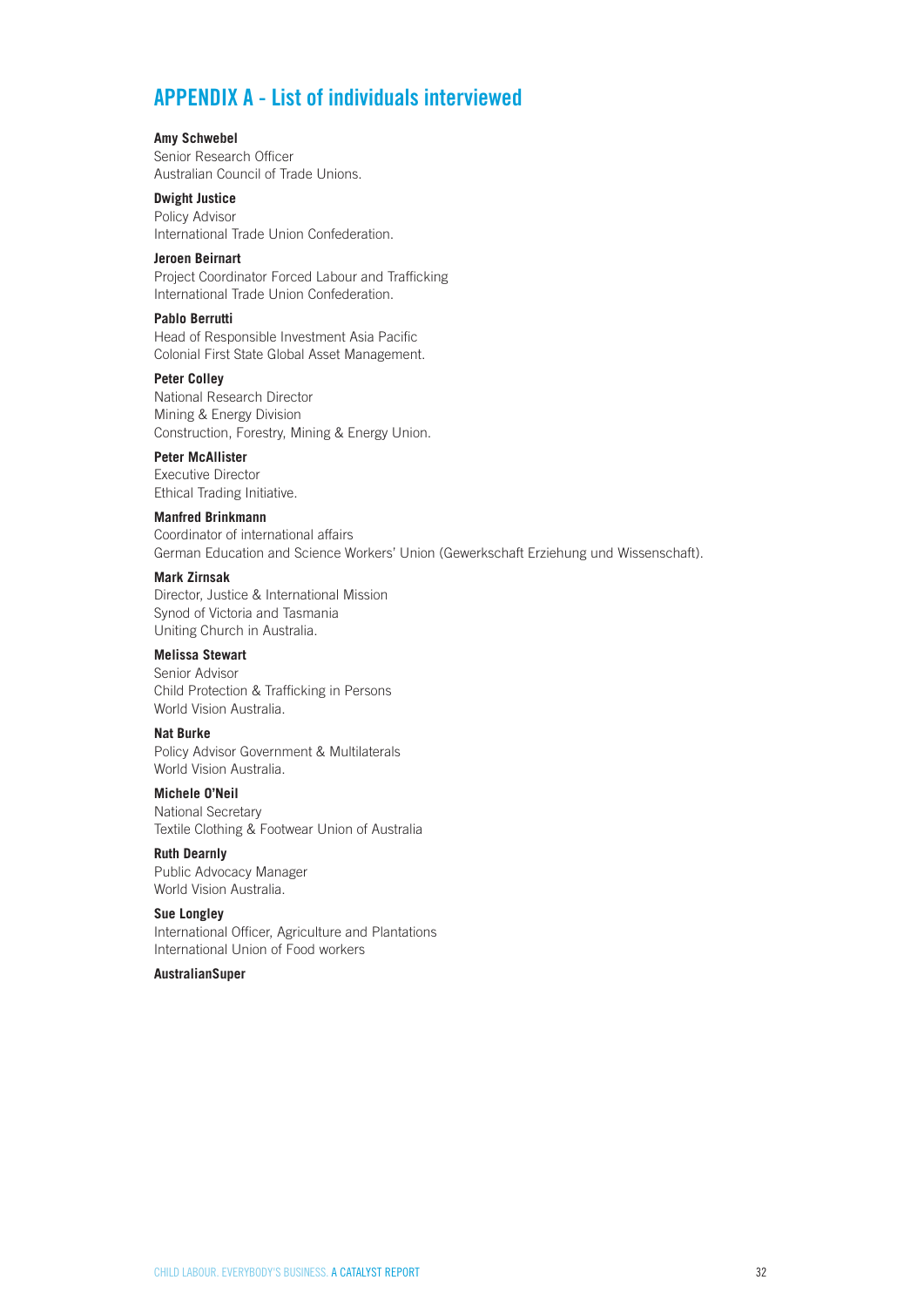# APPENDIX A - List of individuals interviewed

**Amy Schwebel**
Senior Research Officer
Australian Council of Trade Unions.

**Dwight Justice**
Policy Advisor
International Trade Union Confederation.

**Jeroen Beirnart**
Project Coordinator Forced Labour and Trafficking
International Trade Union Confederation.

**Pablo Berrutti**
Head of Responsible Investment Asia Pacific
Colonial First State Global Asset Management.

**Peter Colley**
National Research Director
Mining & Energy Division
Construction, Forestry, Mining & Energy Union.

**Peter McAllister**
Executive Director
Ethical Trading Initiative.

**Manfred Brinkmann**
Coordinator of international affairs
German Education and Science Workers' Union (Gewerkschaft Erziehung und Wissenschaft).

**Mark Zirnsak**
Director, Justice & International Mission
Synod of Victoria and Tasmania
Uniting Church in Australia.

**Melissa Stewart**
Senior Advisor
Child Protection & Trafficking in Persons
World Vision Australia.

**Nat Burke**
Policy Advisor Government & Multilaterals
World Vision Australia.

**Michele O'Neil**
National Secretary
Textile Clothing & Footwear Union of Australia

**Ruth Dearnly**
Public Advocacy Manager
World Vision Australia.

**Sue Longley**
International Officer, Agriculture and Plantations
International Union of Food workers

**AustralianSuper**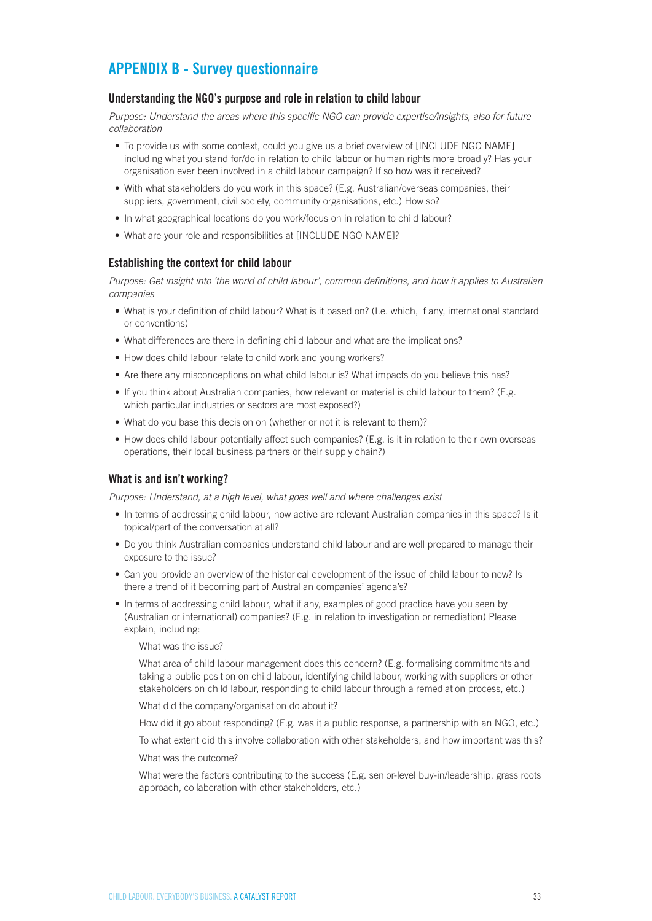# APPENDIX B - Survey questionnaire

### Understanding the NGO's purpose and role in relation to child labour

*Purpose: Understand the areas where this specific NGO can provide expertise/insights, also for future collaboration*

- To provide us with some context, could you give us a brief overview of [INCLUDE NGO NAME] including what you stand for/do in relation to child labour or human rights more broadly? Has your organisation ever been involved in a child labour campaign? If so how was it received?
- With what stakeholders do you work in this space? (E.g. Australian/overseas companies, their suppliers, government, civil society, community organisations, etc.) How so?
- In what geographical locations do you work/focus on in relation to child labour?
- What are your role and responsibilities at [INCLUDE NGO NAME]?

### Establishing the context for child labour

*Purpose: Get insight into 'the world of child labour', common definitions, and how it applies to Australian companies*

- What is your definition of child labour? What is it based on? (I.e. which, if any, international standard or conventions)
- What differences are there in defining child labour and what are the implications?
- How does child labour relate to child work and young workers?
- Are there any misconceptions on what child labour is? What impacts do you believe this has?
- If you think about Australian companies, how relevant or material is child labour to them? (E.g. which particular industries or sectors are most exposed?)
- What do you base this decision on (whether or not it is relevant to them)?
- How does child labour potentially affect such companies? (E.g. is it in relation to their own overseas operations, their local business partners or their supply chain?)

### What is and isn't working?

*Purpose: Understand, at a high level, what goes well and where challenges exist*

- In terms of addressing child labour, how active are relevant Australian companies in this space? Is it topical/part of the conversation at all?
- Do you think Australian companies understand child labour and are well prepared to manage their exposure to the issue?
- Can you provide an overview of the historical development of the issue of child labour to now? Is there a trend of it becoming part of Australian companies' agenda's?
- In terms of addressing child labour, what if any, examples of good practice have you seen by (Australian or international) companies? (E.g. in relation to investigation or remediation) Please explain, including:

  What was the issue?

  What area of child labour management does this concern? (E.g. formalising commitments and taking a public position on child labour, identifying child labour, working with suppliers or other stakeholders on child labour, responding to child labour through a remediation process, etc.)

  What did the company/organisation do about it?

  How did it go about responding? (E.g. was it a public response, a partnership with an NGO, etc.)

  To what extent did this involve collaboration with other stakeholders, and how important was this?

  What was the outcome?

  What were the factors contributing to the success (E.g. senior-level buy-in/leadership, grass roots approach, collaboration with other stakeholders, etc.)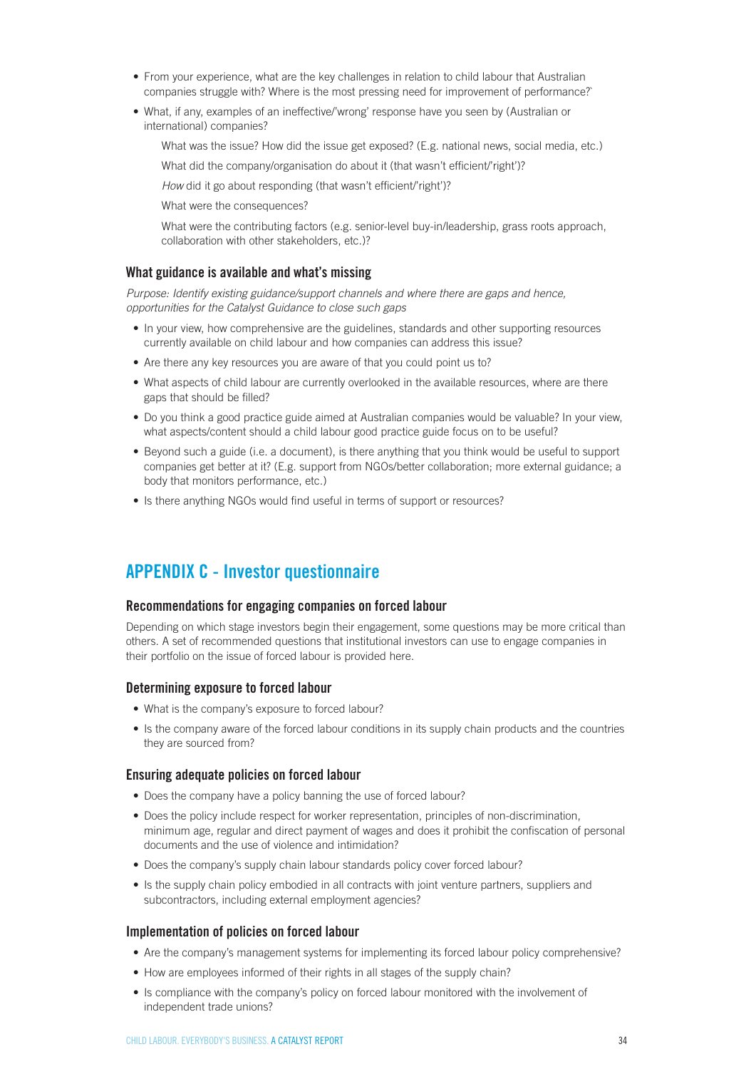- From your experience, what are the key challenges in relation to child labour that Australian companies struggle with? Where is the most pressing need for improvement of performance?`
- What, if any, examples of an ineffective/'wrong' response have you seen by (Australian or international) companies?

  What was the issue? How did the issue get exposed? (E.g. national news, social media, etc.)

  What did the company/organisation do about it (that wasn't efficient/'right')?

  *How* did it go about responding (that wasn't efficient/'right')?

  What were the consequences?

  What were the contributing factors (e.g. senior-level buy-in/leadership, grass roots approach, collaboration with other stakeholders, etc.)?

### What guidance is available and what's missing

*Purpose: Identify existing guidance/support channels and where there are gaps and hence, opportunities for the Catalyst Guidance to close such gaps*

- In your view, how comprehensive are the guidelines, standards and other supporting resources currently available on child labour and how companies can address this issue?
- Are there any key resources you are aware of that you could point us to?
- What aspects of child labour are currently overlooked in the available resources, where are there gaps that should be filled?
- Do you think a good practice guide aimed at Australian companies would be valuable? In your view, what aspects/content should a child labour good practice guide focus on to be useful?
- Beyond such a guide (i.e. a document), is there anything that you think would be useful to support companies get better at it? (E.g. support from NGOs/better collaboration; more external guidance; a body that monitors performance, etc.)
- Is there anything NGOs would find useful in terms of support or resources?

## APPENDIX C - Investor questionnaire

### Recommendations for engaging companies on forced labour

Depending on which stage investors begin their engagement, some questions may be more critical than others. A set of recommended questions that institutional investors can use to engage companies in their portfolio on the issue of forced labour is provided here.

### Determining exposure to forced labour

- What is the company's exposure to forced labour?
- Is the company aware of the forced labour conditions in its supply chain products and the countries they are sourced from?

### Ensuring adequate policies on forced labour

- Does the company have a policy banning the use of forced labour?
- Does the policy include respect for worker representation, principles of non-discrimination, minimum age, regular and direct payment of wages and does it prohibit the confiscation of personal documents and the use of violence and intimidation?
- Does the company's supply chain labour standards policy cover forced labour?
- Is the supply chain policy embodied in all contracts with joint venture partners, suppliers and subcontractors, including external employment agencies?

### Implementation of policies on forced labour

- Are the company's management systems for implementing its forced labour policy comprehensive?
- How are employees informed of their rights in all stages of the supply chain?
- Is compliance with the company's policy on forced labour monitored with the involvement of independent trade unions?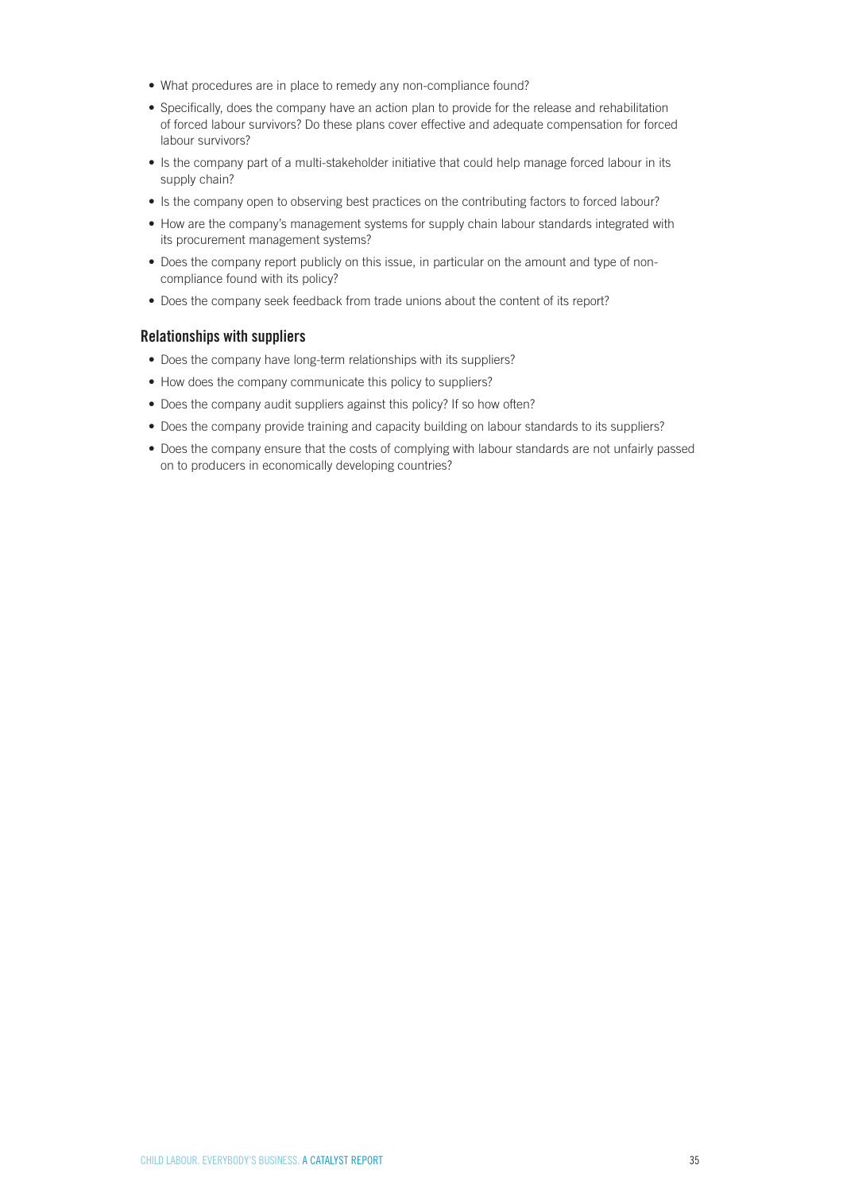- What procedures are in place to remedy any non-compliance found?
- Specifically, does the company have an action plan to provide for the release and rehabilitation of forced labour survivors? Do these plans cover effective and adequate compensation for forced labour survivors?
- Is the company part of a multi-stakeholder initiative that could help manage forced labour in its supply chain?
- Is the company open to observing best practices on the contributing factors to forced labour?
- How are the company's management systems for supply chain labour standards integrated with its procurement management systems?
- Does the company report publicly on this issue, in particular on the amount and type of non-compliance found with its policy?
- Does the company seek feedback from trade unions about the content of its report?

### Relationships with suppliers

- Does the company have long-term relationships with its suppliers?
- How does the company communicate this policy to suppliers?
- Does the company audit suppliers against this policy? If so how often?
- Does the company provide training and capacity building on labour standards to its suppliers?
- Does the company ensure that the costs of complying with labour standards are not unfairly passed on to producers in economically developing countries?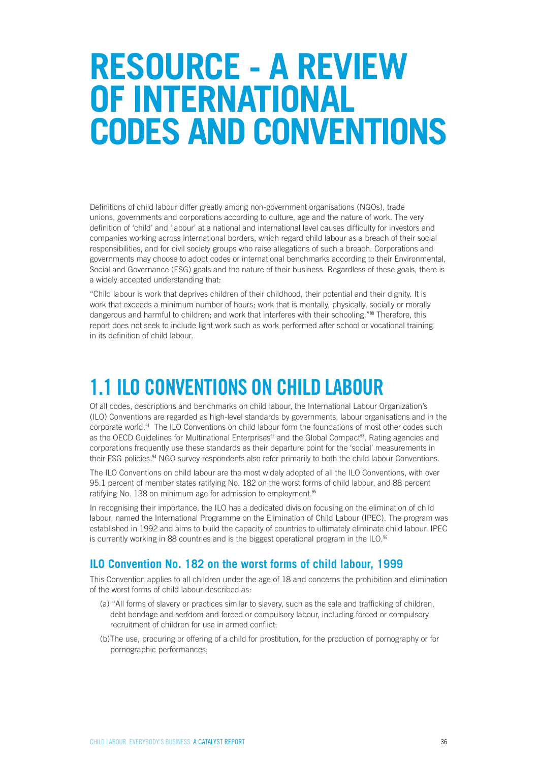# RESOURCE - A REVIEW OF INTERNATIONAL CODES AND CONVENTIONS

Definitions of child labour differ greatly among non-government organisations (NGOs), trade unions, governments and corporations according to culture, age and the nature of work. The very definition of 'child' and 'labour' at a national and international level causes difficulty for investors and companies working across international borders, which regard child labour as a breach of their social responsibilities, and for civil society groups who raise allegations of such a breach. Corporations and governments may choose to adopt codes or international benchmarks according to their Environmental, Social and Governance (ESG) goals and the nature of their business. Regardless of these goals, there is a widely accepted understanding that:

"Child labour is work that deprives children of their childhood, their potential and their dignity. It is work that exceeds a minimum number of hours; work that is mentally, physically, socially or morally dangerous and harmful to children; and work that interferes with their schooling."[90] Therefore, this report does not seek to include light work such as work performed after school or vocational training in its definition of child labour.

## 1.1 ILO CONVENTIONS ON CHILD LABOUR

Of all codes, descriptions and benchmarks on child labour, the International Labour Organization's (ILO) Conventions are regarded as high-level standards by governments, labour organisations and in the corporate world.[91] The ILO Conventions on child labour form the foundations of most other codes such as the OECD Guidelines for Multinational Enterprises[92] and the Global Compact[93]. Rating agencies and corporations frequently use these standards as their departure point for the 'social' measurements in their ESG policies.[94] NGO survey respondents also refer primarily to both the child labour Conventions.

The ILO Conventions on child labour are the most widely adopted of all the ILO Conventions, with over 95.1 percent of member states ratifying No. 182 on the worst forms of child labour, and 88 percent ratifying No. 138 on minimum age for admission to employment.[95]

In recognising their importance, the ILO has a dedicated division focusing on the elimination of child labour, named the International Programme on the Elimination of Child Labour (IPEC). The program was established in 1992 and aims to build the capacity of countries to ultimately eliminate child labour. IPEC is currently working in 88 countries and is the biggest operational program in the ILO.[96]

### ILO Convention No. 182 on the worst forms of child labour, 1999

This Convention applies to all children under the age of 18 and concerns the prohibition and elimination of the worst forms of child labour described as:

(a) "All forms of slavery or practices similar to slavery, such as the sale and trafficking of children, debt bondage and serfdom and forced or compulsory labour, including forced or compulsory recruitment of children for use in armed conflict;

(b) The use, procuring or offering of a child for prostitution, for the production of pornography or for pornographic performances;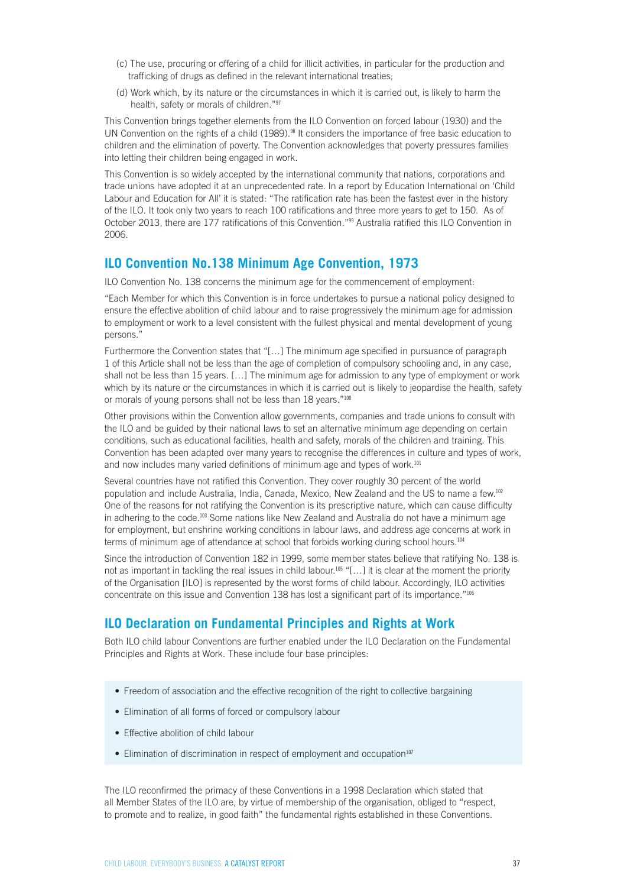(c) The use, procuring or offering of a child for illicit activities, in particular for the production and trafficking of drugs as defined in the relevant international treaties;

(d) Work which, by its nature or the circumstances in which it is carried out, is likely to harm the health, safety or morals of children."[97]

This Convention brings together elements from the ILO Convention on forced labour (1930) and the UN Convention on the rights of a child (1989).[98] It considers the importance of free basic education to children and the elimination of poverty. The Convention acknowledges that poverty pressures families into letting their children being engaged in work.

This Convention is so widely accepted by the international community that nations, corporations and trade unions have adopted it at an unprecedented rate. In a report by Education International on 'Child Labour and Education for All' it is stated: "The ratification rate has been the fastest ever in the history of the ILO. It took only two years to reach 100 ratifications and three more years to get to 150. As of October 2013, there are 177 ratifications of this Convention."[99] Australia ratified this ILO Convention in 2006.

## ILO Convention No.138 Minimum Age Convention, 1973

ILO Convention No. 138 concerns the minimum age for the commencement of employment:

"Each Member for which this Convention is in force undertakes to pursue a national policy designed to ensure the effective abolition of child labour and to raise progressively the minimum age for admission to employment or work to a level consistent with the fullest physical and mental development of young persons."

Furthermore the Convention states that "[…] The minimum age specified in pursuance of paragraph 1 of this Article shall not be less than the age of completion of compulsory schooling and, in any case, shall not be less than 15 years. […] The minimum age for admission to any type of employment or work which by its nature or the circumstances in which it is carried out is likely to jeopardise the health, safety or morals of young persons shall not be less than 18 years."[100]

Other provisions within the Convention allow governments, companies and trade unions to consult with the ILO and be guided by their national laws to set an alternative minimum age depending on certain conditions, such as educational facilities, health and safety, morals of the children and training. This Convention has been adapted over many years to recognise the differences in culture and types of work, and now includes many varied definitions of minimum age and types of work.[101]

Several countries have not ratified this Convention. They cover roughly 30 percent of the world population and include Australia, India, Canada, Mexico, New Zealand and the US to name a few.[102] One of the reasons for not ratifying the Convention is its prescriptive nature, which can cause difficulty in adhering to the code.[103] Some nations like New Zealand and Australia do not have a minimum age for employment, but enshrine working conditions in labour laws, and address age concerns at work in terms of minimum age of attendance at school that forbids working during school hours.[104]

Since the introduction of Convention 182 in 1999, some member states believe that ratifying No. 138 is not as important in tackling the real issues in child labour.[105] "[…] it is clear at the moment the priority of the Organisation [ILO] is represented by the worst forms of child labour. Accordingly, ILO activities concentrate on this issue and Convention 138 has lost a significant part of its importance."[106]

## ILO Declaration on Fundamental Principles and Rights at Work

Both ILO child labour Conventions are further enabled under the ILO Declaration on the Fundamental Principles and Rights at Work. These include four base principles:

- Freedom of association and the effective recognition of the right to collective bargaining
- Elimination of all forms of forced or compulsory labour
- Effective abolition of child labour
- Elimination of discrimination in respect of employment and occupation[107]

The ILO reconfirmed the primacy of these Conventions in a 1998 Declaration which stated that all Member States of the ILO are, by virtue of membership of the organisation, obliged to "respect, to promote and to realize, in good faith" the fundamental rights established in these Conventions.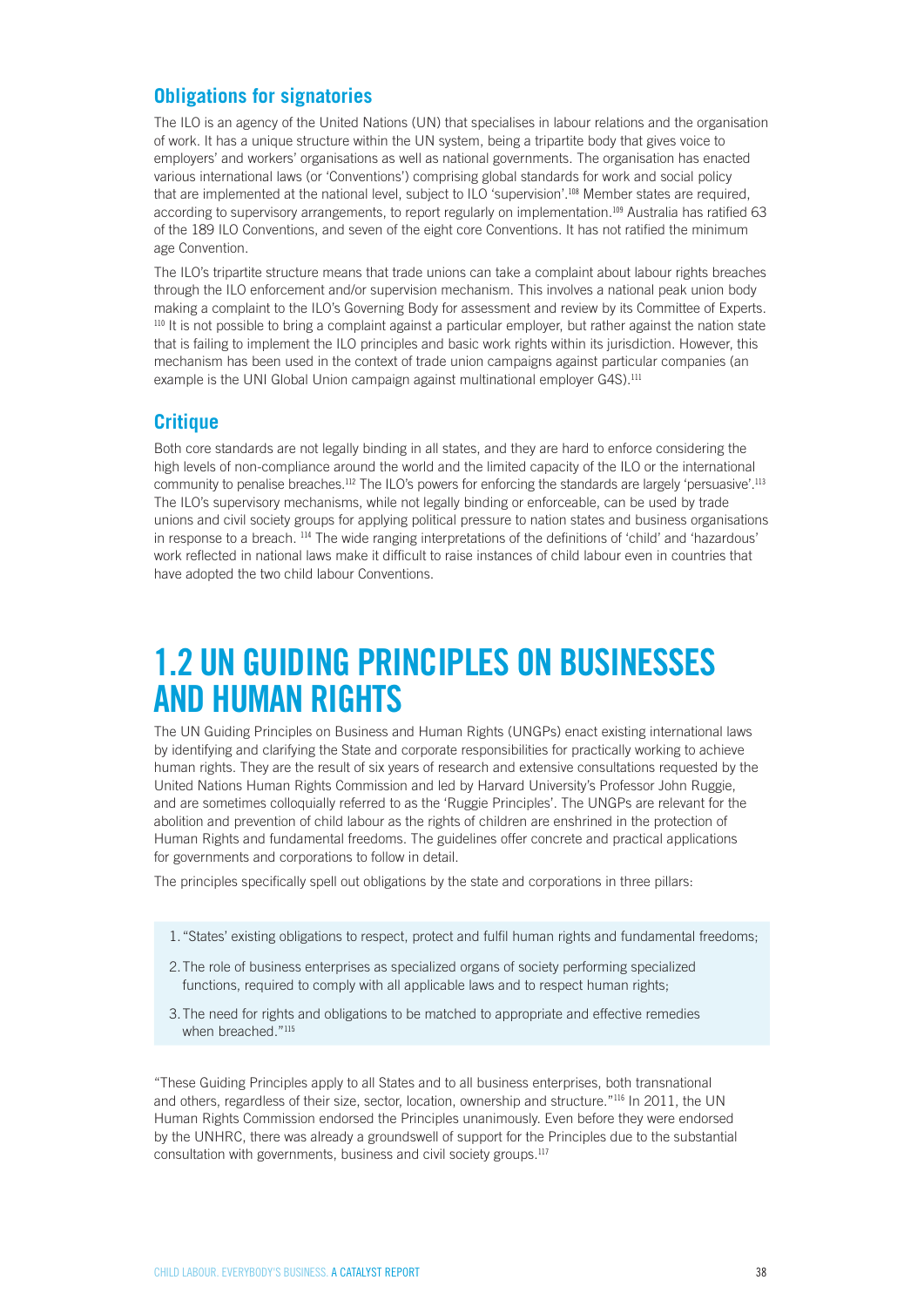### Obligations for signatories

The ILO is an agency of the United Nations (UN) that specialises in labour relations and the organisation of work. It has a unique structure within the UN system, being a tripartite body that gives voice to employers' and workers' organisations as well as national governments. The organisation has enacted various international laws (or 'Conventions') comprising global standards for work and social policy that are implemented at the national level, subject to ILO 'supervision'.[108] Member states are required, according to supervisory arrangements, to report regularly on implementation.[109] Australia has ratified 63 of the 189 ILO Conventions, and seven of the eight core Conventions. It has not ratified the minimum age Convention.

The ILO's tripartite structure means that trade unions can take a complaint about labour rights breaches through the ILO enforcement and/or supervision mechanism. This involves a national peak union body making a complaint to the ILO's Governing Body for assessment and review by its Committee of Experts.[110] It is not possible to bring a complaint against a particular employer, but rather against the nation state that is failing to implement the ILO principles and basic work rights within its jurisdiction. However, this mechanism has been used in the context of trade union campaigns against particular companies (an example is the UNI Global Union campaign against multinational employer G4S).[111]

### Critique

Both core standards are not legally binding in all states, and they are hard to enforce considering the high levels of non-compliance around the world and the limited capacity of the ILO or the international community to penalise breaches.[112] The ILO's powers for enforcing the standards are largely 'persuasive'.[113] The ILO's supervisory mechanisms, while not legally binding or enforceable, can be used by trade unions and civil society groups for applying political pressure to nation states and business organisations in response to a breach.[114] The wide ranging interpretations of the definitions of 'child' and 'hazardous' work reflected in national laws make it difficult to raise instances of child labour even in countries that have adopted the two child labour Conventions.

## 1.2 UN GUIDING PRINCIPLES ON BUSINESSES AND HUMAN RIGHTS

The UN Guiding Principles on Business and Human Rights (UNGPs) enact existing international laws by identifying and clarifying the State and corporate responsibilities for practically working to achieve human rights. They are the result of six years of research and extensive consultations requested by the United Nations Human Rights Commission and led by Harvard University's Professor John Ruggie, and are sometimes colloquially referred to as the 'Ruggie Principles'. The UNGPs are relevant for the abolition and prevention of child labour as the rights of children are enshrined in the protection of Human Rights and fundamental freedoms. The guidelines offer concrete and practical applications for governments and corporations to follow in detail.

The principles specifically spell out obligations by the state and corporations in three pillars:

1. "States' existing obligations to respect, protect and fulfil human rights and fundamental freedoms;
2. The role of business enterprises as specialized organs of society performing specialized functions, required to comply with all applicable laws and to respect human rights;
3. The need for rights and obligations to be matched to appropriate and effective remedies when breached."[115]

"These Guiding Principles apply to all States and to all business enterprises, both transnational and others, regardless of their size, sector, location, ownership and structure."[116] In 2011, the UN Human Rights Commission endorsed the Principles unanimously. Even before they were endorsed by the UNHRC, there was already a groundswell of support for the Principles due to the substantial consultation with governments, business and civil society groups.[117]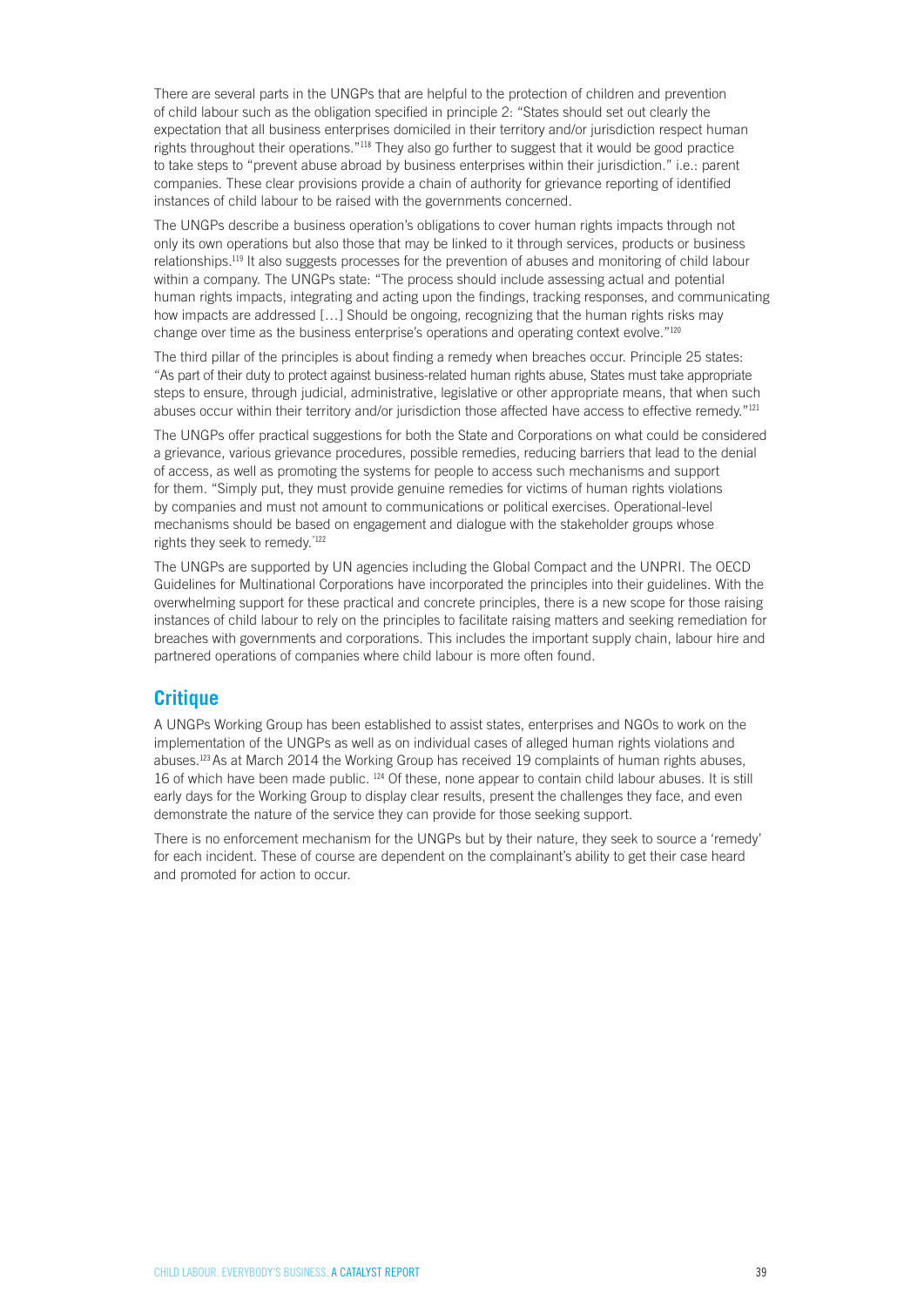There are several parts in the UNGPs that are helpful to the protection of children and prevention of child labour such as the obligation specified in principle 2: "States should set out clearly the expectation that all business enterprises domiciled in their territory and/or jurisdiction respect human rights throughout their operations."[118] They also go further to suggest that it would be good practice to take steps to "prevent abuse abroad by business enterprises within their jurisdiction." i.e.: parent companies. These clear provisions provide a chain of authority for grievance reporting of identified instances of child labour to be raised with the governments concerned.

The UNGPs describe a business operation's obligations to cover human rights impacts through not only its own operations but also those that may be linked to it through services, products or business relationships.[119] It also suggests processes for the prevention of abuses and monitoring of child labour within a company. The UNGPs state: "The process should include assessing actual and potential human rights impacts, integrating and acting upon the findings, tracking responses, and communicating how impacts are addressed […] Should be ongoing, recognizing that the human rights risks may change over time as the business enterprise's operations and operating context evolve."[120]

The third pillar of the principles is about finding a remedy when breaches occur. Principle 25 states: "As part of their duty to protect against business-related human rights abuse, States must take appropriate steps to ensure, through judicial, administrative, legislative or other appropriate means, that when such abuses occur within their territory and/or jurisdiction those affected have access to effective remedy."[121]

The UNGPs offer practical suggestions for both the State and Corporations on what could be considered a grievance, various grievance procedures, possible remedies, reducing barriers that lead to the denial of access, as well as promoting the systems for people to access such mechanisms and support for them. "Simply put, they must provide genuine remedies for victims of human rights violations by companies and must not amount to communications or political exercises. Operational-level mechanisms should be based on engagement and dialogue with the stakeholder groups whose rights they seek to remedy."[122]

The UNGPs are supported by UN agencies including the Global Compact and the UNPRI. The OECD Guidelines for Multinational Corporations have incorporated the principles into their guidelines. With the overwhelming support for these practical and concrete principles, there is a new scope for those raising instances of child labour to rely on the principles to facilitate raising matters and seeking remediation for breaches with governments and corporations. This includes the important supply chain, labour hire and partnered operations of companies where child labour is more often found.

## Critique

A UNGPs Working Group has been established to assist states, enterprises and NGOs to work on the implementation of the UNGPs as well as on individual cases of alleged human rights violations and abuses.[123] As at March 2014 the Working Group has received 19 complaints of human rights abuses, 16 of which have been made public. [124] Of these, none appear to contain child labour abuses. It is still early days for the Working Group to display clear results, present the challenges they face, and even demonstrate the nature of the service they can provide for those seeking support.

There is no enforcement mechanism for the UNGPs but by their nature, they seek to source a 'remedy' for each incident. These of course are dependent on the complainant's ability to get their case heard and promoted for action to occur.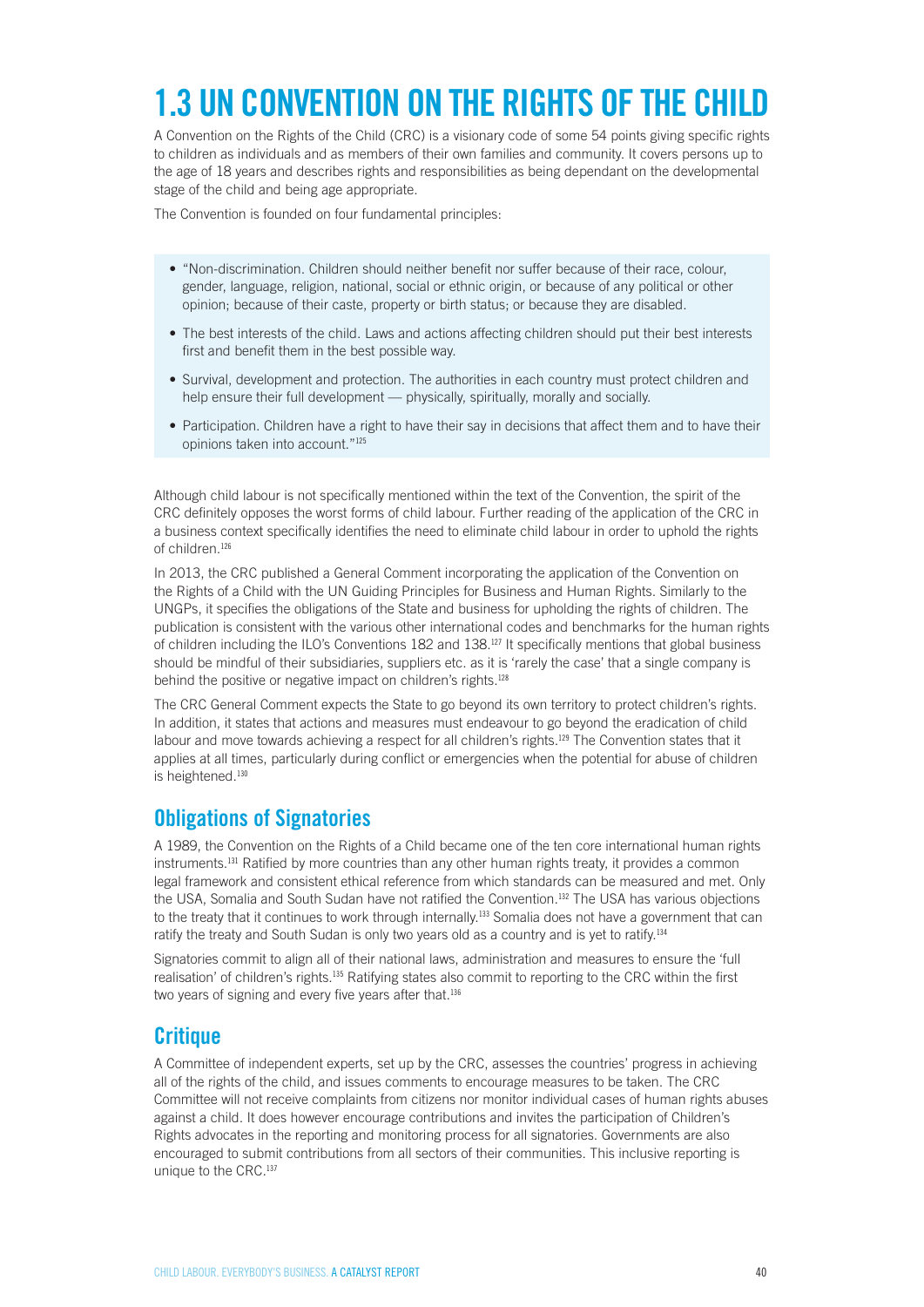# 1.3 UN CONVENTION ON THE RIGHTS OF THE CHILD

A Convention on the Rights of the Child (CRC) is a visionary code of some 54 points giving specific rights to children as individuals and as members of their own families and community. It covers persons up to the age of 18 years and describes rights and responsibilities as being dependant on the developmental stage of the child and being age appropriate.

The Convention is founded on four fundamental principles:

- "Non-discrimination. Children should neither benefit nor suffer because of their race, colour, gender, language, religion, national, social or ethnic origin, or because of any political or other opinion; because of their caste, property or birth status; or because they are disabled.
- The best interests of the child. Laws and actions affecting children should put their best interests first and benefit them in the best possible way.
- Survival, development and protection. The authorities in each country must protect children and help ensure their full development — physically, spiritually, morally and socially.
- Participation. Children have a right to have their say in decisions that affect them and to have their opinions taken into account."[125]

Although child labour is not specifically mentioned within the text of the Convention, the spirit of the CRC definitely opposes the worst forms of child labour. Further reading of the application of the CRC in a business context specifically identifies the need to eliminate child labour in order to uphold the rights of children.[126]

In 2013, the CRC published a General Comment incorporating the application of the Convention on the Rights of a Child with the UN Guiding Principles for Business and Human Rights. Similarly to the UNGPs, it specifies the obligations of the State and business for upholding the rights of children. The publication is consistent with the various other international codes and benchmarks for the human rights of children including the ILO's Conventions 182 and 138.[127] It specifically mentions that global business should be mindful of their subsidiaries, suppliers etc. as it is 'rarely the case' that a single company is behind the positive or negative impact on children's rights.[128]

The CRC General Comment expects the State to go beyond its own territory to protect children's rights. In addition, it states that actions and measures must endeavour to go beyond the eradication of child labour and move towards achieving a respect for all children's rights.[129] The Convention states that it applies at all times, particularly during conflict or emergencies when the potential for abuse of children is heightened.[130]

## Obligations of Signatories

A 1989, the Convention on the Rights of a Child became one of the ten core international human rights instruments.[131] Ratified by more countries than any other human rights treaty, it provides a common legal framework and consistent ethical reference from which standards can be measured and met. Only the USA, Somalia and South Sudan have not ratified the Convention.[132] The USA has various objections to the treaty that it continues to work through internally.[133] Somalia does not have a government that can ratify the treaty and South Sudan is only two years old as a country and is yet to ratify.[134]

Signatories commit to align all of their national laws, administration and measures to ensure the 'full realisation' of children's rights.[135] Ratifying states also commit to reporting to the CRC within the first two years of signing and every five years after that.[136]

## Critique

A Committee of independent experts, set up by the CRC, assesses the countries' progress in achieving all of the rights of the child, and issues comments to encourage measures to be taken. The CRC Committee will not receive complaints from citizens nor monitor individual cases of human rights abuses against a child. It does however encourage contributions and invites the participation of Children's Rights advocates in the reporting and monitoring process for all signatories. Governments are also encouraged to submit contributions from all sectors of their communities. This inclusive reporting is unique to the CRC.[137]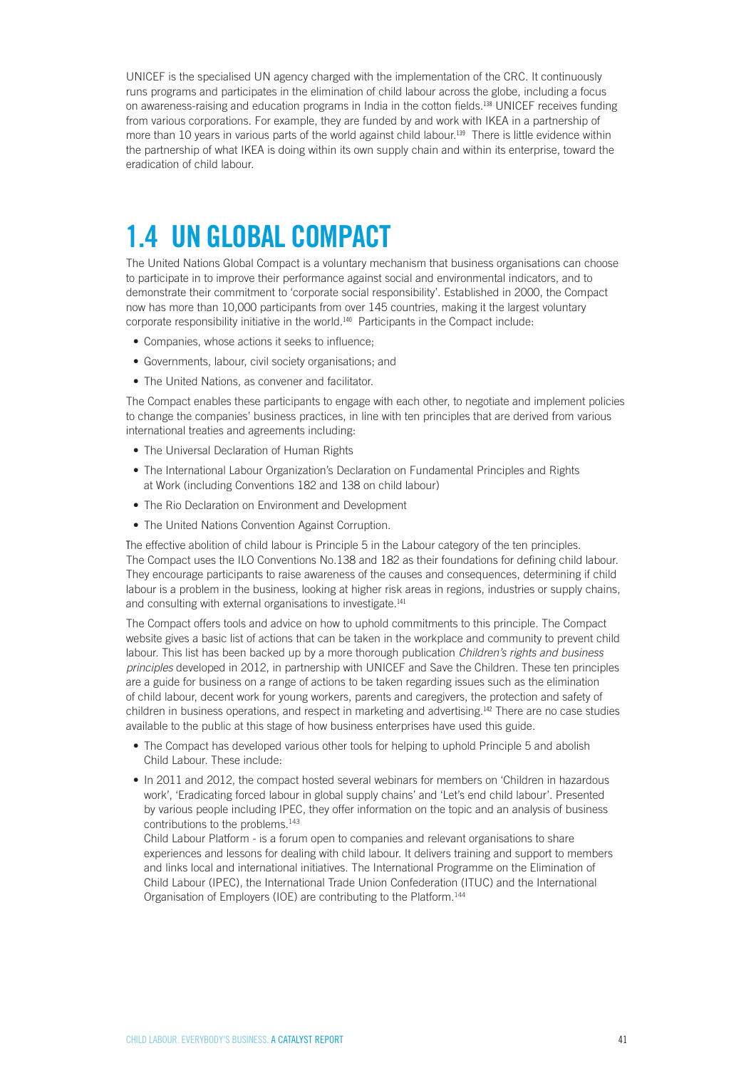UNICEF is the specialised UN agency charged with the implementation of the CRC. It continuously runs programs and participates in the elimination of child labour across the globe, including a focus on awareness-raising and education programs in India in the cotton fields.[138] UNICEF receives funding from various corporations. For example, they are funded by and work with IKEA in a partnership of more than 10 years in various parts of the world against child labour.[139] There is little evidence within the partnership of what IKEA is doing within its own supply chain and within its enterprise, toward the eradication of child labour.

# 1.4 UN GLOBAL COMPACT

The United Nations Global Compact is a voluntary mechanism that business organisations can choose to participate in to improve their performance against social and environmental indicators, and to demonstrate their commitment to 'corporate social responsibility'. Established in 2000, the Compact now has more than 10,000 participants from over 145 countries, making it the largest voluntary corporate responsibility initiative in the world.[140] Participants in the Compact include:

- Companies, whose actions it seeks to influence;
- Governments, labour, civil society organisations; and
- The United Nations, as convener and facilitator.

The Compact enables these participants to engage with each other, to negotiate and implement policies to change the companies' business practices, in line with ten principles that are derived from various international treaties and agreements including:

- The Universal Declaration of Human Rights
- The International Labour Organization's Declaration on Fundamental Principles and Rights at Work (including Conventions 182 and 138 on child labour)
- The Rio Declaration on Environment and Development
- The United Nations Convention Against Corruption.

The effective abolition of child labour is Principle 5 in the Labour category of the ten principles. The Compact uses the ILO Conventions No.138 and 182 as their foundations for defining child labour. They encourage participants to raise awareness of the causes and consequences, determining if child labour is a problem in the business, looking at higher risk areas in regions, industries or supply chains, and consulting with external organisations to investigate.[141]

The Compact offers tools and advice on how to uphold commitments to this principle. The Compact website gives a basic list of actions that can be taken in the workplace and community to prevent child labour. This list has been backed up by a more thorough publication *Children's rights and business principles* developed in 2012, in partnership with UNICEF and Save the Children. These ten principles are a guide for business on a range of actions to be taken regarding issues such as the elimination of child labour, decent work for young workers, parents and caregivers, the protection and safety of children in business operations, and respect in marketing and advertising.[142] There are no case studies available to the public at this stage of how business enterprises have used this guide.

- The Compact has developed various other tools for helping to uphold Principle 5 and abolish Child Labour. These include:
- In 2011 and 2012, the compact hosted several webinars for members on 'Children in hazardous work', 'Eradicating forced labour in global supply chains' and 'Let's end child labour'. Presented by various people including IPEC, they offer information on the topic and an analysis of business contributions to the problems.[143]
  
  Child Labour Platform - is a forum open to companies and relevant organisations to share experiences and lessons for dealing with child labour. It delivers training and support to members and links local and international initiatives. The International Programme on the Elimination of Child Labour (IPEC), the International Trade Union Confederation (ITUC) and the International Organisation of Employers (IOE) are contributing to the Platform.[144]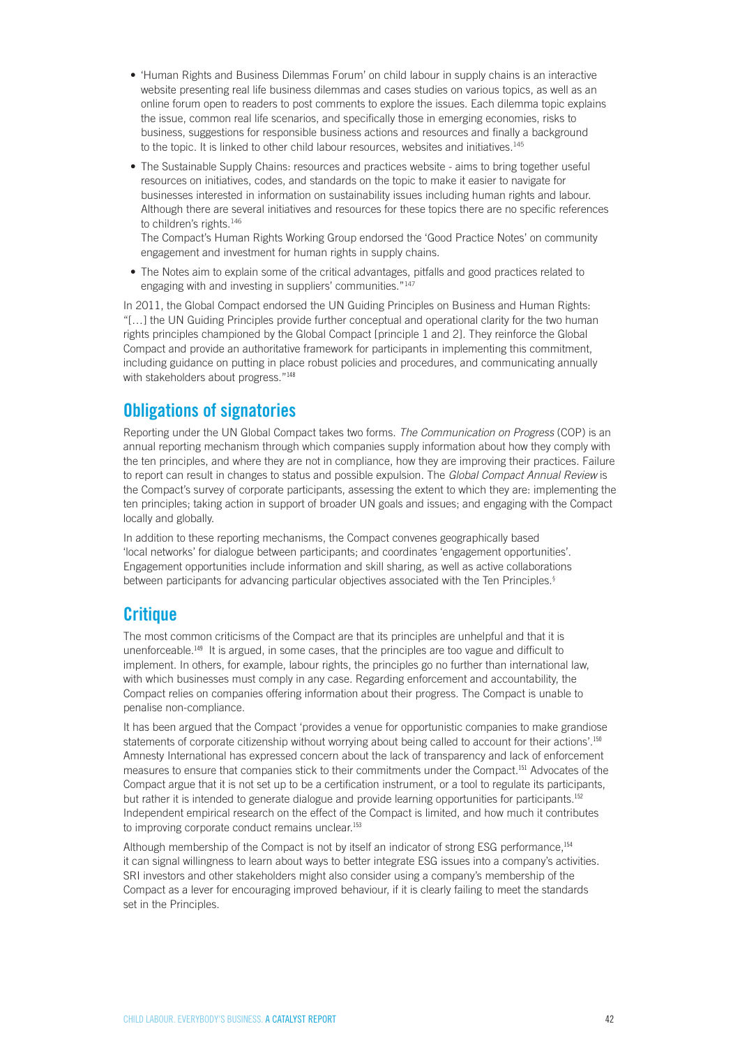- 'Human Rights and Business Dilemmas Forum' on child labour in supply chains is an interactive website presenting real life business dilemmas and cases studies on various topics, as well as an online forum open to readers to post comments to explore the issues. Each dilemma topic explains the issue, common real life scenarios, and specifically those in emerging economies, risks to business, suggestions for responsible business actions and resources and finally a background to the topic. It is linked to other child labour resources, websites and initiatives.[145]
- The Sustainable Supply Chains: resources and practices website - aims to bring together useful resources on initiatives, codes, and standards on the topic to make it easier to navigate for businesses interested in information on sustainability issues including human rights and labour. Although there are several initiatives and resources for these topics there are no specific references to children's rights.[146]

  The Compact's Human Rights Working Group endorsed the 'Good Practice Notes' on community engagement and investment for human rights in supply chains.
- The Notes aim to explain some of the critical advantages, pitfalls and good practices related to engaging with and investing in suppliers' communities."[147]

In 2011, the Global Compact endorsed the UN Guiding Principles on Business and Human Rights: "[…] the UN Guiding Principles provide further conceptual and operational clarity for the two human rights principles championed by the Global Compact [principle 1 and 2]. They reinforce the Global Compact and provide an authoritative framework for participants in implementing this commitment, including guidance on putting in place robust policies and procedures, and communicating annually with stakeholders about progress."[148]

## Obligations of signatories

Reporting under the UN Global Compact takes two forms. *The Communication on Progress* (COP) is an annual reporting mechanism through which companies supply information about how they comply with the ten principles, and where they are not in compliance, how they are improving their practices. Failure to report can result in changes to status and possible expulsion. The *Global Compact Annual Review* is the Compact's survey of corporate participants, assessing the extent to which they are: implementing the ten principles; taking action in support of broader UN goals and issues; and engaging with the Compact locally and globally.

In addition to these reporting mechanisms, the Compact convenes geographically based 'local networks' for dialogue between participants; and coordinates 'engagement opportunities'. Engagement opportunities include information and skill sharing, as well as active collaborations between participants for advancing particular objectives associated with the Ten Principles.[§]

## Critique

The most common criticisms of the Compact are that its principles are unhelpful and that it is unenforceable.[149] It is argued, in some cases, that the principles are too vague and difficult to implement. In others, for example, labour rights, the principles go no further than international law, with which businesses must comply in any case. Regarding enforcement and accountability, the Compact relies on companies offering information about their progress. The Compact is unable to penalise non-compliance.

It has been argued that the Compact 'provides a venue for opportunistic companies to make grandiose statements of corporate citizenship without worrying about being called to account for their actions'.[150] Amnesty International has expressed concern about the lack of transparency and lack of enforcement measures to ensure that companies stick to their commitments under the Compact.[151] Advocates of the Compact argue that it is not set up to be a certification instrument, or a tool to regulate its participants, but rather it is intended to generate dialogue and provide learning opportunities for participants.[152] Independent empirical research on the effect of the Compact is limited, and how much it contributes to improving corporate conduct remains unclear.[153]

Although membership of the Compact is not by itself an indicator of strong ESG performance,[154] it can signal willingness to learn about ways to better integrate ESG issues into a company's activities. SRI investors and other stakeholders might also consider using a company's membership of the Compact as a lever for encouraging improved behaviour, if it is clearly failing to meet the standards set in the Principles.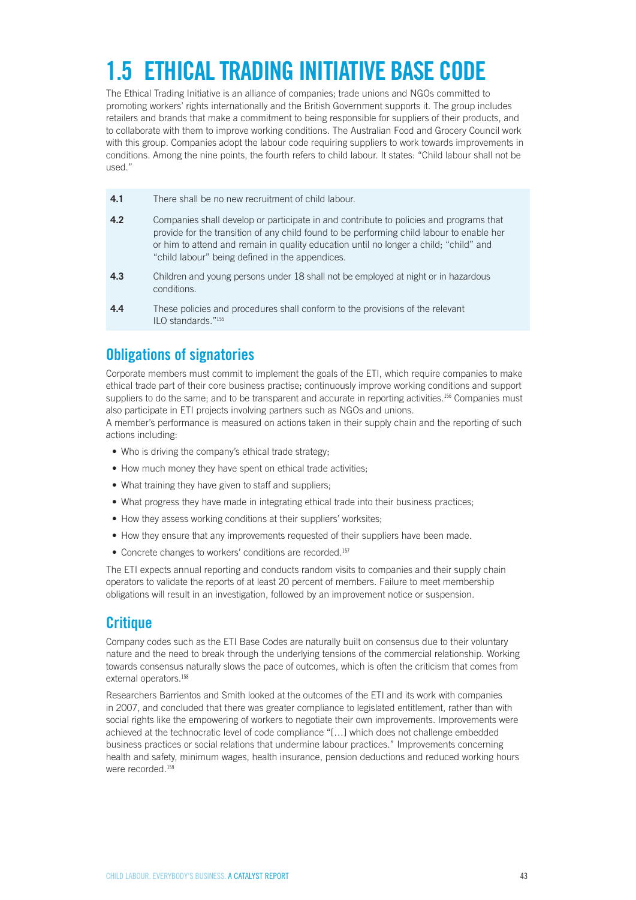# 1.5 ETHICAL TRADING INITIATIVE BASE CODE

The Ethical Trading Initiative is an alliance of companies; trade unions and NGOs committed to promoting workers' rights internationally and the British Government supports it. The group includes retailers and brands that make a commitment to being responsible for suppliers of their products, and to collaborate with them to improve working conditions. The Australian Food and Grocery Council work with this group. Companies adopt the labour code requiring suppliers to work towards improvements in conditions. Among the nine points, the fourth refers to child labour. It states: "Child labour shall not be used."

**4.1** There shall be no new recruitment of child labour.

**4.2** Companies shall develop or participate in and contribute to policies and programs that provide for the transition of any child found to be performing child labour to enable her or him to attend and remain in quality education until no longer a child; "child" and "child labour" being defined in the appendices.

**4.3** Children and young persons under 18 shall not be employed at night or in hazardous conditions.

**4.4** These policies and procedures shall conform to the provisions of the relevant ILO standards."[155]

## Obligations of signatories

Corporate members must commit to implement the goals of the ETI, which require companies to make ethical trade part of their core business practise; continuously improve working conditions and support suppliers to do the same; and to be transparent and accurate in reporting activities.[156] Companies must also participate in ETI projects involving partners such as NGOs and unions.

A member's performance is measured on actions taken in their supply chain and the reporting of such actions including:

- Who is driving the company's ethical trade strategy;
- How much money they have spent on ethical trade activities;
- What training they have given to staff and suppliers;
- What progress they have made in integrating ethical trade into their business practices;
- How they assess working conditions at their suppliers' worksites;
- How they ensure that any improvements requested of their suppliers have been made.
- Concrete changes to workers' conditions are recorded.[157]

The ETI expects annual reporting and conducts random visits to companies and their supply chain operators to validate the reports of at least 20 percent of members. Failure to meet membership obligations will result in an investigation, followed by an improvement notice or suspension.

## Critique

Company codes such as the ETI Base Codes are naturally built on consensus due to their voluntary nature and the need to break through the underlying tensions of the commercial relationship. Working towards consensus naturally slows the pace of outcomes, which is often the criticism that comes from external operators.[158]

Researchers Barrientos and Smith looked at the outcomes of the ETI and its work with companies in 2007, and concluded that there was greater compliance to legislated entitlement, rather than with social rights like the empowering of workers to negotiate their own improvements. Improvements were achieved at the technocratic level of code compliance "[…] which does not challenge embedded business practices or social relations that undermine labour practices." Improvements concerning health and safety, minimum wages, health insurance, pension deductions and reduced working hours were recorded.[159]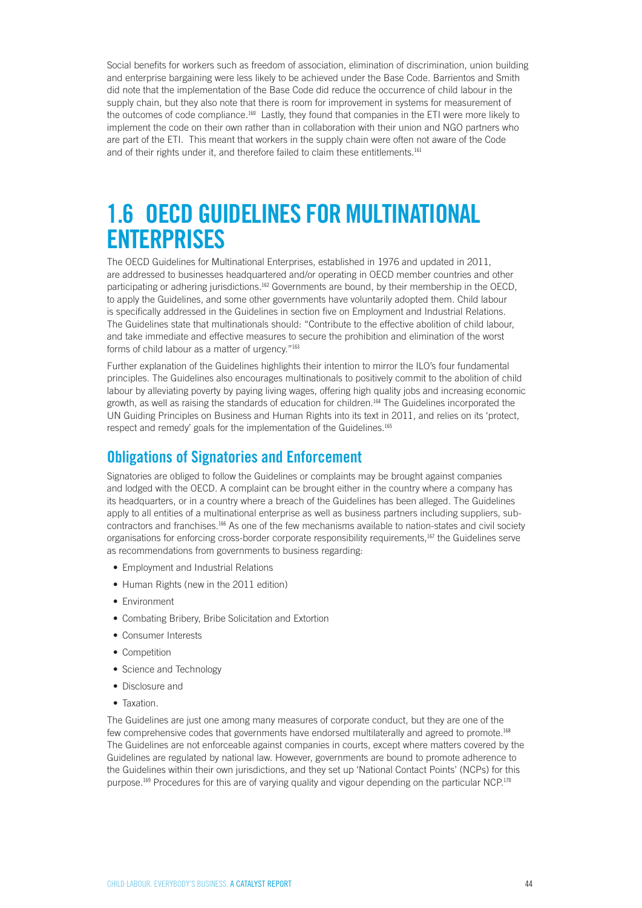Social benefits for workers such as freedom of association, elimination of discrimination, union building and enterprise bargaining were less likely to be achieved under the Base Code. Barrientos and Smith did note that the implementation of the Base Code did reduce the occurrence of child labour in the supply chain, but they also note that there is room for improvement in systems for measurement of the outcomes of code compliance.[160] Lastly, they found that companies in the ETI were more likely to implement the code on their own rather than in collaboration with their union and NGO partners who are part of the ETI. This meant that workers in the supply chain were often not aware of the Code and of their rights under it, and therefore failed to claim these entitlements.[161]

# 1.6 OECD GUIDELINES FOR MULTINATIONAL ENTERPRISES

The OECD Guidelines for Multinational Enterprises, established in 1976 and updated in 2011, are addressed to businesses headquartered and/or operating in OECD member countries and other participating or adhering jurisdictions.[162] Governments are bound, by their membership in the OECD, to apply the Guidelines, and some other governments have voluntarily adopted them. Child labour is specifically addressed in the Guidelines in section five on Employment and Industrial Relations. The Guidelines state that multinationals should: "Contribute to the effective abolition of child labour, and take immediate and effective measures to secure the prohibition and elimination of the worst forms of child labour as a matter of urgency."[163]

Further explanation of the Guidelines highlights their intention to mirror the ILO's four fundamental principles. The Guidelines also encourages multinationals to positively commit to the abolition of child labour by alleviating poverty by paying living wages, offering high quality jobs and increasing economic growth, as well as raising the standards of education for children.[164] The Guidelines incorporated the UN Guiding Principles on Business and Human Rights into its text in 2011, and relies on its 'protect, respect and remedy' goals for the implementation of the Guidelines.[165]

## Obligations of Signatories and Enforcement

Signatories are obliged to follow the Guidelines or complaints may be brought against companies and lodged with the OECD. A complaint can be brought either in the country where a company has its headquarters, or in a country where a breach of the Guidelines has been alleged. The Guidelines apply to all entities of a multinational enterprise as well as business partners including suppliers, sub-contractors and franchises.[166] As one of the few mechanisms available to nation-states and civil society organisations for enforcing cross-border corporate responsibility requirements,[167] the Guidelines serve as recommendations from governments to business regarding:

- Employment and Industrial Relations
- Human Rights (new in the 2011 edition)
- Environment
- Combating Bribery, Bribe Solicitation and Extortion
- Consumer Interests
- Competition
- Science and Technology
- Disclosure and
- Taxation.

The Guidelines are just one among many measures of corporate conduct, but they are one of the few comprehensive codes that governments have endorsed multilaterally and agreed to promote.[168] The Guidelines are not enforceable against companies in courts, except where matters covered by the Guidelines are regulated by national law. However, governments are bound to promote adherence to the Guidelines within their own jurisdictions, and they set up 'National Contact Points' (NCPs) for this purpose.[169] Procedures for this are of varying quality and vigour depending on the particular NCP.[170]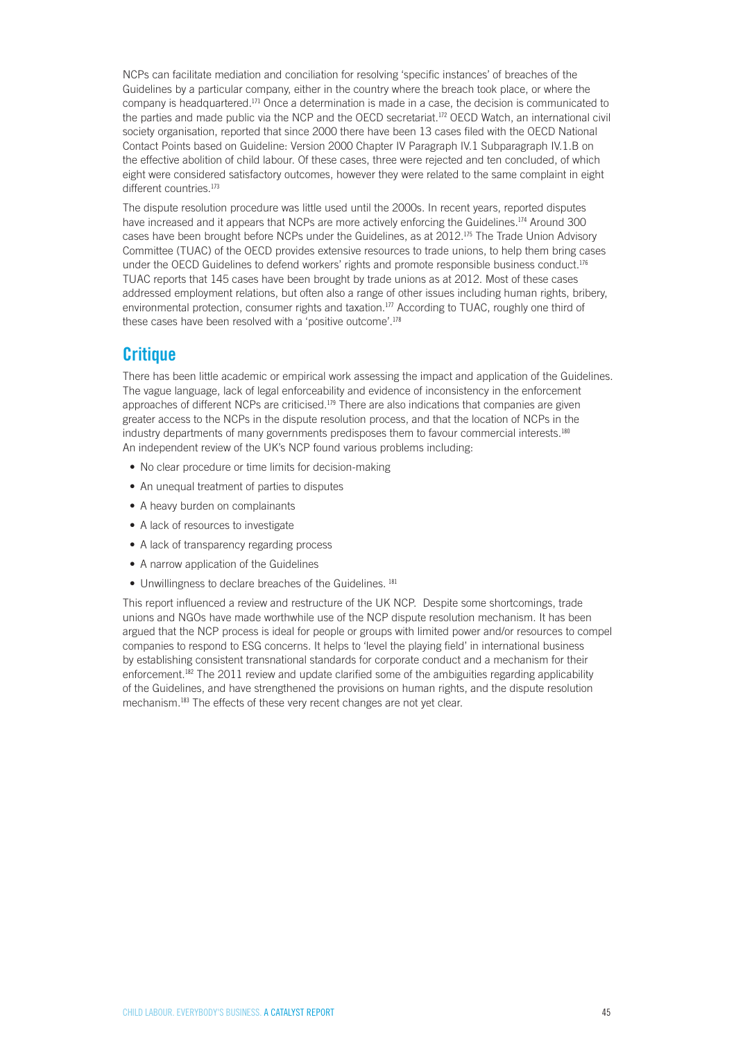NCPs can facilitate mediation and conciliation for resolving 'specific instances' of breaches of the Guidelines by a particular company, either in the country where the breach took place, or where the company is headquartered.[171] Once a determination is made in a case, the decision is communicated to the parties and made public via the NCP and the OECD secretariat.[172] OECD Watch, an international civil society organisation, reported that since 2000 there have been 13 cases filed with the OECD National Contact Points based on Guideline: Version 2000 Chapter IV Paragraph IV.1 Subparagraph IV.1.B on the effective abolition of child labour. Of these cases, three were rejected and ten concluded, of which eight were considered satisfactory outcomes, however they were related to the same complaint in eight different countries.[173]

The dispute resolution procedure was little used until the 2000s. In recent years, reported disputes have increased and it appears that NCPs are more actively enforcing the Guidelines.[174] Around 300 cases have been brought before NCPs under the Guidelines, as at 2012.[175] The Trade Union Advisory Committee (TUAC) of the OECD provides extensive resources to trade unions, to help them bring cases under the OECD Guidelines to defend workers' rights and promote responsible business conduct.[176] TUAC reports that 145 cases have been brought by trade unions as at 2012. Most of these cases addressed employment relations, but often also a range of other issues including human rights, bribery, environmental protection, consumer rights and taxation.[177] According to TUAC, roughly one third of these cases have been resolved with a 'positive outcome'.[178]

## Critique

There has been little academic or empirical work assessing the impact and application of the Guidelines. The vague language, lack of legal enforceability and evidence of inconsistency in the enforcement approaches of different NCPs are criticised.[179] There are also indications that companies are given greater access to the NCPs in the dispute resolution process, and that the location of NCPs in the industry departments of many governments predisposes them to favour commercial interests.[180] An independent review of the UK's NCP found various problems including:

- No clear procedure or time limits for decision-making
- An unequal treatment of parties to disputes
- A heavy burden on complainants
- A lack of resources to investigate
- A lack of transparency regarding process
- A narrow application of the Guidelines
- Unwillingness to declare breaches of the Guidelines. [181]

This report influenced a review and restructure of the UK NCP. Despite some shortcomings, trade unions and NGOs have made worthwhile use of the NCP dispute resolution mechanism. It has been argued that the NCP process is ideal for people or groups with limited power and/or resources to compel companies to respond to ESG concerns. It helps to 'level the playing field' in international business by establishing consistent transnational standards for corporate conduct and a mechanism for their enforcement.[182] The 2011 review and update clarified some of the ambiguities regarding applicability of the Guidelines, and have strengthened the provisions on human rights, and the dispute resolution mechanism.[183] The effects of these very recent changes are not yet clear.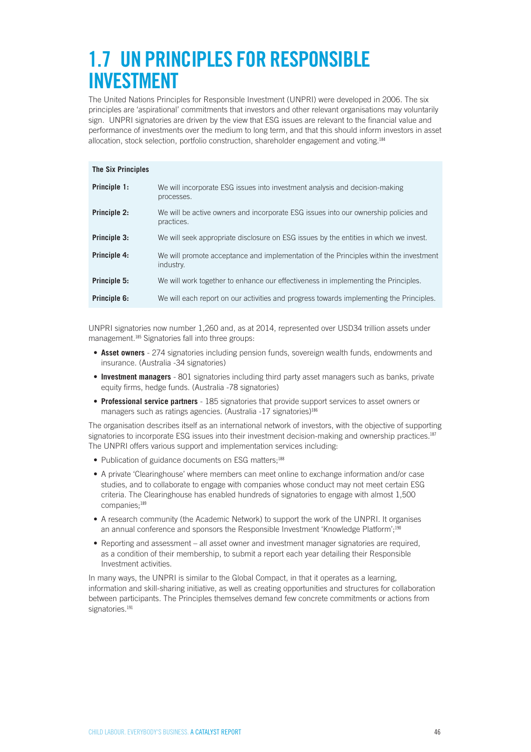# 1.7 UN PRINCIPLES FOR RESPONSIBLE INVESTMENT

The United Nations Principles for Responsible Investment (UNPRI) were developed in 2006. The six principles are 'aspirational' commitments that investors and other relevant organisations may voluntarily sign. UNPRI signatories are driven by the view that ESG issues are relevant to the financial value and performance of investments over the medium to long term, and that this should inform investors in asset allocation, stock selection, portfolio construction, shareholder engagement and voting.[184]

| The Six Principles | |
|---|---|
| **Principle 1:** | We will incorporate ESG issues into investment analysis and decision-making processes. |
| **Principle 2:** | We will be active owners and incorporate ESG issues into our ownership policies and practices. |
| **Principle 3:** | We will seek appropriate disclosure on ESG issues by the entities in which we invest. |
| **Principle 4:** | We will promote acceptance and implementation of the Principles within the investment industry. |
| **Principle 5:** | We will work together to enhance our effectiveness in implementing the Principles. |
| **Principle 6:** | We will each report on our activities and progress towards implementing the Principles. |

UNPRI signatories now number 1,260 and, as at 2014, represented over USD34 trillion assets under management.[185] Signatories fall into three groups:

- **Asset owners** - 274 signatories including pension funds, sovereign wealth funds, endowments and insurance. (Australia -34 signatories)
- **Investment managers** - 801 signatories including third party asset managers such as banks, private equity firms, hedge funds. (Australia -78 signatories)
- **Professional service partners** - 185 signatories that provide support services to asset owners or managers such as ratings agencies. (Australia -17 signatories)[186]

The organisation describes itself as an international network of investors, with the objective of supporting signatories to incorporate ESG issues into their investment decision-making and ownership practices.[187] The UNPRI offers various support and implementation services including:

- Publication of guidance documents on ESG matters;[188]
- A private 'Clearinghouse' where members can meet online to exchange information and/or case studies, and to collaborate to engage with companies whose conduct may not meet certain ESG criteria. The Clearinghouse has enabled hundreds of signatories to engage with almost 1,500 companies;[189]
- A research community (the Academic Network) to support the work of the UNPRI. It organises an annual conference and sponsors the Responsible Investment 'Knowledge Platform';[190]
- Reporting and assessment – all asset owner and investment manager signatories are required, as a condition of their membership, to submit a report each year detailing their Responsible Investment activities.

In many ways, the UNPRI is similar to the Global Compact, in that it operates as a learning, information and skill-sharing initiative, as well as creating opportunities and structures for collaboration between participants. The Principles themselves demand few concrete commitments or actions from signatories.[191]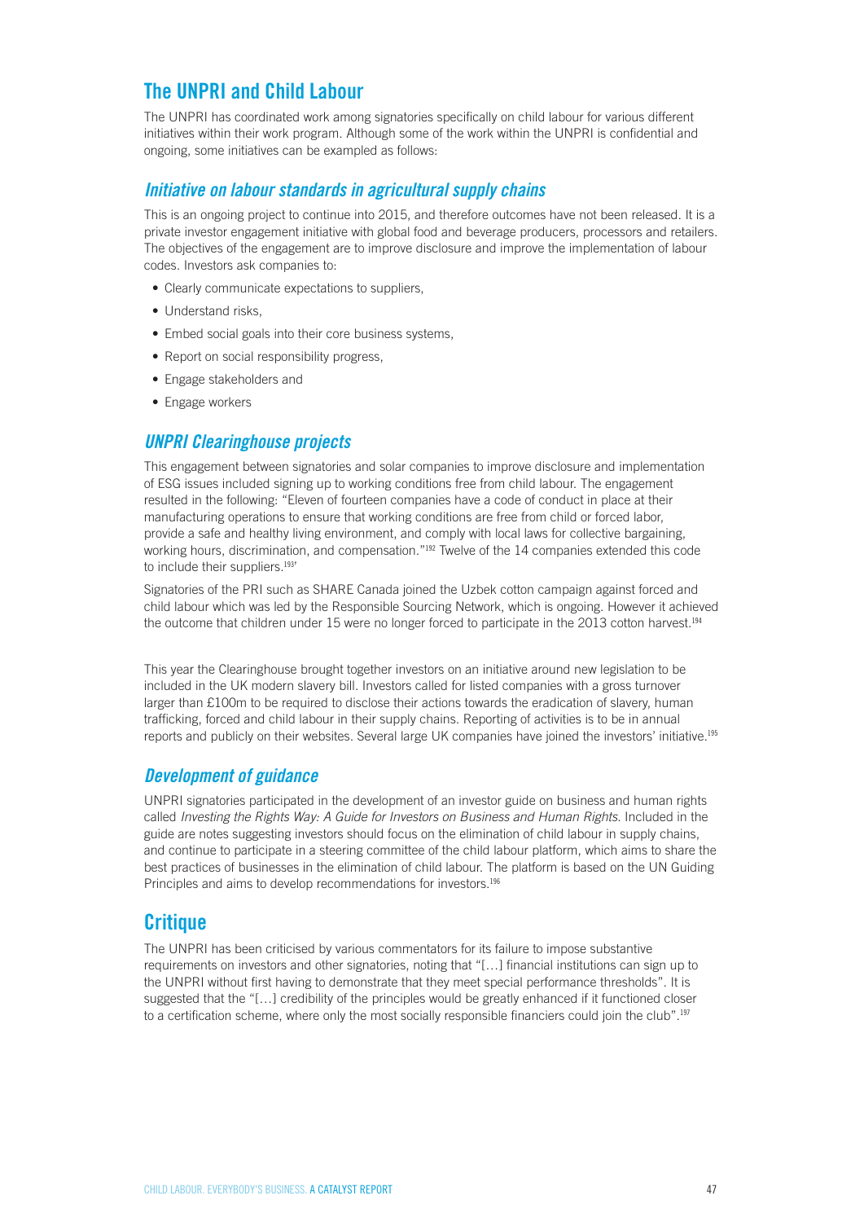## The UNPRI and Child Labour

The UNPRI has coordinated work among signatories specifically on child labour for various different initiatives within their work program. Although some of the work within the UNPRI is confidential and ongoing, some initiatives can be exampled as follows:

### *Initiative on labour standards in agricultural supply chains*

This is an ongoing project to continue into 2015, and therefore outcomes have not been released. It is a private investor engagement initiative with global food and beverage producers, processors and retailers. The objectives of the engagement are to improve disclosure and improve the implementation of labour codes. Investors ask companies to:

- Clearly communicate expectations to suppliers,
- Understand risks,
- Embed social goals into their core business systems,
- Report on social responsibility progress,
- Engage stakeholders and
- Engage workers

### *UNPRI Clearinghouse projects*

This engagement between signatories and solar companies to improve disclosure and implementation of ESG issues included signing up to working conditions free from child labour. The engagement resulted in the following: "Eleven of fourteen companies have a code of conduct in place at their manufacturing operations to ensure that working conditions are free from child or forced labor, provide a safe and healthy living environment, and comply with local laws for collective bargaining, working hours, discrimination, and compensation."[192] Twelve of the 14 companies extended this code to include their suppliers.[193]

Signatories of the PRI such as SHARE Canada joined the Uzbek cotton campaign against forced and child labour which was led by the Responsible Sourcing Network, which is ongoing. However it achieved the outcome that children under 15 were no longer forced to participate in the 2013 cotton harvest.[194]

This year the Clearinghouse brought together investors on an initiative around new legislation to be included in the UK modern slavery bill. Investors called for listed companies with a gross turnover larger than £100m to be required to disclose their actions towards the eradication of slavery, human trafficking, forced and child labour in their supply chains. Reporting of activities is to be in annual reports and publicly on their websites. Several large UK companies have joined the investors' initiative.[195]

### *Development of guidance*

UNPRI signatories participated in the development of an investor guide on business and human rights called *Investing the Rights Way: A Guide for Investors on Business and Human Rights*. Included in the guide are notes suggesting investors should focus on the elimination of child labour in supply chains, and continue to participate in a steering committee of the child labour platform, which aims to share the best practices of businesses in the elimination of child labour. The platform is based on the UN Guiding Principles and aims to develop recommendations for investors.[196]

## Critique

The UNPRI has been criticised by various commentators for its failure to impose substantive requirements on investors and other signatories, noting that "[…] financial institutions can sign up to the UNPRI without first having to demonstrate that they meet special performance thresholds". It is suggested that the "[…] credibility of the principles would be greatly enhanced if it functioned closer to a certification scheme, where only the most socially responsible financiers could join the club".[197]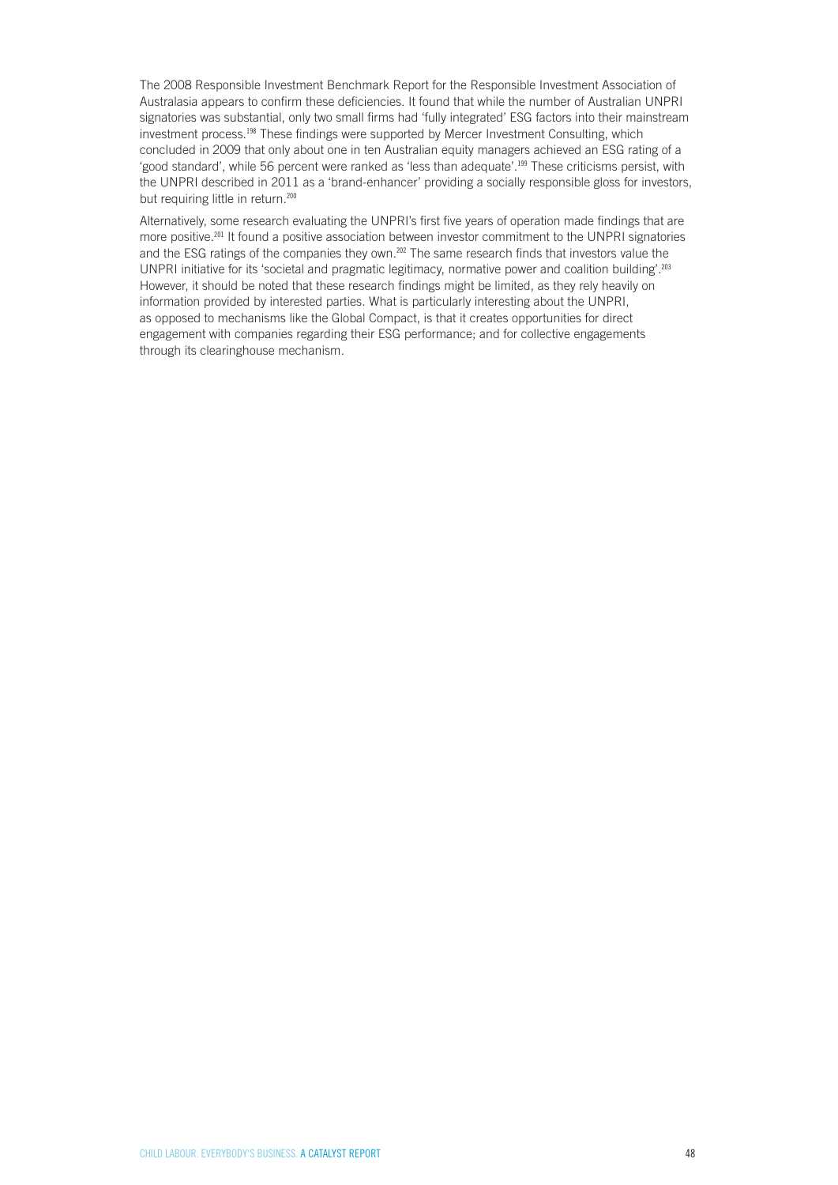The 2008 Responsible Investment Benchmark Report for the Responsible Investment Association of Australasia appears to confirm these deficiencies. It found that while the number of Australian UNPRI signatories was substantial, only two small firms had 'fully integrated' ESG factors into their mainstream investment process.[198] These findings were supported by Mercer Investment Consulting, which concluded in 2009 that only about one in ten Australian equity managers achieved an ESG rating of a 'good standard', while 56 percent were ranked as 'less than adequate'.[199] These criticisms persist, with the UNPRI described in 2011 as a 'brand-enhancer' providing a socially responsible gloss for investors, but requiring little in return.[200]

Alternatively, some research evaluating the UNPRI's first five years of operation made findings that are more positive.[201] It found a positive association between investor commitment to the UNPRI signatories and the ESG ratings of the companies they own.[202] The same research finds that investors value the UNPRI initiative for its 'societal and pragmatic legitimacy, normative power and coalition building'.[203] However, it should be noted that these research findings might be limited, as they rely heavily on information provided by interested parties. What is particularly interesting about the UNPRI, as opposed to mechanisms like the Global Compact, is that it creates opportunities for direct engagement with companies regarding their ESG performance; and for collective engagements through its clearinghouse mechanism.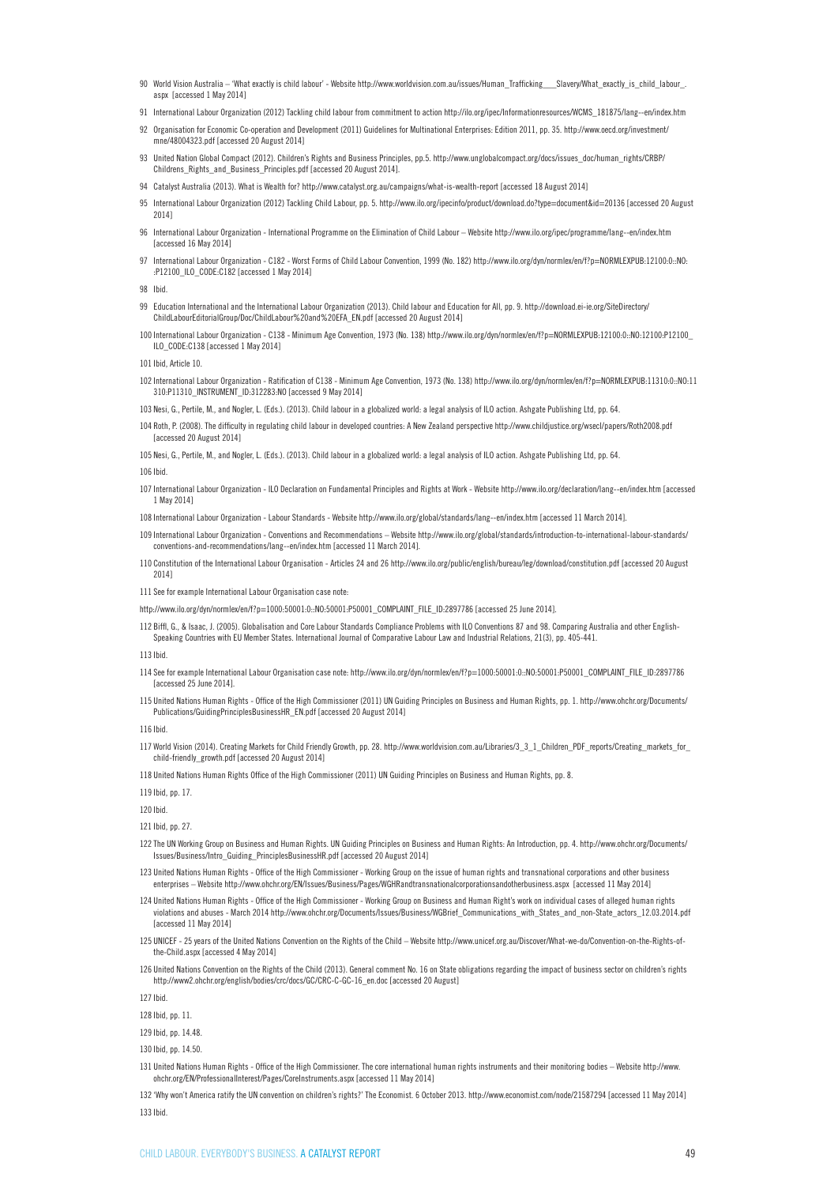90 World Vision Australia – 'What exactly is child labour' - Website http://www.worldvision.com.au/issues/Human_Trafficking___Slavery/What_exactly_is_child_labour_.aspx [accessed 1 May 2014]

91 International Labour Organization (2012) Tackling child labour from commitment to action http://ilo.org/ipec/Informationresources/WCMS_181875/lang--en/index.htm

92 Organisation for Economic Co-operation and Development (2011) Guidelines for Multinational Enterprises: Edition 2011, pp. 35. http://www.oecd.org/investment/mne/48004323.pdf [accessed 20 August 2014]

93 United Nation Global Compact (2012). Children's Rights and Business Principles, pp.5. http://www.unglobalcompact.org/docs/issues_doc/human_rights/CRBP/Childrens_Rights_and_Business_Principles.pdf [accessed 20 August 2014].

94 Catalyst Australia (2013). What is Wealth for? http://www.catalyst.org.au/campaigns/what-is-wealth-report [accessed 18 August 2014]

95 International Labour Organization (2012) Tackling Child Labour, pp. 5. http://www.ilo.org/ipecinfo/product/download.do?type=document&id=20136 [accessed 20 August 2014]

96 International Labour Organization - International Programme on the Elimination of Child Labour – Website http://www.ilo.org/ipec/programme/lang--en/index.htm [accessed 16 May 2014]

97 International Labour Organization - C182 - Worst Forms of Child Labour Convention, 1999 (No. 182) http://www.ilo.org/dyn/normlex/en/f?p=NORMLEXPUB:12100:0::NO::P12100_ILO_CODE:C182 [accessed 1 May 2014]

98 Ibid.

99 Education International and the International Labour Organization (2013). Child labour and Education for All, pp. 9. http://download.ei-ie.org/SiteDirectory/ChildLabourEditorialGroup/Doc/ChildLabour%20and%20EFA_EN.pdf [accessed 20 August 2014]

100 International Labour Organization - C138 - Minimum Age Convention, 1973 (No. 138) http://www.ilo.org/dyn/normlex/en/f?p=NORMLEXPUB:12100:0::NO:12100:P12100_ILO_CODE:C138 [accessed 1 May 2014]

101 Ibid, Article 10.

102 International Labour Organization - Ratification of C138 - Minimum Age Convention, 1973 (No. 138) http://www.ilo.org/dyn/normlex/en/f?p=NORMLEXPUB:11310:0::NO:11310:P11310_INSTRUMENT_ID:312283:NO [accessed 9 May 2014]

103 Nesi, G., Pertile, M., and Nogler, L. (Eds.). (2013). Child labour in a globalized world: a legal analysis of ILO action. Ashgate Publishing Ltd, pp. 64.

104 Roth, P. (2008). The difficulty in regulating child labour in developed countries: A New Zealand perspective http://www.childjustice.org/wsecl/papers/Roth2008.pdf [accessed 20 August 2014]

105 Nesi, G., Pertile, M., and Nogler, L. (Eds.). (2013). Child labour in a globalized world: a legal analysis of ILO action. Ashgate Publishing Ltd, pp. 64.

106 Ibid.

107 International Labour Organization - ILO Declaration on Fundamental Principles and Rights at Work - Website http://www.ilo.org/declaration/lang--en/index.htm [accessed 1 May 2014]

108 International Labour Organization - Labour Standards - Website http://www.ilo.org/global/standards/lang--en/index.htm [accessed 11 March 2014].

109 International Labour Organization - Conventions and Recommendations – Website http://www.ilo.org/global/standards/introduction-to-international-labour-standards/conventions-and-recommendations/lang--en/index.htm [accessed 11 March 2014].

110 Constitution of the International Labour Organisation - Articles 24 and 26 http://www.ilo.org/public/english/bureau/leg/download/constitution.pdf [accessed 20 August 2014]

111 See for example International Labour Organisation case note:

http://www.ilo.org/dyn/normlex/en/f?p=1000:50001:0::NO:50001:P50001_COMPLAINT_FILE_ID:2897786 [accessed 25 June 2014].

112 Biffl, G., & Isaac, J. (2005). Globalisation and Core Labour Standards Compliance Problems with ILO Conventions 87 and 98. Comparing Australia and other English-Speaking Countries with EU Member States. International Journal of Comparative Labour Law and Industrial Relations, 21(3), pp. 405-441.

113 Ibid.

114 See for example International Labour Organisation case note: http://www.ilo.org/dyn/normlex/en/f?p=1000:50001:0::NO:50001:P50001_COMPLAINT_FILE_ID:2897786 [accessed 25 June 2014].

115 United Nations Human Rights - Office of the High Commissioner (2011) UN Guiding Principles on Business and Human Rights, pp. 1. http://www.ohchr.org/Documents/Publications/GuidingPrinciplesBusinessHR_EN.pdf [accessed 20 August 2014]

116 Ibid.

117 World Vision (2014). Creating Markets for Child Friendly Growth, pp. 28. http://www.worldvision.com.au/Libraries/3_3_1_Children_PDF_reports/Creating_markets_for_child-friendly_growth.pdf [accessed 20 August 2014]

118 United Nations Human Rights Office of the High Commissioner (2011) UN Guiding Principles on Business and Human Rights, pp. 8.

119 Ibid, pp. 17.

120 Ibid.

121 Ibid, pp. 27.

122 The UN Working Group on Business and Human Rights. UN Guiding Principles on Business and Human Rights: An Introduction, pp. 4. http://www.ohchr.org/Documents/Issues/Business/Intro_Guiding_PrinciplesBusinessHR.pdf [accessed 20 August 2014]

123 United Nations Human Rights - Office of the High Commissioner - Working Group on the issue of human rights and transnational corporations and other business enterprises – Website http://www.ohchr.org/EN/Issues/Business/Pages/WGHRandtransnationalcorporationsandotherbusiness.aspx [accessed 11 May 2014]

124 United Nations Human Rights - Office of the High Commissioner - Working Group on Business and Human Right's work on individual cases of alleged human rights violations and abuses - March 2014 http://www.ohchr.org/Documents/Issues/Business/WGBrief_Communications_with_States_and_non-State_actors_12.03.2014.pdf [accessed 11 May 2014]

125 UNICEF - 25 years of the United Nations Convention on the Rights of the Child – Website http://www.unicef.org.au/Discover/What-we-do/Convention-on-the-Rights-of-the-Child.aspx [accessed 4 May 2014]

126 United Nations Convention on the Rights of the Child (2013). General comment No. 16 on State obligations regarding the impact of business sector on children's rights http://www2.ohchr.org/english/bodies/crc/docs/GC/CRC-C-GC-16_en.doc [accessed 20 August]

127 Ibid.

128 Ibid, pp. 11.

129 Ibid, pp. 14.48.

130 Ibid, pp. 14.50.

131 United Nations Human Rights - Office of the High Commissioner. The core international human rights instruments and their monitoring bodies – Website http://www.ohchr.org/EN/ProfessionalInterest/Pages/CoreInstruments.aspx [accessed 11 May 2014]

132 'Why won't America ratify the UN convention on children's rights?' The Economist. 6 October 2013. http://www.economist.com/node/21587294 [accessed 11 May 2014]

133 Ibid.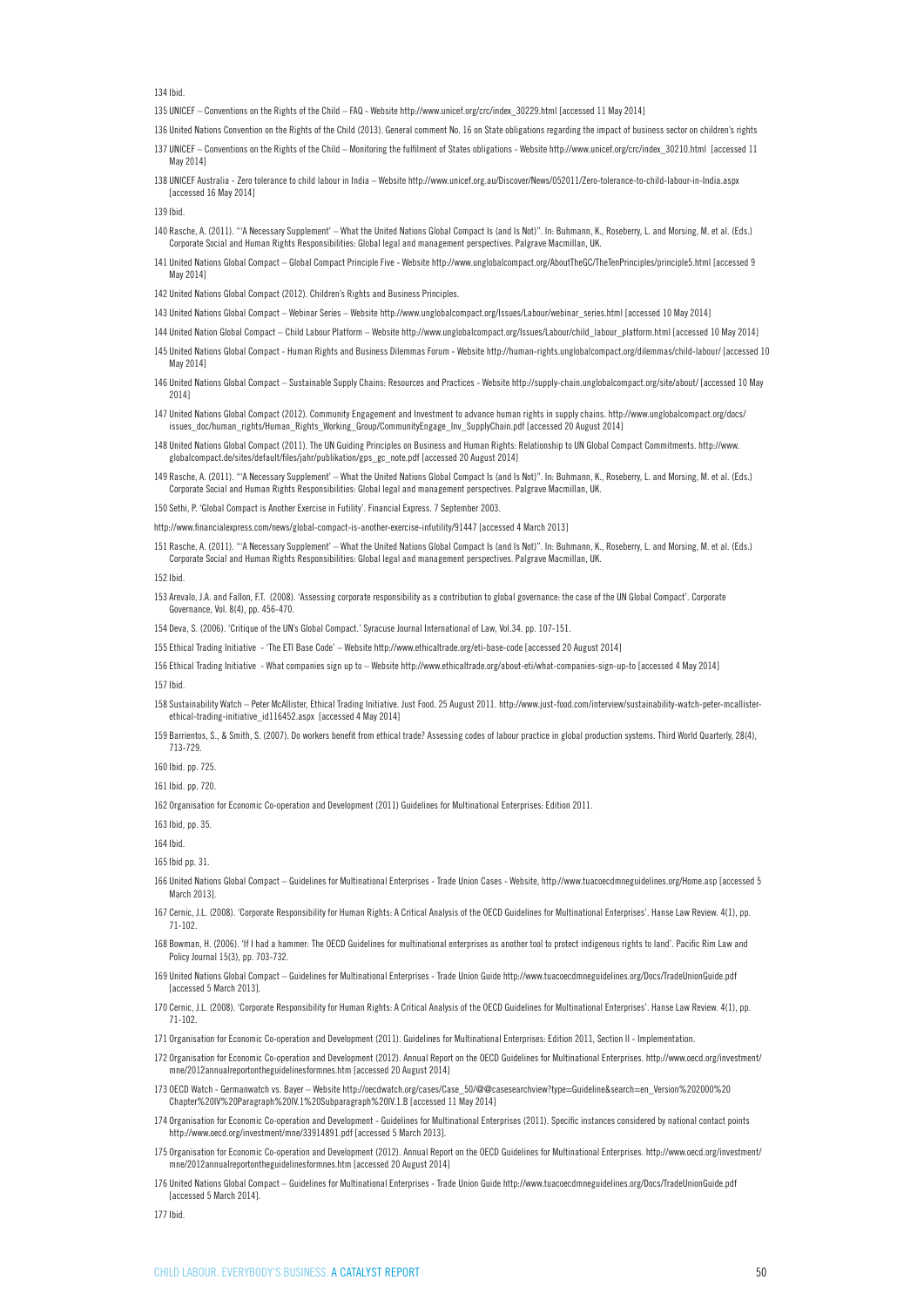134 Ibid.

135 UNICEF – Conventions on the Rights of the Child – FAQ - Website http://www.unicef.org/crc/index_30229.html [accessed 11 May 2014]

136 United Nations Convention on the Rights of the Child (2013). General comment No. 16 on State obligations regarding the impact of business sector on children's rights

137 UNICEF – Conventions on the Rights of the Child – Monitoring the fulfilment of States obligations - Website http://www.unicef.org/crc/index_30210.html [accessed 11 May 2014]

138 UNICEF Australia - Zero tolerance to child labour in India – Website http://www.unicef.org.au/Discover/News/052011/Zero-tolerance-to-child-labour-in-India.aspx [accessed 16 May 2014]

139 Ibid.

140 Rasche, A. (2011). "'A Necessary Supplement' – What the United Nations Global Compact Is (and Is Not)". In: Buhmann, K., Roseberry, L. and Morsing, M. et al. (Eds.) Corporate Social and Human Rights Responsibilities: Global legal and management perspectives. Palgrave Macmillan, UK.

141 United Nations Global Compact – Global Compact Principle Five - Website http://www.unglobalcompact.org/AboutTheGC/TheTenPrinciples/principle5.html [accessed 9 May 2014]

142 United Nations Global Compact (2012). Children's Rights and Business Principles.

143 United Nations Global Compact – Webinar Series – Website http://www.unglobalcompact.org/Issues/Labour/webinar_series.html [accessed 10 May 2014]

144 United Nation Global Compact – Child Labour Platform – Website http://www.unglobalcompact.org/Issues/Labour/child_labour_platform.html [accessed 10 May 2014]

145 United Nations Global Compact - Human Rights and Business Dilemmas Forum - Website http://human-rights.unglobalcompact.org/dilemmas/child-labour/ [accessed 10 May 2014]

146 United Nations Global Compact – Sustainable Supply Chains: Resources and Practices - Website http://supply-chain.unglobalcompact.org/site/about/ [accessed 10 May 2014]

147 United Nations Global Compact (2012). Community Engagement and Investment to advance human rights in supply chains. http://www.unglobalcompact.org/docs/issues_doc/human_rights/Human_Rights_Working_Group/CommunityEngage_Inv_SupplyChain.pdf [accessed 20 August 2014]

148 United Nations Global Compact (2011). The UN Guiding Principles on Business and Human Rights: Relationship to UN Global Compact Commitments. http://www.globalcompact.de/sites/default/files/jahr/publikation/gps_gc_note.pdf [accessed 20 August 2014]

149 Rasche, A. (2011). "'A Necessary Supplement' – What the United Nations Global Compact Is (and Is Not)". In: Buhmann, K., Roseberry, L. and Morsing, M. et al. (Eds.) Corporate Social and Human Rights Responsibilities: Global legal and management perspectives. Palgrave Macmillan, UK.

150 Sethi, P. 'Global Compact is Another Exercise in Futility'. Financial Express. 7 September 2003.

http://www.financialexpress.com/news/global-compact-is-another-exercise-infutility/91447 [accessed 4 March 2013]

151 Rasche, A. (2011). "'A Necessary Supplement' – What the United Nations Global Compact Is (and Is Not)". In: Buhmann, K., Roseberry, L. and Morsing, M. et al. (Eds.) Corporate Social and Human Rights Responsibilities: Global legal and management perspectives. Palgrave Macmillan, UK.

152 Ibid.

153 Arevalo, J.A. and Fallon, F.T. (2008). 'Assessing corporate responsibility as a contribution to global governance: the case of the UN Global Compact'. Corporate Governance, Vol. 8(4), pp. 456-470.

154 Deva, S. (2006). 'Critique of the UN's Global Compact.' Syracuse Journal International of Law, Vol.34. pp. 107-151.

155 Ethical Trading Initiative - 'The ETI Base Code' – Website http://www.ethicaltrade.org/eti-base-code [accessed 20 August 2014]

156 Ethical Trading Initiative - What companies sign up to – Website http://www.ethicaltrade.org/about-eti/what-companies-sign-up-to [accessed 4 May 2014]

157 Ibid.

158 Sustainability Watch – Peter McAllister, Ethical Trading Initiative. Just Food. 25 August 2011. http://www.just-food.com/interview/sustainability-watch-peter-mcallister-ethical-trading-initiative_id116452.aspx [accessed 4 May 2014]

159 Barrientos, S., & Smith, S. (2007). Do workers benefit from ethical trade? Assessing codes of labour practice in global production systems. Third World Quarterly, 28(4), 713-729.

160 Ibid. pp. 725.

161 Ibid. pp. 720.

162 Organisation for Economic Co-operation and Development (2011) Guidelines for Multinational Enterprises: Edition 2011.

163 Ibid, pp. 35.

164 Ibid.

165 Ibid pp. 31.

166 United Nations Global Compact – Guidelines for Multinational Enterprises - Trade Union Cases - Website, http://www.tuacoecdmneguidelines.org/Home.asp [accessed 5 March 2013].

167 Cernic, J.L. (2008). 'Corporate Responsibility for Human Rights: A Critical Analysis of the OECD Guidelines for Multinational Enterprises'. Hanse Law Review. 4(1), pp. 71-102.

168 Bowman, H. (2006). 'If I had a hammer: The OECD Guidelines for multinational enterprises as another tool to protect indigenous rights to land'. Pacific Rim Law and Policy Journal 15(3), pp. 703-732.

169 United Nations Global Compact – Guidelines for Multinational Enterprises - Trade Union Guide http://www.tuacoecdmneguidelines.org/Docs/TradeUnionGuide.pdf [accessed 5 March 2013].

170 Cernic, J.L. (2008). 'Corporate Responsibility for Human Rights: A Critical Analysis of the OECD Guidelines for Multinational Enterprises'. Hanse Law Review. 4(1), pp. 71-102.

171 Organisation for Economic Co-operation and Development (2011). Guidelines for Multinational Enterprises: Edition 2011, Section II - Implementation.

172 Organisation for Economic Co-operation and Development (2012). Annual Report on the OECD Guidelines for Multinational Enterprises. http://www.oecd.org/investment/mne/2012annualreportontheguidelinesformnes.htm [accessed 20 August 2014]

173 OECD Watch - Germanwatch vs. Bayer – Website http://oecdwatch.org/cases/Case_50/@@casesearchview?type=Guideline&search=en_Version%202000%20Chapter%20IV%20Paragraph%20IV.1%20Subparagraph%20IV.1.B [accessed 11 May 2014]

174 Organisation for Economic Co-operation and Development - Guidelines for Multinational Enterprises (2011). Specific instances considered by national contact points http://www.oecd.org/investment/mne/33914891.pdf [accessed 5 March 2013].

175 Organisation for Economic Co-operation and Development (2012). Annual Report on the OECD Guidelines for Multinational Enterprises. http://www.oecd.org/investment/mne/2012annualreportontheguidelinesformnes.htm [accessed 20 August 2014]

176 United Nations Global Compact – Guidelines for Multinational Enterprises - Trade Union Guide http://www.tuacoecdmneguidelines.org/Docs/TradeUnionGuide.pdf [accessed 5 March 2014].

177 Ibid.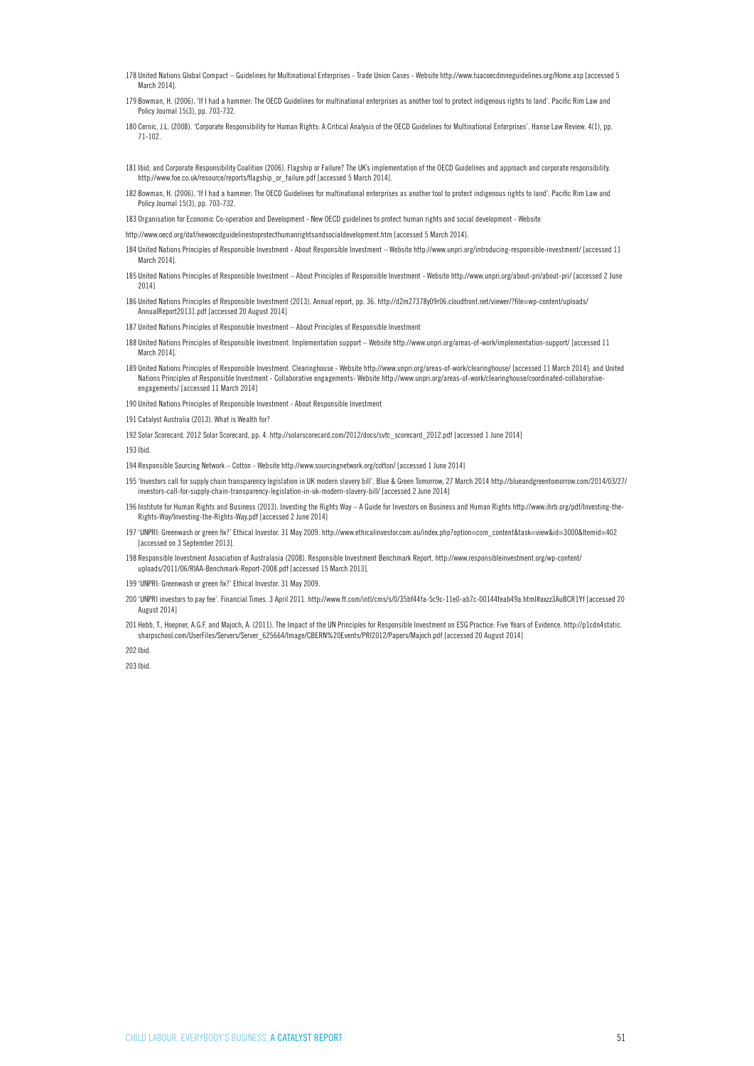178 United Nations Global Compact – Guidelines for Multinational Enterprises - Trade Union Cases - Website http://www.tuacoecdmneguidelines.org/Home.asp [accessed 5 March 2014].

179 Bowman, H. (2006). 'If I had a hammer: The OECD Guidelines for multinational enterprises as another tool to protect indigenous rights to land'. Pacific Rim Law and Policy Journal 15(3), pp. 703-732.

180 Cernic, J.L. (2008). 'Corporate Responsibility for Human Rights: A Critical Analysis of the OECD Guidelines for Multinational Enterprises'. Hanse Law Review. 4(1), pp. 71-102.

181 Ibid; and Corporate Responsibility Coalition (2006). Flagship or Failure? The UK's implementation of the OECD Guidelines and approach and corporate responsibility. http://www.foe.co.uk/resource/reports/flagship_or_failure.pdf [accessed 5 March 2014].

182 Bowman, H. (2006). 'If I had a hammer: The OECD Guidelines for multinational enterprises as another tool to protect indigenous rights to land'. Pacific Rim Law and Policy Journal 15(3), pp. 703-732.

183 Organisation for Economic Co-operation and Development - New OECD guidelines to protect human rights and social development - Website

http://www.oecd.org/daf/newoecdguidelinestoprotecthumanrightsandsocialdevelopment.htm [accessed 5 March 2014].

184 United Nations Principles of Responsible Investment - About Responsible Investment – Website http://www.unpri.org/introducing-responsible-investment/ [accessed 11 March 2014].

185 United Nations Principles of Responsible Investment – About Principles of Responsible Investment - Website http://www.unpri.org/about-pri/about-pri/ [accessed 2 June 2014]

186 United Nations Principles of Responsible Investment (2013). Annual report, pp. 36. http://d2m27378y09r06.cloudfront.net/viewer/?file=wp-content/uploads/AnnualReport20131.pdf [accessed 20 August 2014]

187 United Nations Principles of Responsible Investment – About Principles of Responsible Investment

188 United Nations Principles of Responsible Investment. Implementation support – Website http://www.unpri.org/areas-of-work/implementation-support/ [accessed 11 March 2014].

189 United Nations Principles of Responsible Investment. Clearinghouse - Website http://www.unpri.org/areas-of-work/clearinghouse/ [accessed 11 March 2014]; and United Nations Principles of Responsible Investment - Collaborative engagements- Website http://www.unpri.org/areas-of-work/clearinghouse/coordinated-collaborative-engagements/ [accessed 11 March 2014]

190 United Nations Principles of Responsible Investment - About Responsible Investment

191 Catalyst Australia (2013). What is Wealth for?

192 Solar Scorecard. 2012 Solar Scorecard, pp. 4. http://solarscorecard.com/2012/docs/svtc_scorecard_2012.pdf [accessed 1 June 2014]

193 Ibid.

194 Responsible Sourcing Network – Cotton - Website http://www.sourcingnetwork.org/cotton/ [accessed 1 June 2014]

195 'Investors call for supply chain transparency legislation in UK modern slavery bill'. Blue & Green Tomorrow, 27 March 2014 http://blueandgreentomorrow.com/2014/03/27/investors-call-for-supply-chain-transparency-legislation-in-uk-modern-slavery-bill/ [accessed 2 June 2014]

196 Institute for Human Rights and Business (2013). Investing the Rights Way – A Guide for Investors on Business and Human Rights http://www.ihrb.org/pdf/Investing-the-Rights-Way/Investing-the-Rights-Way.pdf [accessed 2 June 2014]

197 'UNPRI: Greenwash or green fix?' Ethical Investor. 31 May 2009. http://www.ethicalinvestor.com.au/index.php?option=com_content&task=view&id=3000&Itemid=402 [accessed on 3 September 2013].

198 Responsible Investment Association of Australasia (2008). Responsible Investment Benchmark Report. http://www.responsibleinvestment.org/wp-content/uploads/2011/06/RIAA-Benchmark-Report-2008.pdf [accessed 15 March 2013].

199 'UNPRI: Greenwash or green fix?' Ethical Investor. 31 May 2009.

200 'UNPRI investors to pay fee'. Financial Times. 3 April 2011. http://www.ft.com/intl/cms/s/0/35bf44fa-5c9c-11e0-ab7c-00144feab49a.html#axzz3AuBCR1Yf [accessed 20 August 2014]

201 Hebb, T., Hoepner, A.G.F. and Majoch, A. (2011). The Impact of the UN Principles for Responsible Investment on ESG Practice: Five Years of Evidence. http://p1cdn4static.sharpschool.com/UserFiles/Servers/Server_625664/Image/CBERN%20Events/PRI2012/Papers/Majoch.pdf [accessed 20 August 2014]

202 Ibid.

203 Ibid.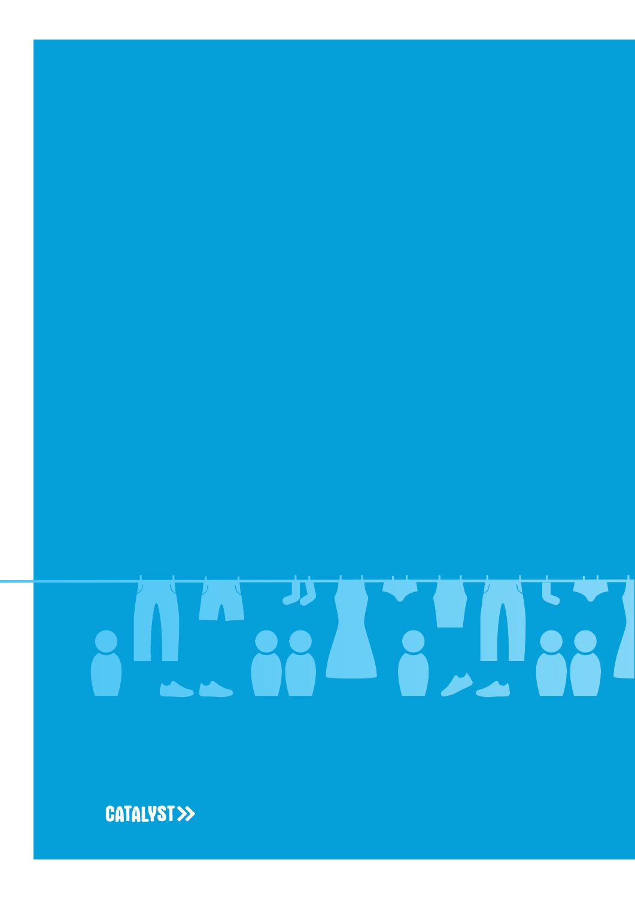CATALYST